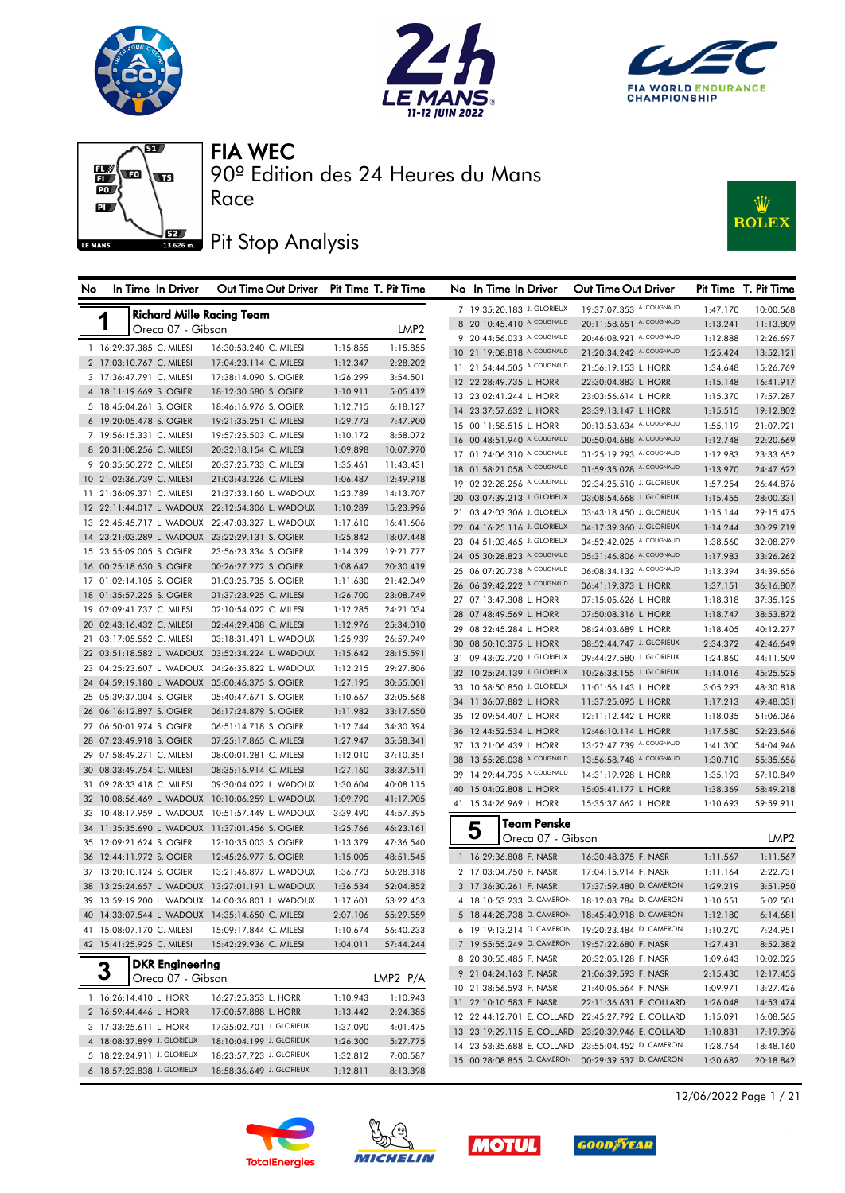# FIA WEC

## 90º Edition des 24 Heures du Mans

## Race

## Pit Stop Analysis

### 1 — Richard Mille Racing Team — Oreca 07 - Gibson — LMP2

| No | In Time | In Driver | Out Time | Out Driver | Pit Time | T. Pit Time |
|---|---|---|---|---|---|---|
| 1 | 16:29:37.385 | C. MILESI | 16:30:53.240 | C. MILESI | 1:15.855 | 1:15.855 |
| 2 | 17:03:10.767 | C. MILESI | 17:04:23.114 | C. MILESI | 1:12.347 | 2:28.202 |
| 3 | 17:36:47.791 | C. MILESI | 17:38:14.090 | S. OGIER | 1:26.299 | 3:54.501 |
| 4 | 18:11:19.669 | S. OGIER | 18:12:30.580 | S. OGIER | 1:10.911 | 5:05.412 |
| 5 | 18:45:04.261 | S. OGIER | 18:46:16.976 | S. OGIER | 1:12.715 | 6:18.127 |
| 6 | 19:20:05.478 | S. OGIER | 19:21:35.251 | C. MILESI | 1:29.773 | 7:47.900 |
| 7 | 19:56:15.331 | C. MILESI | 19:57:25.503 | C. MILESI | 1:10.172 | 8:58.072 |
| 8 | 20:31:08.256 | C. MILESI | 20:32:18.154 | C. MILESI | 1:09.898 | 10:07.970 |
| 9 | 20:35:50.272 | C. MILESI | 20:37:25.733 | C. MILESI | 1:35.461 | 11:43.431 |
| 10 | 21:02:36.739 | C. MILESI | 21:03:43.226 | C. MILESI | 1:06.487 | 12:49.918 |
| 11 | 21:36:09.371 | C. MILESI | 21:37:33.160 | L. WADOUX | 1:23.789 | 14:13.707 |
| 12 | 22:11:44.017 | L. WADOUX | 22:12:54.306 | L. WADOUX | 1:10.289 | 15:23.996 |
| 13 | 22:45:45.717 | L. WADOUX | 22:47:03.327 | L. WADOUX | 1:17.610 | 16:41.606 |
| 14 | 23:21:03.289 | L. WADOUX | 23:22:29.131 | S. OGIER | 1:25.842 | 18:07.448 |
| 15 | 23:55:09.005 | S. OGIER | 23:56:23.334 | S. OGIER | 1:14.329 | 19:21.777 |
| 16 | 00:25:18.630 | S. OGIER | 00:26:27.272 | S. OGIER | 1:08.642 | 20:30.419 |
| 17 | 01:02:14.105 | S. OGIER | 01:03:25.735 | S. OGIER | 1:11.630 | 21:42.049 |
| 18 | 01:35:57.225 | S. OGIER | 01:37:23.925 | C. MILESI | 1:26.700 | 23:08.749 |
| 19 | 02:09:41.737 | C. MILESI | 02:10:54.022 | C. MILESI | 1:12.285 | 24:21.034 |
| 20 | 02:43:16.432 | C. MILESI | 02:44:29.408 | C. MILESI | 1:12.976 | 25:34.010 |
| 21 | 03:17:05.552 | C. MILESI | 03:18:31.491 | L. WADOUX | 1:25.939 | 26:59.949 |
| 22 | 03:51:18.582 | L. WADOUX | 03:52:34.224 | L. WADOUX | 1:15.642 | 28:15.591 |
| 23 | 04:25:23.607 | L. WADOUX | 04:26:35.822 | L. WADOUX | 1:12.215 | 29:27.806 |
| 24 | 04:59:19.180 | L. WADOUX | 05:00:46.375 | S. OGIER | 1:27.195 | 30:55.001 |
| 25 | 05:39:37.004 | S. OGIER | 05:40:47.671 | S. OGIER | 1:10.667 | 32:05.668 |
| 26 | 06:16:12.897 | S. OGIER | 06:17:24.879 | S. OGIER | 1:11.982 | 33:17.650 |
| 27 | 06:50:01.974 | S. OGIER | 06:51:14.718 | S. OGIER | 1:12.744 | 34:30.394 |
| 28 | 07:23:49.918 | S. OGIER | 07:25:17.865 | C. MILESI | 1:27.947 | 35:58.341 |
| 29 | 07:58:49.271 | C. MILESI | 08:00:01.281 | C. MILESI | 1:12.010 | 37:10.351 |
| 30 | 08:33:49.754 | C. MILESI | 08:35:16.914 | C. MILESI | 1:27.160 | 38:37.511 |
| 31 | 09:28:33.418 | C. MILESI | 09:30:04.022 | L. WADOUX | 1:30.604 | 40:08.115 |
| 32 | 10:08:56.469 | L. WADOUX | 10:10:06.259 | L. WADOUX | 1:09.790 | 41:17.905 |
| 33 | 10:48:17.959 | L. WADOUX | 10:51:57.449 | L. WADOUX | 3:39.490 | 44:57.395 |
| 34 | 11:35:35.690 | L. WADOUX | 11:37:01.456 | S. OGIER | 1:25.766 | 46:23.161 |
| 35 | 12:09:21.624 | S. OGIER | 12:10:35.003 | S. OGIER | 1:13.379 | 47:36.540 |
| 36 | 12:44:11.972 | S. OGIER | 12:45:26.977 | S. OGIER | 1:15.005 | 48:51.545 |
| 37 | 13:20:10.124 | S. OGIER | 13:21:46.897 | L. WADOUX | 1:36.773 | 50:28.318 |
| 38 | 13:25:24.657 | L. WADOUX | 13:27:01.191 | L. WADOUX | 1:36.534 | 52:04.852 |
| 39 | 13:59:19.200 | L. WADOUX | 14:00:36.801 | L. WADOUX | 1:17.601 | 53:22.453 |
| 40 | 14:33:07.544 | L. WADOUX | 14:35:14.650 | C. MILESI | 2:07.106 | 55:29.559 |
| 41 | 15:08:07.170 | C. MILESI | 15:09:17.844 | C. MILESI | 1:10.674 | 56:40.233 |
| 42 | 15:41:25.925 | C. MILESI | 15:42:29.936 | C. MILESI | 1:04.011 | 57:44.244 |

### 3 — DKR Engineering — Oreca 07 - Gibson — LMP2 P/A

| No | In Time | In Driver | Out Time | Out Driver | Pit Time | T. Pit Time |
|---|---|---|---|---|---|---|
| 1 | 16:26:14.410 | L. HORR | 16:27:25.353 | L. HORR | 1:10.943 | 1:10.943 |
| 2 | 16:59:44.446 | L. HORR | 17:00:57.888 | L. HORR | 1:13.442 | 2:24.385 |
| 3 | 17:33:25.611 | L. HORR | 17:35:02.701 | J. GLORIEUX | 1:37.090 | 4:01.475 |
| 4 | 18:08:37.899 | J. GLORIEUX | 18:10:04.199 | J. GLORIEUX | 1:26.300 | 5:27.775 |
| 5 | 18:22:24.911 | J. GLORIEUX | 18:23:57.723 | J. GLORIEUX | 1:32.812 | 7:00.587 |
| 6 | 18:57:23.838 | J. GLORIEUX | 18:58:36.649 | J. GLORIEUX | 1:12.811 | 8:13.398 |
| 7 | 19:35:20.183 | J. GLORIEUX | 19:37:07.353 | A. COUGNAUD | 1:47.170 | 10:00.568 |
| 8 | 20:10:45.410 | A. COUGNAUD | 20:11:58.651 | A. COUGNAUD | 1:13.241 | 11:13.809 |
| 9 | 20:44:56.033 | A. COUGNAUD | 20:46:08.921 | A. COUGNAUD | 1:12.888 | 12:26.697 |
| 10 | 21:19:08.818 | A. COUGNAUD | 21:20:34.242 | A. COUGNAUD | 1:25.424 | 13:52.121 |
| 11 | 21:54:44.505 | A. COUGNAUD | 21:56:19.153 | L. HORR | 1:34.648 | 15:26.769 |
| 12 | 22:28:49.735 | L. HORR | 22:30:04.883 | L. HORR | 1:15.148 | 16:41.917 |
| 13 | 23:02:41.244 | L. HORR | 23:03:56.614 | L. HORR | 1:15.370 | 17:57.287 |
| 14 | 23:37:57.632 | L. HORR | 23:39:13.147 | L. HORR | 1:15.515 | 19:12.802 |
| 15 | 00:11:58.515 | L. HORR | 00:13:53.634 | A. COUGNAUD | 1:55.119 | 21:07.921 |
| 16 | 00:48:51.940 | A. COUGNAUD | 00:50:04.688 | A. COUGNAUD | 1:12.748 | 22:20.669 |
| 17 | 01:24:06.310 | A. COUGNAUD | 01:25:19.293 | A. COUGNAUD | 1:12.983 | 23:33.652 |
| 18 | 01:58:21.058 | A. COUGNAUD | 01:59:35.028 | A. COUGNAUD | 1:13.970 | 24:47.622 |
| 19 | 02:32:28.256 | A. COUGNAUD | 02:34:25.510 | J. GLORIEUX | 1:57.254 | 26:44.876 |
| 20 | 03:07:39.213 | J. GLORIEUX | 03:08:54.668 | J. GLORIEUX | 1:15.455 | 28:00.331 |
| 21 | 03:42:03.306 | J. GLORIEUX | 03:43:18.450 | J. GLORIEUX | 1:15.144 | 29:15.475 |
| 22 | 04:16:25.116 | J. GLORIEUX | 04:17:39.360 | J. GLORIEUX | 1:14.244 | 30:29.719 |
| 23 | 04:51:03.465 | J. GLORIEUX | 04:52:42.025 | A. COUGNAUD | 1:38.560 | 32:08.279 |
| 24 | 05:30:28.823 | A. COUGNAUD | 05:31:46.806 | A. COUGNAUD | 1:17.983 | 33:26.262 |
| 25 | 06:07:20.738 | A. COUGNAUD | 06:08:34.132 | A. COUGNAUD | 1:13.394 | 34:39.656 |
| 26 | 06:39:42.222 | A. COUGNAUD | 06:41:19.373 | L. HORR | 1:37.151 | 36:16.807 |
| 27 | 07:13:47.308 | L. HORR | 07:15:05.626 | L. HORR | 1:18.318 | 37:35.125 |
| 28 | 07:48:49.569 | L. HORR | 07:50:08.316 | L. HORR | 1:18.747 | 38:53.872 |
| 29 | 08:22:45.284 | L. HORR | 08:24:03.689 | L. HORR | 1:18.405 | 40:12.277 |
| 30 | 08:50:10.375 | L. HORR | 08:52:44.747 | J. GLORIEUX | 2:34.372 | 42:46.649 |
| 31 | 09:43:02.720 | J. GLORIEUX | 09:44:27.580 | J. GLORIEUX | 1:24.860 | 44:11.509 |
| 32 | 10:25:24.139 | J. GLORIEUX | 10:26:38.155 | J. GLORIEUX | 1:14.016 | 45:25.525 |
| 33 | 10:58:50.850 | J. GLORIEUX | 11:01:56.143 | L. HORR | 3:05.293 | 48:30.818 |
| 34 | 11:36:07.882 | L. HORR | 11:37:25.095 | L. HORR | 1:17.213 | 49:48.031 |
| 35 | 12:09:54.407 | L. HORR | 12:11:12.442 | L. HORR | 1:18.035 | 51:06.066 |
| 36 | 12:44:52.534 | L. HORR | 12:46:10.114 | L. HORR | 1:17.580 | 52:23.646 |
| 37 | 13:21:06.439 | L. HORR | 13:22:47.739 | A. COUGNAUD | 1:41.300 | 54:04.946 |
| 38 | 13:55:28.038 | A. COUGNAUD | 13:56:58.748 | A. COUGNAUD | 1:30.710 | 55:35.656 |
| 39 | 14:29:44.735 | A. COUGNAUD | 14:31:19.928 | L. HORR | 1:35.193 | 57:10.849 |
| 40 | 15:04:02.808 | L. HORR | 15:05:41.177 | L. HORR | 1:38.369 | 58:49.218 |
| 41 | 15:34:26.969 | L. HORR | 15:35:37.662 | L. HORR | 1:10.693 | 59:59.911 |

### 5 — Team Penske — Oreca 07 - Gibson — LMP2

| No | In Time | In Driver | Out Time | Out Driver | Pit Time | T. Pit Time |
|---|---|---|---|---|---|---|
| 1 | 16:29:36.808 | F. NASR | 16:30:48.375 | F. NASR | 1:11.567 | 1:11.567 |
| 2 | 17:03:04.750 | F. NASR | 17:04:15.914 | F. NASR | 1:11.164 | 2:22.731 |
| 3 | 17:36:30.261 | F. NASR | 17:37:59.480 | D. CAMERON | 1:29.219 | 3:51.950 |
| 4 | 18:10:53.233 | D. CAMERON | 18:12:03.784 | D. CAMERON | 1:10.551 | 5:02.501 |
| 5 | 18:44:28.738 | D. CAMERON | 18:45:40.918 | D. CAMERON | 1:12.180 | 6:14.681 |
| 6 | 19:19:13.214 | D. CAMERON | 19:20:23.484 | D. CAMERON | 1:10.270 | 7:24.951 |
| 7 | 19:55:55.249 | D. CAMERON | 19:57:22.680 | F. NASR | 1:27.431 | 8:52.382 |
| 8 | 20:30:55.485 | F. NASR | 20:32:05.128 | F. NASR | 1:09.643 | 10:02.025 |
| 9 | 21:04:24.163 | F. NASR | 21:06:39.593 | F. NASR | 2:15.430 | 12:17.455 |
| 10 | 21:38:56.593 | F. NASR | 21:40:06.564 | F. NASR | 1:09.971 | 13:27.426 |
| 11 | 22:10:10.583 | F. NASR | 22:11:36.631 | E. COLLARD | 1:26.048 | 14:53.474 |
| 12 | 22:44:12.701 | E. COLLARD | 22:45:27.792 | E. COLLARD | 1:15.091 | 16:08.565 |
| 13 | 23:19:29.115 | E. COLLARD | 23:20:39.946 | E. COLLARD | 1:10.831 | 17:19.396 |
| 14 | 23:53:35.688 | E. COLLARD | 23:55:04.452 | D. CAMERON | 1:28.764 | 18:48.160 |
| 15 | 00:28:08.855 | D. CAMERON | 00:29:39.537 | D. CAMERON | 1:30.682 | 20:18.842 |

12/06/2022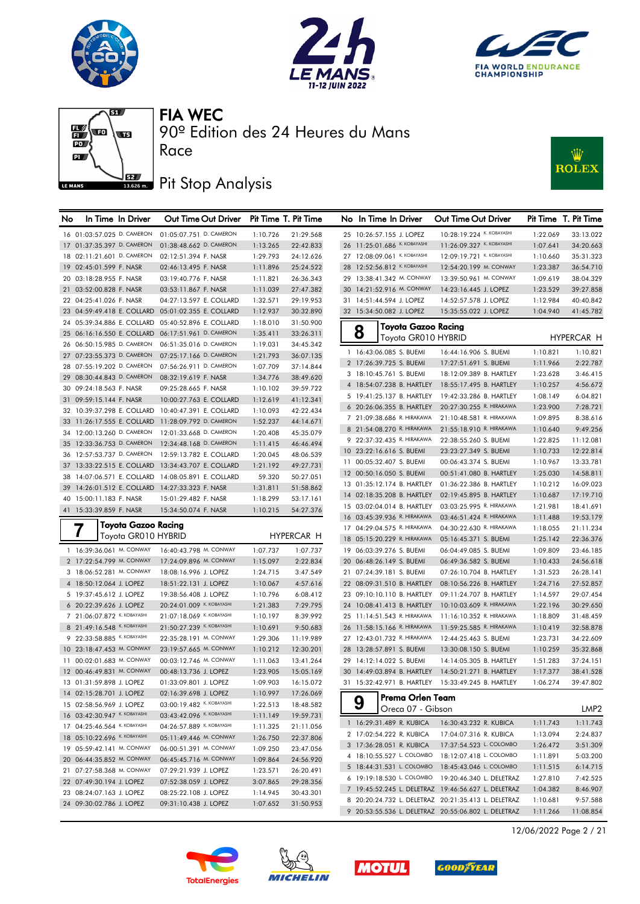# FIA WEC

## 90º Edition des 24 Heures du Mans

Race

## Pit Stop Analysis

| No | In Time | In Driver | Out Time | Out Driver | Pit Time | T. Pit Time |
|---|---|---|---|---|---|---|
| 16 | 01:03:57.025 | D. CAMERON | 01:05:07.751 | D. CAMERON | 1:10.726 | 21:29.568 |
| 17 | 01:37:35.397 | D. CAMERON | 01:38:48.662 | D. CAMERON | 1:13.265 | 22:42.833 |
| 18 | 02:11:21.601 | D. CAMERON | 02:12:51.394 | F. NASR | 1:29.793 | 24:12.626 |
| 19 | 02:45:01.599 | F. NASR | 02:46:13.495 | F. NASR | 1:11.896 | 25:24.522 |
| 20 | 03:18:28.955 | F. NASR | 03:19:40.776 | F. NASR | 1:11.821 | 26:36.343 |
| 21 | 03:52:00.828 | F. NASR | 03:53:11.867 | F. NASR | 1:11.039 | 27:47.382 |
| 22 | 04:25:41.026 | F. NASR | 04:27:13.597 | E. COLLARD | 1:32.571 | 29:19.953 |
| 23 | 04:59:49.418 | E. COLLARD | 05:01:02.355 | E. COLLARD | 1:12.937 | 30:32.890 |
| 24 | 05:39:34.886 | E. COLLARD | 05:40:52.896 | E. COLLARD | 1:18.010 | 31:50.900 |
| 25 | 06:16:16.550 | E. COLLARD | 06:17:51.961 | D. CAMERON | 1:35.411 | 33:26.311 |
| 26 | 06:50:15.985 | D. CAMERON | 06:51:35.016 | D. CAMERON | 1:19.031 | 34:45.342 |
| 27 | 07:23:55.373 | D. CAMERON | 07:25:17.166 | D. CAMERON | 1:21.793 | 36:07.135 |
| 28 | 07:55:19.202 | D. CAMERON | 07:56:26.911 | D. CAMERON | 1:07.709 | 37:14.844 |
| 29 | 08:30:44.843 | D. CAMERON | 08:32:19.619 | F. NASR | 1:34.776 | 38:49.620 |
| 30 | 09:24:18.563 | F. NASR | 09:25:28.665 | F. NASR | 1:10.102 | 39:59.722 |
| 31 | 09:59:15.144 | F. NASR | 10:00:27.763 | E. COLLARD | 1:12.619 | 41:12.341 |
| 32 | 10:39:37.298 | E. COLLARD | 10:40:47.391 | E. COLLARD | 1:10.093 | 42:22.434 |
| 33 | 11:26:17.555 | E. COLLARD | 11:28:09.792 | D. CAMERON | 1:52.237 | 44:14.671 |
| 34 | 12:00:13.260 | D. CAMERON | 12:01:33.668 | D. CAMERON | 1:20.408 | 45:35.079 |
| 35 | 12:33:36.753 | D. CAMERON | 12:34:48.168 | D. CAMERON | 1:11.415 | 46:46.494 |
| 36 | 12:57:53.737 | D. CAMERON | 12:59:13.782 | E. COLLARD | 1:20.045 | 48:06.539 |
| 37 | 13:33:22.515 | E. COLLARD | 13:34:43.707 | E. COLLARD | 1:21.192 | 49:27.731 |
| 38 | 14:07:06.571 | E. COLLARD | 14:08:05.891 | E. COLLARD | 59.320 | 50:27.051 |
| 39 | 14:26:01.512 | E. COLLARD | 14:27:33.323 | F. NASR | 1:31.811 | 51:58.862 |
| 40 | 15:00:11.183 | F. NASR | 15:01:29.482 | F. NASR | 1:18.299 | 53:17.161 |
| 41 | 15:33:39.859 | F. NASR | 15:34:50.074 | F. NASR | 1:10.215 | 54:27.376 |

### 7 Toyota Gazoo Racing — Toyota GR010 HYBRID — HYPERCAR H

| No | In Time | In Driver | Out Time | Out Driver | Pit Time | T. Pit Time |
|---|---|---|---|---|---|---|
| 1 | 16:39:36.061 | M. CONWAY | 16:40:43.798 | M. CONWAY | 1:07.737 | 1:07.737 |
| 2 | 17:22:54.799 | M. CONWAY | 17:24:09.896 | M. CONWAY | 1:15.097 | 2:22.834 |
| 3 | 18:06:52.281 | M. CONWAY | 18:08:16.996 | J. LOPEZ | 1:24.715 | 3:47.549 |
| 4 | 18:50:12.064 | J. LOPEZ | 18:51:22.131 | J. LOPEZ | 1:10.067 | 4:57.616 |
| 5 | 19:37:45.612 | J. LOPEZ | 19:38:56.408 | J. LOPEZ | 1:10.796 | 6:08.412 |
| 6 | 20:22:39.626 | J. LOPEZ | 20:24:01.009 | K. KOBAYASHI | 1:21.383 | 7:29.795 |
| 7 | 21:06:07.872 | K. KOBAYASHI | 21:07:18.069 | K. KOBAYASHI | 1:10.197 | 8:39.992 |
| 8 | 21:49:16.548 | K. KOBAYASHI | 21:50:27.239 | K. KOBAYASHI | 1:10.691 | 9:50.683 |
| 9 | 22:33:58.885 | K. KOBAYASHI | 22:35:28.191 | M. CONWAY | 1:29.306 | 11:19.989 |
| 10 | 23:18:47.453 | M. CONWAY | 23:19:57.665 | M. CONWAY | 1:10.212 | 12:30.201 |
| 11 | 00:02:01.683 | M. CONWAY | 00:03:12.746 | M. CONWAY | 1:11.063 | 13:41.264 |
| 12 | 00:46:49.831 | M. CONWAY | 00:48:13.736 | J. LOPEZ | 1:23.905 | 15:05.169 |
| 13 | 01:31:59.898 | J. LOPEZ | 01:33:09.801 | J. LOPEZ | 1:09.903 | 16:15.072 |
| 14 | 02:15:28.701 | J. LOPEZ | 02:16:39.698 | J. LOPEZ | 1:10.997 | 17:26.069 |
| 15 | 02:58:56.969 | J. LOPEZ | 03:00:19.482 | K. KOBAYASHI | 1:22.513 | 18:48.582 |
| 16 | 03:42:30.947 | K. KOBAYASHI | 03:43:42.096 | K. KOBAYASHI | 1:11.149 | 19:59.731 |
| 17 | 04:25:46.564 | K. KOBAYASHI | 04:26:57.889 | K. KOBAYASHI | 1:11.325 | 21:11.056 |
| 18 | 05:10:22.696 | K. KOBAYASHI | 05:11:49.446 | M. CONWAY | 1:26.750 | 22:37.806 |
| 19 | 05:59:42.141 | M. CONWAY | 06:00:51.391 | M. CONWAY | 1:09.250 | 23:47.056 |
| 20 | 06:44:35.852 | M. CONWAY | 06:45:45.716 | M. CONWAY | 1:09.864 | 24:56.920 |
| 21 | 07:27:58.368 | M. CONWAY | 07:29:21.939 | J. LOPEZ | 1:23.571 | 26:20.491 |
| 22 | 07:49:30.194 | J. LOPEZ | 07:52:38.059 | J. LOPEZ | 3:07.865 | 29:28.356 |
| 23 | 08:24:07.163 | J. LOPEZ | 08:25:22.108 | J. LOPEZ | 1:14.945 | 30:43.301 |
| 24 | 09:30:02.786 | J. LOPEZ | 09:31:10.438 | J. LOPEZ | 1:07.652 | 31:50.953 |
| 25 | 10:26:57.155 | J. LOPEZ | 10:28:19.224 | K. KOBAYASHI | 1:22.069 | 33:13.022 |
| 26 | 11:25:01.686 | K. KOBAYASHI | 11:26:09.327 | K. KOBAYASHI | 1:07.641 | 34:20.663 |
| 27 | 12:08:09.061 | K. KOBAYASHI | 12:09:19.721 | K. KOBAYASHI | 1:10.660 | 35:31.323 |
| 28 | 12:52:56.812 | K. KOBAYASHI | 12:54:20.199 | M. CONWAY | 1:23.387 | 36:54.710 |
| 29 | 13:38:41.342 | M. CONWAY | 13:39:50.961 | M. CONWAY | 1:09.619 | 38:04.329 |
| 30 | 14:21:52.916 | M. CONWAY | 14:23:16.445 | J. LOPEZ | 1:23.529 | 39:27.858 |
| 31 | 14:51:44.594 | J. LOPEZ | 14:52:57.578 | J. LOPEZ | 1:12.984 | 40:40.842 |
| 32 | 15:34:50.082 | J. LOPEZ | 15:35:55.022 | J. LOPEZ | 1:04.940 | 41:45.782 |

### 8 Toyota Gazoo Racing — Toyota GR010 HYBRID — HYPERCAR H

| No | In Time | In Driver | Out Time | Out Driver | Pit Time | T. Pit Time |
|---|---|---|---|---|---|---|
| 1 | 16:43:06.085 | S. BUEMI | 16:44:16.906 | S. BUEMI | 1:10.821 | 1:10.821 |
| 2 | 17:26:39.725 | S. BUEMI | 17:27:51.691 | S. BUEMI | 1:11.966 | 2:22.787 |
| 3 | 18:10:45.761 | S. BUEMI | 18:12:09.389 | B. HARTLEY | 1:23.628 | 3:46.415 |
| 4 | 18:54:07.238 | B. HARTLEY | 18:55:17.495 | B. HARTLEY | 1:10.257 | 4:56.672 |
| 5 | 19:41:25.137 | B. HARTLEY | 19:42:33.286 | B. HARTLEY | 1:08.149 | 6:04.821 |
| 6 | 20:26:06.355 | B. HARTLEY | 20:27:30.255 | R. HIRAKAWA | 1:23.900 | 7:28.721 |
| 7 | 21:09:38.686 | R. HIRAKAWA | 21:10:48.581 | R. HIRAKAWA | 1:09.895 | 8:38.616 |
| 8 | 21:54:08.270 | R. HIRAKAWA | 21:55:18.910 | R. HIRAKAWA | 1:10.640 | 9:49.256 |
| 9 | 22:37:32.435 | R. HIRAKAWA | 22:38:55.260 | S. BUEMI | 1:22.825 | 11:12.081 |
| 10 | 23:22:16.616 | S. BUEMI | 23:23:27.349 | S. BUEMI | 1:10.733 | 12:22.814 |
| 11 | 00:05:32.407 | S. BUEMI | 00:06:43.374 | S. BUEMI | 1:10.967 | 13:33.781 |
| 12 | 00:50:16.050 | S. BUEMI | 00:51:41.080 | B. HARTLEY | 1:25.030 | 14:58.811 |
| 13 | 01:35:12.174 | B. HARTLEY | 01:36:22.386 | B. HARTLEY | 1:10.212 | 16:09.023 |
| 14 | 02:18:35.208 | B. HARTLEY | 02:19:45.895 | B. HARTLEY | 1:10.687 | 17:19.710 |
| 15 | 03:02:04.014 | B. HARTLEY | 03:03:25.995 | R. HIRAKAWA | 1:21.981 | 18:41.691 |
| 16 | 03:45:39.936 | R. HIRAKAWA | 03:46:51.424 | R. HIRAKAWA | 1:11.488 | 19:53.179 |
| 17 | 04:29:04.575 | R. HIRAKAWA | 04:30:22.630 | R. HIRAKAWA | 1:18.055 | 21:11.234 |
| 18 | 05:15:20.229 | R. HIRAKAWA | 05:16:45.371 | S. BUEMI | 1:25.142 | 22:36.376 |
| 19 | 06:03:39.276 | S. BUEMI | 06:04:49.085 | S. BUEMI | 1:09.809 | 23:46.185 |
| 20 | 06:48:26.149 | S. BUEMI | 06:49:36.582 | S. BUEMI | 1:10.433 | 24:56.618 |
| 21 | 07:24:39.181 | S. BUEMI | 07:26:10.704 | B. HARTLEY | 1:31.523 | 26:28.141 |
| 22 | 08:09:31.510 | B. HARTLEY | 08:10:56.226 | B. HARTLEY | 1:24.716 | 27:52.857 |
| 23 | 09:10:10.110 | B. HARTLEY | 09:11:24.707 | B. HARTLEY | 1:14.597 | 29:07.454 |
| 24 | 10:08:41.413 | B. HARTLEY | 10:10:03.609 | R. HIRAKAWA | 1:22.196 | 30:29.650 |
| 25 | 11:14:51.543 | R. HIRAKAWA | 11:16:10.352 | R. HIRAKAWA | 1:18.809 | 31:48.459 |
| 26 | 11:58:15.166 | R. HIRAKAWA | 11:59:25.585 | R. HIRAKAWA | 1:10.419 | 32:58.878 |
| 27 | 12:43:01.732 | R. HIRAKAWA | 12:44:25.463 | S. BUEMI | 1:23.731 | 34:22.609 |
| 28 | 13:28:57.891 | S. BUEMI | 13:30:08.150 | S. BUEMI | 1:10.259 | 35:32.868 |
| 29 | 14:12:14.022 | S. BUEMI | 14:14:05.305 | B. HARTLEY | 1:51.283 | 37:24.151 |
| 30 | 14:49:03.894 | B. HARTLEY | 14:50:21.271 | B. HARTLEY | 1:17.377 | 38:41.528 |
| 31 | 15:32:42.971 | B. HARTLEY | 15:33:49.245 | B. HARTLEY | 1:06.274 | 39:47.802 |

### 9 Prema Orlen Team — Oreca 07 - Gibson — LMP2

| No | In Time | In Driver | Out Time | Out Driver | Pit Time | T. Pit Time |
|---|---|---|---|---|---|---|
| 1 | 16:29:31.489 | R. KUBICA | 16:30:43.232 | R. KUBICA | 1:11.743 | 1:11.743 |
| 2 | 17:02:54.222 | R. KUBICA | 17:04:07.316 | R. KUBICA | 1:13.094 | 2:24.837 |
| 3 | 17:36:28.051 | R. KUBICA | 17:37:54.523 | L. COLOMBO | 1:26.472 | 3:51.309 |
| 4 | 18:10:55.527 | L. COLOMBO | 18:12:07.418 | L. COLOMBO | 1:11.891 | 5:03.200 |
| 5 | 18:44:31.531 | L. COLOMBO | 18:45:43.046 | L. COLOMBO | 1:11.515 | 6:14.715 |
| 6 | 19:19:18.530 | L. COLOMBO | 19:20:46.340 | L. DELETRAZ | 1:27.810 | 7:42.525 |
| 7 | 19:45:52.245 | L. DELETRAZ | 19:46:56.627 | L. DELETRAZ | 1:04.382 | 8:46.907 |
| 8 | 20:20:24.732 | L. DELETRAZ | 20:21:35.413 | L. DELETRAZ | 1:10.681 | 9:57.588 |
| 9 | 20:53:55.536 | L. DELETRAZ | 20:55:06.802 | L. DELETRAZ | 1:11.266 | 11:08.854 |

12/06/2022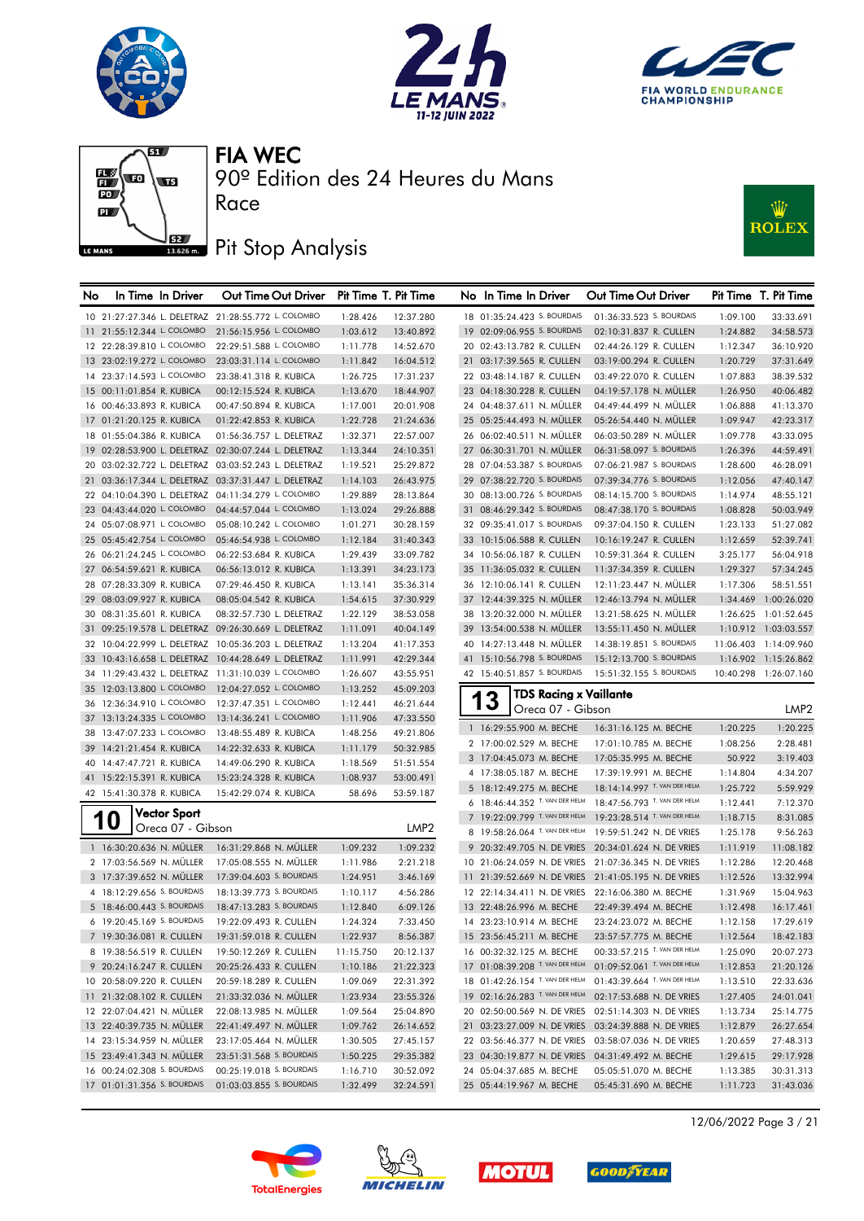# FIA WEC

## 90º Edition des 24 Heures du Mans

Race

## Pit Stop Analysis

| No | In Time | In Driver | Out Time | Out Driver | Pit Time | T. Pit Time |
|---|---|---|---|---|---|---|
| 10 | 21:27:27.346 | L. DELETRAZ | 21:28:55.772 | L. COLOMBO | 1:28.426 | 12:37.280 |
| 11 | 21:55:12.344 | L. COLOMBO | 21:56:15.956 | L. COLOMBO | 1:03.612 | 13:40.892 |
| 12 | 22:28:39.810 | L. COLOMBO | 22:29:51.588 | L. COLOMBO | 1:11.778 | 14:52.670 |
| 13 | 23:02:19.272 | L. COLOMBO | 23:03:31.114 | L. COLOMBO | 1:11.842 | 16:04.512 |
| 14 | 23:37:14.593 | L. COLOMBO | 23:38:41.318 | R. KUBICA | 1:26.725 | 17:31.237 |
| 15 | 00:11:01.854 | R. KUBICA | 00:12:15.524 | R. KUBICA | 1:13.670 | 18:44.907 |
| 16 | 00:46:33.893 | R. KUBICA | 00:47:50.894 | R. KUBICA | 1:17.001 | 20:01.908 |
| 17 | 01:21:20.125 | R. KUBICA | 01:22:42.853 | R. KUBICA | 1:22.728 | 21:24.636 |
| 18 | 01:55:04.386 | R. KUBICA | 01:56:36.757 | L. DELETRAZ | 1:32.371 | 22:57.007 |
| 19 | 02:28:53.900 | L. DELETRAZ | 02:30:07.244 | L. DELETRAZ | 1:13.344 | 24:10.351 |
| 20 | 03:02:32.722 | L. DELETRAZ | 03:03:52.243 | L. DELETRAZ | 1:19.521 | 25:29.872 |
| 21 | 03:36:17.344 | L. DELETRAZ | 03:37:31.447 | L. DELETRAZ | 1:14.103 | 26:43.975 |
| 22 | 04:10:04.390 | L. DELETRAZ | 04:11:34.279 | L. COLOMBO | 1:29.889 | 28:13.864 |
| 23 | 04:43:44.020 | L. COLOMBO | 04:44:57.044 | L. COLOMBO | 1:13.024 | 29:26.888 |
| 24 | 05:07:08.971 | L. COLOMBO | 05:08:10.242 | L. COLOMBO | 1:01.271 | 30:28.159 |
| 25 | 05:45:42.754 | L. COLOMBO | 05:46:54.938 | L. COLOMBO | 1:12.184 | 31:40.343 |
| 26 | 06:21:24.245 | L. COLOMBO | 06:22:53.684 | R. KUBICA | 1:29.439 | 33:09.782 |
| 27 | 06:54:59.621 | R. KUBICA | 06:56:13.012 | R. KUBICA | 1:13.391 | 34:23.173 |
| 28 | 07:28:33.309 | R. KUBICA | 07:29:46.450 | R. KUBICA | 1:13.141 | 35:36.314 |
| 29 | 08:03:09.927 | R. KUBICA | 08:05:04.542 | R. KUBICA | 1:54.615 | 37:30.929 |
| 30 | 08:31:35.601 | R. KUBICA | 08:32:57.730 | L. DELETRAZ | 1:22.129 | 38:53.058 |
| 31 | 09:25:19.578 | L. DELETRAZ | 09:26:30.669 | L. DELETRAZ | 1:11.091 | 40:04.149 |
| 32 | 10:04:22.999 | L. DELETRAZ | 10:05:36.203 | L. DELETRAZ | 1:13.204 | 41:17.353 |
| 33 | 10:43:16.658 | L. DELETRAZ | 10:44:28.649 | L. DELETRAZ | 1:11.991 | 42:29.344 |
| 34 | 11:29:43.432 | L. DELETRAZ | 11:31:10.039 | L. COLOMBO | 1:26.607 | 43:55.951 |
| 35 | 12:03:13.800 | L. COLOMBO | 12:04:27.052 | L. COLOMBO | 1:13.252 | 45:09.203 |
| 36 | 12:36:34.910 | L. COLOMBO | 12:37:47.351 | L. COLOMBO | 1:12.441 | 46:21.644 |
| 37 | 13:13:24.335 | L. COLOMBO | 13:14:36.241 | L. COLOMBO | 1:11.906 | 47:33.550 |
| 38 | 13:47:07.233 | L. COLOMBO | 13:48:55.489 | R. KUBICA | 1:48.256 | 49:21.806 |
| 39 | 14:21:21.454 | R. KUBICA | 14:22:32.633 | R. KUBICA | 1:11.179 | 50:32.985 |
| 40 | 14:47:47.721 | R. KUBICA | 14:49:06.290 | R. KUBICA | 1:18.569 | 51:51.554 |
| 41 | 15:22:15.391 | R. KUBICA | 15:23:24.328 | R. KUBICA | 1:08.937 | 53:00.491 |
| 42 | 15:41:30.378 | R. KUBICA | 15:42:29.074 | R. KUBICA | 58.696 | 53:59.187 |

### 10 Vector Sport — Oreca 07 - Gibson — LMP2

| No | In Time | In Driver | Out Time | Out Driver | Pit Time | T. Pit Time |
|---|---|---|---|---|---|---|
| 1 | 16:30:20.636 | N. MÜLLER | 16:31:29.868 | N. MÜLLER | 1:09.232 | 1:09.232 |
| 2 | 17:03:56.569 | N. MÜLLER | 17:05:08.555 | N. MÜLLER | 1:11.986 | 2:21.218 |
| 3 | 17:37:39.652 | N. MÜLLER | 17:39:04.603 | S. BOURDAIS | 1:24.951 | 3:46.169 |
| 4 | 18:12:29.656 | S. BOURDAIS | 18:13:39.773 | S. BOURDAIS | 1:10.117 | 4:56.286 |
| 5 | 18:46:00.443 | S. BOURDAIS | 18:47:13.283 | S. BOURDAIS | 1:12.840 | 6:09.126 |
| 6 | 19:20:45.169 | S. BOURDAIS | 19:22:09.493 | R. CULLEN | 1:24.324 | 7:33.450 |
| 7 | 19:30:36.081 | R. CULLEN | 19:31:59.018 | R. CULLEN | 1:22.937 | 8:56.387 |
| 8 | 19:38:56.519 | R. CULLEN | 19:50:12.269 | R. CULLEN | 11:15.750 | 20:12.137 |
| 9 | 20:24:16.247 | R. CULLEN | 20:25:26.433 | R. CULLEN | 1:10.186 | 21:22.323 |
| 10 | 20:58:09.220 | R. CULLEN | 20:59:18.289 | R. CULLEN | 1:09.069 | 22:31.392 |
| 11 | 21:32:08.102 | R. CULLEN | 21:33:32.036 | N. MÜLLER | 1:23.934 | 23:55.326 |
| 12 | 22:07:04.421 | N. MÜLLER | 22:08:13.985 | N. MÜLLER | 1:09.564 | 25:04.890 |
| 13 | 22:40:39.735 | N. MÜLLER | 22:41:49.497 | N. MÜLLER | 1:09.762 | 26:14.652 |
| 14 | 23:15:34.959 | N. MÜLLER | 23:17:05.464 | N. MÜLLER | 1:30.505 | 27:45.157 |
| 15 | 23:49:41.343 | N. MÜLLER | 23:51:31.568 | S. BOURDAIS | 1:50.225 | 29:35.382 |
| 16 | 00:24:02.308 | S. BOURDAIS | 00:25:19.018 | S. BOURDAIS | 1:16.710 | 30:52.092 |
| 17 | 01:01:31.356 | S. BOURDAIS | 01:03:03.855 | S. BOURDAIS | 1:32.499 | 32:24.591 |
| 18 | 01:35:24.423 | S. BOURDAIS | 01:36:33.523 | S. BOURDAIS | 1:09.100 | 33:33.691 |
| 19 | 02:09:06.955 | S. BOURDAIS | 02:10:31.837 | R. CULLEN | 1:24.882 | 34:58.573 |
| 20 | 02:43:13.782 | R. CULLEN | 02:44:26.129 | R. CULLEN | 1:12.347 | 36:10.920 |
| 21 | 03:17:39.565 | R. CULLEN | 03:19:00.294 | R. CULLEN | 1:20.729 | 37:31.649 |
| 22 | 03:48:14.187 | R. CULLEN | 03:49:22.070 | R. CULLEN | 1:07.883 | 38:39.532 |
| 23 | 04:18:30.228 | R. CULLEN | 04:19:57.178 | N. MÜLLER | 1:26.950 | 40:06.482 |
| 24 | 04:48:37.611 | N. MÜLLER | 04:49:44.499 | N. MÜLLER | 1:06.888 | 41:13.370 |
| 25 | 05:25:44.493 | N. MÜLLER | 05:26:54.440 | N. MÜLLER | 1:09.947 | 42:23.317 |
| 26 | 06:02:40.511 | N. MÜLLER | 06:03:50.289 | N. MÜLLER | 1:09.778 | 43:33.095 |
| 27 | 06:30:31.701 | N. MÜLLER | 06:31:58.097 | S. BOURDAIS | 1:26.396 | 44:59.491 |
| 28 | 07:04:53.387 | S. BOURDAIS | 07:06:21.987 | S. BOURDAIS | 1:28.600 | 46:28.091 |
| 29 | 07:38:22.720 | S. BOURDAIS | 07:39:34.776 | S. BOURDAIS | 1:12.056 | 47:40.147 |
| 30 | 08:13:00.726 | S. BOURDAIS | 08:14:15.700 | S. BOURDAIS | 1:14.974 | 48:55.121 |
| 31 | 08:46:29.342 | S. BOURDAIS | 08:47:38.170 | S. BOURDAIS | 1:08.828 | 50:03.949 |
| 32 | 09:35:41.017 | S. BOURDAIS | 09:37:04.150 | R. CULLEN | 1:23.133 | 51:27.082 |
| 33 | 10:15:06.588 | R. CULLEN | 10:16:19.247 | R. CULLEN | 1:12.659 | 52:39.741 |
| 34 | 10:56:06.187 | R. CULLEN | 10:59:31.364 | R. CULLEN | 3:25.177 | 56:04.918 |
| 35 | 11:36:05.032 | R. CULLEN | 11:37:34.359 | R. CULLEN | 1:29.327 | 57:34.245 |
| 36 | 12:10:06.141 | R. CULLEN | 12:11:23.447 | N. MÜLLER | 1:17.306 | 58:51.551 |
| 37 | 12:44:39.325 | N. MÜLLER | 12:46:13.794 | N. MÜLLER | 1:34.469 | 1:00:26.020 |
| 38 | 13:20:32.000 | N. MÜLLER | 13:21:58.625 | N. MÜLLER | 1:26.625 | 1:01:52.645 |
| 39 | 13:54:00.538 | N. MÜLLER | 13:55:11.450 | N. MÜLLER | 1:10.912 | 1:03:03.557 |
| 40 | 14:27:13.448 | N. MÜLLER | 14:38:19.851 | S. BOURDAIS | 11:06.403 | 1:14:09.960 |
| 41 | 15:10:56.798 | S. BOURDAIS | 15:12:13.700 | S. BOURDAIS | 1:16.902 | 1:15:26.862 |
| 42 | 15:40:51.857 | S. BOURDAIS | 15:51:32.155 | S. BOURDAIS | 10:40.298 | 1:26:07.160 |

### 13 TDS Racing x Vaillante — Oreca 07 - Gibson — LMP2

| No | In Time | In Driver | Out Time | Out Driver | Pit Time | T. Pit Time |
|---|---|---|---|---|---|---|
| 1 | 16:29:55.900 | M. BECHE | 16:31:16.125 | M. BECHE | 1:20.225 | 1:20.225 |
| 2 | 17:00:02.529 | M. BECHE | 17:01:10.785 | M. BECHE | 1:08.256 | 2:28.481 |
| 3 | 17:04:45.073 | M. BECHE | 17:05:35.995 | M. BECHE | 50.922 | 3:19.403 |
| 4 | 17:38:05.187 | M. BECHE | 17:39:19.991 | M. BECHE | 1:14.804 | 4:34.207 |
| 5 | 18:12:49.275 | M. BECHE | 18:14:14.997 | T. VAN DER HELM | 1:25.722 | 5:59.929 |
| 6 | 18:46:44.352 | T. VAN DER HELM | 18:47:56.793 | T. VAN DER HELM | 1:12.441 | 7:12.370 |
| 7 | 19:22:09.799 | T. VAN DER HELM | 19:23:28.514 | T. VAN DER HELM | 1:18.715 | 8:31.085 |
| 8 | 19:58:26.064 | T. VAN DER HELM | 19:59:51.242 | N. DE VRIES | 1:25.178 | 9:56.263 |
| 9 | 20:32:49.705 | N. DE VRIES | 20:34:01.624 | N. DE VRIES | 1:11.919 | 11:08.182 |
| 10 | 21:06:24.059 | N. DE VRIES | 21:07:36.345 | N. DE VRIES | 1:12.286 | 12:20.468 |
| 11 | 21:39:52.669 | N. DE VRIES | 21:41:05.195 | N. DE VRIES | 1:12.526 | 13:32.994 |
| 12 | 22:14:34.411 | N. DE VRIES | 22:16:06.380 | M. BECHE | 1:31.969 | 15:04.963 |
| 13 | 22:48:26.996 | M. BECHE | 22:49:39.494 | M. BECHE | 1:12.498 | 16:17.461 |
| 14 | 23:23:10.914 | M. BECHE | 23:24:23.072 | M. BECHE | 1:12.158 | 17:29.619 |
| 15 | 23:56:45.211 | M. BECHE | 23:57:57.775 | M. BECHE | 1:12.564 | 18:42.183 |
| 16 | 00:32:32.125 | M. BECHE | 00:33:57.215 | T. VAN DER HELM | 1:25.090 | 20:07.273 |
| 17 | 01:08:39.208 | T. VAN DER HELM | 01:09:52.061 | T. VAN DER HELM | 1:12.853 | 21:20.126 |
| 18 | 01:42:26.154 | T. VAN DER HELM | 01:43:39.664 | T. VAN DER HELM | 1:13.510 | 22:33.636 |
| 19 | 02:16:26.283 | T. VAN DER HELM | 02:17:53.688 | N. DE VRIES | 1:27.405 | 24:01.041 |
| 20 | 02:50:00.569 | N. DE VRIES | 02:51:14.303 | N. DE VRIES | 1:13.734 | 25:14.775 |
| 21 | 03:23:27.009 | N. DE VRIES | 03:24:39.888 | N. DE VRIES | 1:12.879 | 26:27.654 |
| 22 | 03:56:46.377 | N. DE VRIES | 03:58:07.036 | N. DE VRIES | 1:20.659 | 27:48.313 |
| 23 | 04:30:19.877 | N. DE VRIES | 04:31:49.492 | M. BECHE | 1:29.615 | 29:17.928 |
| 24 | 05:04:37.685 | M. BECHE | 05:05:51.070 | M. BECHE | 1:13.385 | 30:31.313 |
| 25 | 05:44:19.967 | M. BECHE | 05:45:31.690 | M. BECHE | 1:11.723 | 31:43.036 |

12/06/2022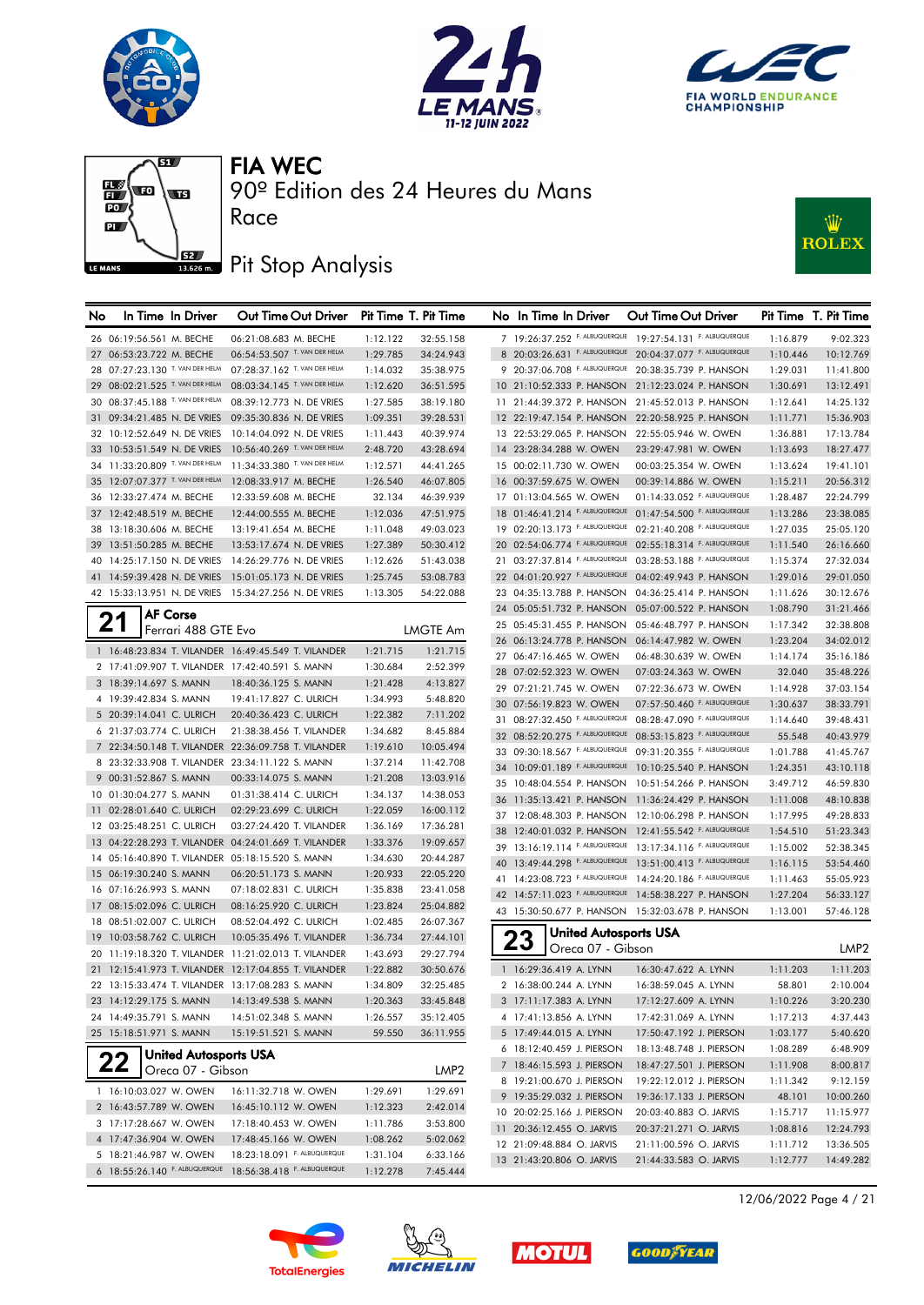# FIA WEC

90º Edition des 24 Heures du Mans

Race

## Pit Stop Analysis

| No | In Time | In Driver | Out Time | Out Driver | Pit Time | T. Pit Time |
|---|---|---|---|---|---|---|
| 26 | 06:19:56.561 | M. BECHE | 06:21:08.683 | M. BECHE | 1:12.122 | 32:55.158 |
| 27 | 06:53:23.722 | M. BECHE | 06:54:53.507 | T. VAN DER HELM | 1:29.785 | 34:24.943 |
| 28 | 07:27:23.130 | T. VAN DER HELM | 07:28:37.162 | T. VAN DER HELM | 1:14.032 | 35:38.975 |
| 29 | 08:02:21.525 | T. VAN DER HELM | 08:03:34.145 | T. VAN DER HELM | 1:12.620 | 36:51.595 |
| 30 | 08:37:45.188 | T. VAN DER HELM | 08:39:12.773 | N. DE VRIES | 1:27.585 | 38:19.180 |
| 31 | 09:34:21.485 | N. DE VRIES | 09:35:30.836 | N. DE VRIES | 1:09.351 | 39:28.531 |
| 32 | 10:12:52.649 | N. DE VRIES | 10:14:04.092 | N. DE VRIES | 1:11.443 | 40:39.974 |
| 33 | 10:53:51.549 | N. DE VRIES | 10:56:40.269 | T. VAN DER HELM | 2:48.720 | 43:28.694 |
| 34 | 11:33:20.809 | T. VAN DER HELM | 11:34:33.380 | T. VAN DER HELM | 1:12.571 | 44:41.265 |
| 35 | 12:07:07.377 | T. VAN DER HELM | 12:08:33.917 | M. BECHE | 1:26.540 | 46:07.805 |
| 36 | 12:33:27.474 | M. BECHE | 12:33:59.608 | M. BECHE | 32.134 | 46:39.939 |
| 37 | 12:42:48.519 | M. BECHE | 12:44:00.555 | M. BECHE | 1:12.036 | 47:51.975 |
| 38 | 13:18:30.606 | M. BECHE | 13:19:41.654 | M. BECHE | 1:11.048 | 49:03.023 |
| 39 | 13:51:50.285 | M. BECHE | 13:53:17.674 | N. DE VRIES | 1:27.389 | 50:30.412 |
| 40 | 14:25:17.150 | N. DE VRIES | 14:26:29.776 | N. DE VRIES | 1:12.626 | 51:43.038 |
| 41 | 14:59:39.428 | N. DE VRIES | 15:01:05.173 | N. DE VRIES | 1:25.745 | 53:08.783 |
| 42 | 15:33:13.951 | N. DE VRIES | 15:34:27.256 | N. DE VRIES | 1:13.305 | 54:22.088 |

### 21 AF Corse — Ferrari 488 GTE Evo — LMGTE Am

| No | In Time | In Driver | Out Time | Out Driver | Pit Time | T. Pit Time |
|---|---|---|---|---|---|---|
| 1 | 16:48:23.834 | T. VILANDER | 16:49:45.549 | T. VILANDER | 1:21.715 | 1:21.715 |
| 2 | 17:41:09.907 | T. VILANDER | 17:42:40.591 | S. MANN | 1:30.684 | 2:52.399 |
| 3 | 18:39:14.697 | S. MANN | 18:40:36.125 | S. MANN | 1:21.428 | 4:13.827 |
| 4 | 19:39:42.834 | S. MANN | 19:41:17.827 | C. ULRICH | 1:34.993 | 5:48.820 |
| 5 | 20:39:14.041 | C. ULRICH | 20:40:36.423 | C. ULRICH | 1:22.382 | 7:11.202 |
| 6 | 21:37:03.774 | C. ULRICH | 21:38:38.456 | T. VILANDER | 1:34.682 | 8:45.884 |
| 7 | 22:34:50.148 | T. VILANDER | 22:36:09.758 | T. VILANDER | 1:19.610 | 10:05.494 |
| 8 | 23:32:33.908 | T. VILANDER | 23:34:11.122 | S. MANN | 1:37.214 | 11:42.708 |
| 9 | 00:31:52.867 | S. MANN | 00:33:14.075 | S. MANN | 1:21.208 | 13:03.916 |
| 10 | 01:30:04.277 | S. MANN | 01:31:38.414 | C. ULRICH | 1:34.137 | 14:38.053 |
| 11 | 02:28:01.640 | C. ULRICH | 02:29:23.699 | C. ULRICH | 1:22.059 | 16:00.112 |
| 12 | 03:25:48.251 | C. ULRICH | 03:27:24.420 | T. VILANDER | 1:36.169 | 17:36.281 |
| 13 | 04:22:28.293 | T. VILANDER | 04:24:01.669 | T. VILANDER | 1:33.376 | 19:09.657 |
| 14 | 05:16:40.890 | T. VILANDER | 05:18:15.520 | S. MANN | 1:34.630 | 20:44.287 |
| 15 | 06:19:30.240 | S. MANN | 06:20:51.173 | S. MANN | 1:20.933 | 22:05.220 |
| 16 | 07:16:26.993 | S. MANN | 07:18:02.831 | C. ULRICH | 1:35.838 | 23:41.058 |
| 17 | 08:15:02.096 | C. ULRICH | 08:16:25.920 | C. ULRICH | 1:23.824 | 25:04.882 |
| 18 | 08:51:02.007 | C. ULRICH | 08:52:04.492 | C. ULRICH | 1:02.485 | 26:07.367 |
| 19 | 10:03:58.762 | C. ULRICH | 10:05:35.496 | T. VILANDER | 1:36.734 | 27:44.101 |
| 20 | 11:19:18.320 | T. VILANDER | 11:21:02.013 | T. VILANDER | 1:43.693 | 29:27.794 |
| 21 | 12:15:41.973 | T. VILANDER | 12:17:04.855 | T. VILANDER | 1:22.882 | 30:50.676 |
| 22 | 13:15:33.474 | T. VILANDER | 13:17:08.283 | S. MANN | 1:34.809 | 32:25.485 |
| 23 | 14:12:29.175 | S. MANN | 14:13:49.538 | S. MANN | 1:20.363 | 33:45.848 |
| 24 | 14:49:35.791 | S. MANN | 14:51:02.348 | S. MANN | 1:26.557 | 35:12.405 |
| 25 | 15:18:51.971 | S. MANN | 15:19:51.521 | S. MANN | 59.550 | 36:11.955 |

### 22 United Autosports USA — Oreca 07 - Gibson — LMP2

| No | In Time | In Driver | Out Time | Out Driver | Pit Time | T. Pit Time |
|---|---|---|---|---|---|---|
| 1 | 16:10:03.027 | W. OWEN | 16:11:32.718 | W. OWEN | 1:29.691 | 1:29.691 |
| 2 | 16:43:57.789 | W. OWEN | 16:45:10.112 | W. OWEN | 1:12.323 | 2:42.014 |
| 3 | 17:17:28.667 | W. OWEN | 17:18:40.453 | W. OWEN | 1:11.786 | 3:53.800 |
| 4 | 17:47:36.904 | W. OWEN | 17:48:45.166 | W. OWEN | 1:08.262 | 5:02.062 |
| 5 | 18:21:46.987 | W. OWEN | 18:23:18.091 | F. ALBUQUERQUE | 1:31.104 | 6:33.166 |
| 6 | 18:55:26.140 | F. ALBUQUERQUE | 18:56:38.418 | F. ALBUQUERQUE | 1:12.278 | 7:45.444 |
| 7 | 19:26:37.252 | F. ALBUQUERQUE | 19:27:54.131 | F. ALBUQUERQUE | 1:16.879 | 9:02.323 |
| 8 | 20:03:26.631 | F. ALBUQUERQUE | 20:04:37.077 | F. ALBUQUERQUE | 1:10.446 | 10:12.769 |
| 9 | 20:37:06.708 | F. ALBUQUERQUE | 20:38:35.739 | P. HANSON | 1:29.031 | 11:41.800 |
| 10 | 21:10:52.333 | P. HANSON | 21:12:23.024 | P. HANSON | 1:30.691 | 13:12.491 |
| 11 | 21:44:39.372 | P. HANSON | 21:45:52.013 | P. HANSON | 1:12.641 | 14:25.132 |
| 12 | 22:19:47.154 | P. HANSON | 22:20:58.925 | P. HANSON | 1:11.771 | 15:36.903 |
| 13 | 22:53:29.065 | P. HANSON | 22:55:05.946 | W. OWEN | 1:36.881 | 17:13.784 |
| 14 | 23:28:34.288 | W. OWEN | 23:29:47.981 | W. OWEN | 1:13.693 | 18:27.477 |
| 15 | 00:02:11.730 | W. OWEN | 00:03:25.354 | W. OWEN | 1:13.624 | 19:41.101 |
| 16 | 00:37:59.675 | W. OWEN | 00:39:14.886 | W. OWEN | 1:15.211 | 20:56.312 |
| 17 | 01:13:04.565 | W. OWEN | 01:14:33.052 | F. ALBUQUERQUE | 1:28.487 | 22:24.799 |
| 18 | 01:46:41.214 | F. ALBUQUERQUE | 01:47:54.500 | F. ALBUQUERQUE | 1:13.286 | 23:38.085 |
| 19 | 02:20:13.173 | F. ALBUQUERQUE | 02:21:40.208 | F. ALBUQUERQUE | 1:27.035 | 25:05.120 |
| 20 | 02:54:06.774 | F. ALBUQUERQUE | 02:55:18.314 | F. ALBUQUERQUE | 1:11.540 | 26:16.660 |
| 21 | 03:27:37.814 | F. ALBUQUERQUE | 03:28:53.188 | F. ALBUQUERQUE | 1:15.374 | 27:32.034 |
| 22 | 04:01:20.927 | F. ALBUQUERQUE | 04:02:49.943 | P. HANSON | 1:29.016 | 29:01.050 |
| 23 | 04:35:13.788 | P. HANSON | 04:36:25.414 | P. HANSON | 1:11.626 | 30:12.676 |
| 24 | 05:05:51.732 | P. HANSON | 05:07:00.522 | P. HANSON | 1:08.790 | 31:21.466 |
| 25 | 05:45:31.455 | P. HANSON | 05:46:48.797 | P. HANSON | 1:17.342 | 32:38.808 |
| 26 | 06:13:24.778 | P. HANSON | 06:14:47.982 | W. OWEN | 1:23.204 | 34:02.012 |
| 27 | 06:47:16.465 | W. OWEN | 06:48:30.639 | W. OWEN | 1:14.174 | 35:16.186 |
| 28 | 07:02:52.323 | W. OWEN | 07:03:24.363 | W. OWEN | 32.040 | 35:48.226 |
| 29 | 07:21:21.745 | W. OWEN | 07:22:36.673 | W. OWEN | 1:14.928 | 37:03.154 |
| 30 | 07:56:19.823 | W. OWEN | 07:57:50.460 | F. ALBUQUERQUE | 1:30.637 | 38:33.791 |
| 31 | 08:27:32.450 | F. ALBUQUERQUE | 08:28:47.090 | F. ALBUQUERQUE | 1:14.640 | 39:48.431 |
| 32 | 08:52:20.275 | F. ALBUQUERQUE | 08:53:15.823 | F. ALBUQUERQUE | 55.548 | 40:43.979 |
| 33 | 09:30:18.567 | F. ALBUQUERQUE | 09:31:20.355 | F. ALBUQUERQUE | 1:01.788 | 41:45.767 |
| 34 | 10:09:01.189 | F. ALBUQUERQUE | 10:10:25.540 | P. HANSON | 1:24.351 | 43:10.118 |
| 35 | 10:48:04.554 | P. HANSON | 10:51:54.266 | P. HANSON | 3:49.712 | 46:59.830 |
| 36 | 11:35:13.421 | P. HANSON | 11:36:24.429 | P. HANSON | 1:11.008 | 48:10.838 |
| 37 | 12:08:48.303 | P. HANSON | 12:10:06.298 | P. HANSON | 1:17.995 | 49:28.833 |
| 38 | 12:40:01.032 | P. HANSON | 12:41:55.542 | F. ALBUQUERQUE | 1:54.510 | 51:23.343 |
| 39 | 13:16:19.114 | F. ALBUQUERQUE | 13:17:34.116 | F. ALBUQUERQUE | 1:15.002 | 52:38.345 |
| 40 | 13:49:44.298 | F. ALBUQUERQUE | 13:51:00.413 | F. ALBUQUERQUE | 1:16.115 | 53:54.460 |
| 41 | 14:23:08.723 | F. ALBUQUERQUE | 14:24:20.186 | F. ALBUQUERQUE | 1:11.463 | 55:05.923 |
| 42 | 14:57:11.023 | F. ALBUQUERQUE | 14:58:38.227 | P. HANSON | 1:27.204 | 56:33.127 |
| 43 | 15:30:50.677 | P. HANSON | 15:32:03.678 | P. HANSON | 1:13.001 | 57:46.128 |

### 23 United Autosports USA — Oreca 07 - Gibson — LMP2

| No | In Time | In Driver | Out Time | Out Driver | Pit Time | T. Pit Time |
|---|---|---|---|---|---|---|
| 1 | 16:29:36.419 | A. LYNN | 16:30:47.622 | A. LYNN | 1:11.203 | 1:11.203 |
| 2 | 16:38:00.244 | A. LYNN | 16:38:59.045 | A. LYNN | 58.801 | 2:10.004 |
| 3 | 17:11:17.383 | A. LYNN | 17:12:27.609 | A. LYNN | 1:10.226 | 3:20.230 |
| 4 | 17:41:13.856 | A. LYNN | 17:42:31.069 | A. LYNN | 1:17.213 | 4:37.443 |
| 5 | 17:49:44.015 | A. LYNN | 17:50:47.192 | J. PIERSON | 1:03.177 | 5:40.620 |
| 6 | 18:12:40.459 | J. PIERSON | 18:13:48.748 | J. PIERSON | 1:08.289 | 6:48.909 |
| 7 | 18:46:15.593 | J. PIERSON | 18:47:27.501 | J. PIERSON | 1:11.908 | 8:00.817 |
| 8 | 19:21:00.670 | J. PIERSON | 19:22:12.012 | J. PIERSON | 1:11.342 | 9:12.159 |
| 9 | 19:35:29.032 | J. PIERSON | 19:36:17.133 | J. PIERSON | 48.101 | 10:00.260 |
| 10 | 20:02:25.166 | J. PIERSON | 20:03:40.883 | O. JARVIS | 1:15.717 | 11:15.977 |
| 11 | 20:36:12.455 | O. JARVIS | 20:37:21.271 | O. JARVIS | 1:08.816 | 12:24.793 |
| 12 | 21:09:48.884 | O. JARVIS | 21:11:00.596 | O. JARVIS | 1:11.712 | 13:36.505 |
| 13 | 21:43:20.806 | O. JARVIS | 21:44:33.583 | O. JARVIS | 1:12.777 | 14:49.282 |

12/06/2022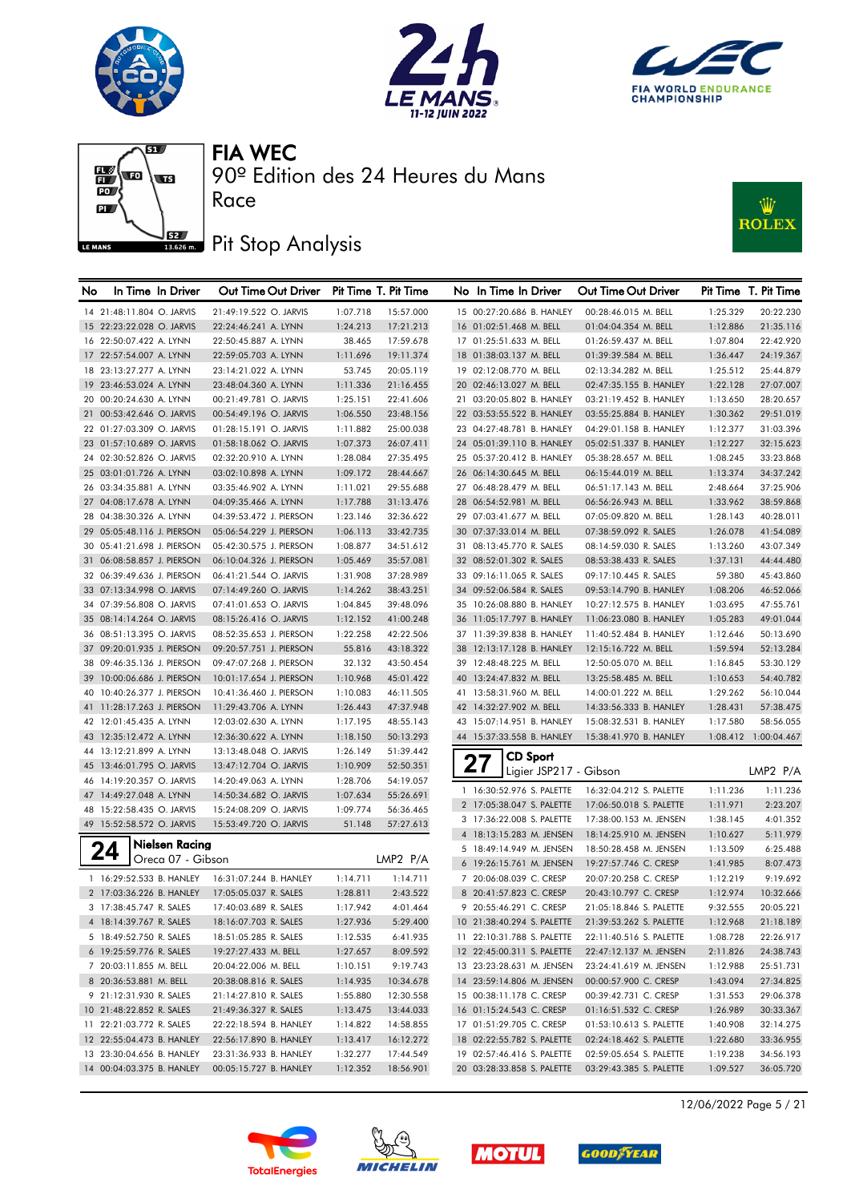# FIA WEC

## 90º Edition des 24 Heures du Mans

Race

## Pit Stop Analysis

| No | In Time | In Driver | Out Time | Out Driver | Pit Time | T. Pit Time |
|---|---|---|---|---|---|---|
| 14 | 21:48:11.804 | O. JARVIS | 21:49:19.522 | O. JARVIS | 1:07.718 | 15:57.000 |
| 15 | 22:23:22.028 | O. JARVIS | 22:24:46.241 | A. LYNN | 1:24.213 | 17:21.213 |
| 16 | 22:50:07.422 | A. LYNN | 22:50:45.887 | A. LYNN | 38.465 | 17:59.678 |
| 17 | 22:57:54.007 | A. LYNN | 22:59:05.703 | A. LYNN | 1:11.696 | 19:11.374 |
| 18 | 23:13:27.277 | A. LYNN | 23:14:21.022 | A. LYNN | 53.745 | 20:05.119 |
| 19 | 23:46:53.024 | A. LYNN | 23:48:04.360 | A. LYNN | 1:11.336 | 21:16.455 |
| 20 | 00:20:24.630 | A. LYNN | 00:21:49.781 | O. JARVIS | 1:25.151 | 22:41.606 |
| 21 | 00:53:42.646 | O. JARVIS | 00:54:49.196 | O. JARVIS | 1:06.550 | 23:48.156 |
| 22 | 01:27:03.309 | O. JARVIS | 01:28:15.191 | O. JARVIS | 1:11.882 | 25:00.038 |
| 23 | 01:57:10.689 | O. JARVIS | 01:58:18.062 | O. JARVIS | 1:07.373 | 26:07.411 |
| 24 | 02:30:52.826 | O. JARVIS | 02:32:20.910 | A. LYNN | 1:28.084 | 27:35.495 |
| 25 | 03:01:01.726 | A. LYNN | 03:02:10.898 | A. LYNN | 1:09.172 | 28:44.667 |
| 26 | 03:34:35.881 | A. LYNN | 03:35:46.902 | A. LYNN | 1:11.021 | 29:55.688 |
| 27 | 04:08:17.678 | A. LYNN | 04:09:35.466 | A. LYNN | 1:17.788 | 31:13.476 |
| 28 | 04:38:30.326 | A. LYNN | 04:39:53.472 | J. PIERSON | 1:23.146 | 32:36.622 |
| 29 | 05:05:48.116 | J. PIERSON | 05:06:54.229 | J. PIERSON | 1:06.113 | 33:42.735 |
| 30 | 05:41:21.698 | J. PIERSON | 05:42:30.575 | J. PIERSON | 1:08.877 | 34:51.612 |
| 31 | 06:08:58.857 | J. PIERSON | 06:10:04.326 | J. PIERSON | 1:05.469 | 35:57.081 |
| 32 | 06:39:49.636 | J. PIERSON | 06:41:21.544 | O. JARVIS | 1:31.908 | 37:28.989 |
| 33 | 07:13:34.998 | O. JARVIS | 07:14:49.260 | O. JARVIS | 1:14.262 | 38:43.251 |
| 34 | 07:39:56.808 | O. JARVIS | 07:41:01.653 | O. JARVIS | 1:04.845 | 39:48.096 |
| 35 | 08:14:14.264 | O. JARVIS | 08:15:26.416 | O. JARVIS | 1:12.152 | 41:00.248 |
| 36 | 08:51:13.395 | O. JARVIS | 08:52:35.653 | J. PIERSON | 1:22.258 | 42:22.506 |
| 37 | 09:20:01.935 | J. PIERSON | 09:20:57.751 | J. PIERSON | 55.816 | 43:18.322 |
| 38 | 09:46:35.136 | J. PIERSON | 09:47:07.268 | J. PIERSON | 32.132 | 43:50.454 |
| 39 | 10:00:06.686 | J. PIERSON | 10:01:17.654 | J. PIERSON | 1:10.968 | 45:01.422 |
| 40 | 10:40:26.377 | J. PIERSON | 10:41:36.460 | J. PIERSON | 1:10.083 | 46:11.505 |
| 41 | 11:28:17.263 | J. PIERSON | 11:29:43.706 | A. LYNN | 1:26.443 | 47:37.948 |
| 42 | 12:01:45.435 | A. LYNN | 12:03:02.630 | A. LYNN | 1:17.195 | 48:55.143 |
| 43 | 12:35:12.472 | A. LYNN | 12:36:30.622 | A. LYNN | 1:18.150 | 50:13.293 |
| 44 | 13:12:21.899 | A. LYNN | 13:13:48.048 | O. JARVIS | 1:26.149 | 51:39.442 |
| 45 | 13:46:01.795 | O. JARVIS | 13:47:12.704 | O. JARVIS | 1:10.909 | 52:50.351 |
| 46 | 14:19:20.357 | O. JARVIS | 14:20:49.063 | A. LYNN | 1:28.706 | 54:19.057 |
| 47 | 14:49:27.048 | A. LYNN | 14:50:34.682 | O. JARVIS | 1:07.634 | 55:26.691 |
| 48 | 15:22:58.435 | O. JARVIS | 15:24:08.209 | O. JARVIS | 1:09.774 | 56:36.465 |
| 49 | 15:52:58.572 | O. JARVIS | 15:53:49.720 | O. JARVIS | 51.148 | 57:27.613 |

### 24 Nielsen Racing — Oreca 07 - Gibson — LMP2 P/A

| No | In Time | In Driver | Out Time | Out Driver | Pit Time | T. Pit Time |
|---|---|---|---|---|---|---|
| 1 | 16:29:52.533 | B. HANLEY | 16:31:07.244 | B. HANLEY | 1:14.711 | 1:14.711 |
| 2 | 17:03:36.226 | B. HANLEY | 17:05:05.037 | R. SALES | 1:28.811 | 2:43.522 |
| 3 | 17:38:45.747 | R. SALES | 17:40:03.689 | R. SALES | 1:17.942 | 4:01.464 |
| 4 | 18:14:39.767 | R. SALES | 18:16:07.703 | R. SALES | 1:27.936 | 5:29.400 |
| 5 | 18:49:52.750 | R. SALES | 18:51:05.285 | R. SALES | 1:12.535 | 6:41.935 |
| 6 | 19:25:59.776 | R. SALES | 19:27:27.433 | M. BELL | 1:27.657 | 8:09.592 |
| 7 | 20:03:11.855 | M. BELL | 20:04:22.006 | M. BELL | 1:10.151 | 9:19.743 |
| 8 | 20:36:53.881 | M. BELL | 20:38:08.816 | R. SALES | 1:14.935 | 10:34.678 |
| 9 | 21:12:31.930 | R. SALES | 21:14:27.810 | R. SALES | 1:55.880 | 12:30.558 |
| 10 | 21:48:22.852 | R. SALES | 21:49:36.327 | R. SALES | 1:13.475 | 13:44.033 |
| 11 | 22:21:03.772 | R. SALES | 22:22:18.594 | B. HANLEY | 1:14.822 | 14:58.855 |
| 12 | 22:55:04.473 | B. HANLEY | 22:56:17.890 | B. HANLEY | 1:13.417 | 16:12.272 |
| 13 | 23:30:04.656 | B. HANLEY | 23:31:36.933 | B. HANLEY | 1:32.277 | 17:44.549 |
| 14 | 00:04:03.375 | B. HANLEY | 00:05:15.727 | B. HANLEY | 1:12.352 | 18:56.901 |
| 15 | 00:27:20.686 | B. HANLEY | 00:28:46.015 | M. BELL | 1:25.329 | 20:22.230 |
| 16 | 01:02:51.468 | M. BELL | 01:04:04.354 | M. BELL | 1:12.886 | 21:35.116 |
| 17 | 01:25:51.633 | M. BELL | 01:26:59.437 | M. BELL | 1:07.804 | 22:42.920 |
| 18 | 01:38:03.137 | M. BELL | 01:39:39.584 | M. BELL | 1:36.447 | 24:19.367 |
| 19 | 02:12:08.770 | M. BELL | 02:13:34.282 | M. BELL | 1:25.512 | 25:44.879 |
| 20 | 02:46:13.027 | M. BELL | 02:47:35.155 | B. HANLEY | 1:22.128 | 27:07.007 |
| 21 | 03:20:05.802 | B. HANLEY | 03:21:19.452 | B. HANLEY | 1:13.650 | 28:20.657 |
| 22 | 03:53:55.522 | B. HANLEY | 03:55:25.884 | B. HANLEY | 1:30.362 | 29:51.019 |
| 23 | 04:27:48.781 | B. HANLEY | 04:29:01.158 | B. HANLEY | 1:12.377 | 31:03.396 |
| 24 | 05:01:39.110 | B. HANLEY | 05:02:51.337 | B. HANLEY | 1:12.227 | 32:15.623 |
| 25 | 05:37:20.412 | B. HANLEY | 05:38:28.657 | M. BELL | 1:08.245 | 33:23.868 |
| 26 | 06:14:30.645 | M. BELL | 06:15:44.019 | M. BELL | 1:13.374 | 34:37.242 |
| 27 | 06:48:28.479 | M. BELL | 06:51:17.143 | M. BELL | 2:48.664 | 37:25.906 |
| 28 | 06:54:52.981 | M. BELL | 06:56:26.943 | M. BELL | 1:33.962 | 38:59.868 |
| 29 | 07:03:41.677 | M. BELL | 07:05:09.820 | M. BELL | 1:28.143 | 40:28.011 |
| 30 | 07:37:33.014 | M. BELL | 07:38:59.092 | R. SALES | 1:26.078 | 41:54.089 |
| 31 | 08:13:45.770 | R. SALES | 08:14:59.030 | R. SALES | 1:13.260 | 43:07.349 |
| 32 | 08:52:01.302 | R. SALES | 08:53:38.433 | R. SALES | 1:37.131 | 44:44.480 |
| 33 | 09:16:11.065 | R. SALES | 09:17:10.445 | R. SALES | 59.380 | 45:43.860 |
| 34 | 09:52:06.584 | R. SALES | 09:53:14.790 | B. HANLEY | 1:08.206 | 46:52.066 |
| 35 | 10:26:08.880 | B. HANLEY | 10:27:12.575 | B. HANLEY | 1:03.695 | 47:55.761 |
| 36 | 11:05:17.797 | B. HANLEY | 11:06:23.080 | B. HANLEY | 1:05.283 | 49:01.044 |
| 37 | 11:39:39.838 | B. HANLEY | 11:40:52.484 | B. HANLEY | 1:12.646 | 50:13.690 |
| 38 | 12:13:17.128 | B. HANLEY | 12:15:16.722 | M. BELL | 1:59.594 | 52:13.284 |
| 39 | 12:48:48.225 | M. BELL | 12:50:05.070 | M. BELL | 1:16.845 | 53:30.129 |
| 40 | 13:24:47.832 | M. BELL | 13:25:58.485 | M. BELL | 1:10.653 | 54:40.782 |
| 41 | 13:58:31.960 | M. BELL | 14:00:01.222 | M. BELL | 1:29.262 | 56:10.044 |
| 42 | 14:32:27.902 | M. BELL | 14:33:56.333 | B. HANLEY | 1:28.431 | 57:38.475 |
| 43 | 15:07:14.951 | B. HANLEY | 15:08:32.531 | B. HANLEY | 1:17.580 | 58:56.055 |
| 44 | 15:37:33.558 | B. HANLEY | 15:38:41.970 | B. HANLEY | 1:08.412 | 1:00:04.467 |

### 27 CD Sport — Ligier JSP217 - Gibson — LMP2 P/A

| No | In Time | In Driver | Out Time | Out Driver | Pit Time | T. Pit Time |
|---|---|---|---|---|---|---|
| 1 | 16:30:52.976 | S. PALETTE | 16:32:04.212 | S. PALETTE | 1:11.236 | 1:11.236 |
| 2 | 17:05:38.047 | S. PALETTE | 17:06:50.018 | S. PALETTE | 1:11.971 | 2:23.207 |
| 3 | 17:36:22.008 | S. PALETTE | 17:38:00.153 | M. JENSEN | 1:38.145 | 4:01.352 |
| 4 | 18:13:15.283 | M. JENSEN | 18:14:25.910 | M. JENSEN | 1:10.627 | 5:11.979 |
| 5 | 18:49:14.949 | M. JENSEN | 18:50:28.458 | M. JENSEN | 1:13.509 | 6:25.488 |
| 6 | 19:26:15.761 | M. JENSEN | 19:27:57.746 | C. CRESP | 1:41.985 | 8:07.473 |
| 7 | 20:06:08.039 | C. CRESP | 20:07:20.258 | C. CRESP | 1:12.219 | 9:19.692 |
| 8 | 20:41:57.823 | C. CRESP | 20:43:10.797 | C. CRESP | 1:12.974 | 10:32.666 |
| 9 | 20:55:46.291 | C. CRESP | 21:05:18.846 | S. PALETTE | 9:32.555 | 20:05.221 |
| 10 | 21:38:40.294 | S. PALETTE | 21:39:53.262 | S. PALETTE | 1:12.968 | 21:18.189 |
| 11 | 22:10:31.788 | S. PALETTE | 22:11:40.516 | S. PALETTE | 1:08.728 | 22:26.917 |
| 12 | 22:45:00.311 | S. PALETTE | 22:47:12.137 | M. JENSEN | 2:11.826 | 24:38.743 |
| 13 | 23:23:28.631 | M. JENSEN | 23:24:41.619 | M. JENSEN | 1:12.988 | 25:51.731 |
| 14 | 23:59:14.806 | M. JENSEN | 00:00:57.900 | C. CRESP | 1:43.094 | 27:34.825 |
| 15 | 00:38:11.178 | C. CRESP | 00:39:42.731 | C. CRESP | 1:31.553 | 29:06.378 |
| 16 | 01:15:24.543 | C. CRESP | 01:16:51.532 | C. CRESP | 1:26.989 | 30:33.367 |
| 17 | 01:51:29.705 | C. CRESP | 01:53:10.613 | S. PALETTE | 1:40.908 | 32:14.275 |
| 18 | 02:22:55.782 | S. PALETTE | 02:24:18.462 | S. PALETTE | 1:22.680 | 33:36.955 |
| 19 | 02:57:46.416 | S. PALETTE | 02:59:05.654 | S. PALETTE | 1:19.238 | 34:56.193 |
| 20 | 03:28:33.858 | S. PALETTE | 03:29:43.385 | S. PALETTE | 1:09.527 | 36:05.720 |

12/06/2022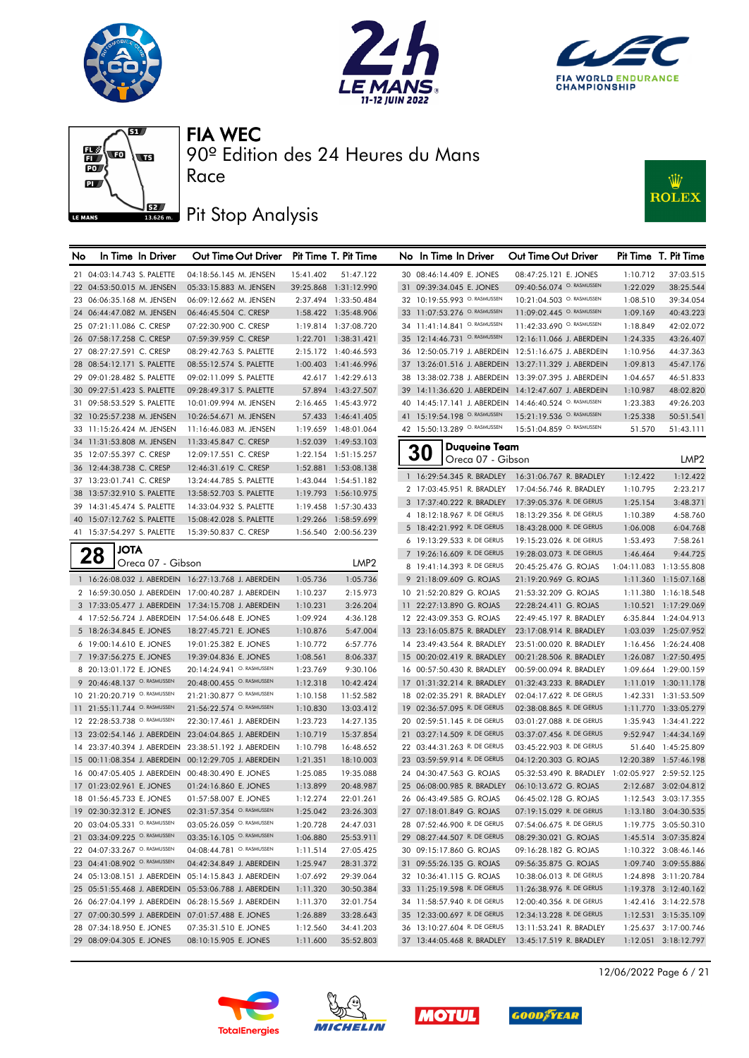# FIA WEC

90º Edition des 24 Heures du Mans

Race

## Pit Stop Analysis

| No | In Time | In Driver | Out Time | Out Driver | Pit Time | T. Pit Time |
|---|---|---|---|---|---|---|
| 21 | 04:03:14.743 | S. PALETTE | 04:18:56.145 | M. JENSEN | 15:41.402 | 51:47.122 |
| 22 | 04:53:50.015 | M. JENSEN | 05:33:15.883 | M. JENSEN | 39:25.868 | 1:31:12.990 |
| 23 | 06:06:35.168 | M. JENSEN | 06:09:12.662 | M. JENSEN | 2:37.494 | 1:33:50.484 |
| 24 | 06:44:47.082 | M. JENSEN | 06:46:45.504 | C. CRESP | 1:58.422 | 1:35:48.906 |
| 25 | 07:21:11.086 | C. CRESP | 07:22:30.900 | C. CRESP | 1:19.814 | 1:37:08.720 |
| 26 | 07:58:17.258 | C. CRESP | 07:59:39.959 | C. CRESP | 1:22.701 | 1:38:31.421 |
| 27 | 08:27:27.591 | C. CRESP | 08:29:42.763 | S. PALETTE | 2:15.172 | 1:40:46.593 |
| 28 | 08:54:12.171 | S. PALETTE | 08:55:12.574 | S. PALETTE | 1:00.403 | 1:41:46.996 |
| 29 | 09:01:28.482 | S. PALETTE | 09:02:11.099 | S. PALETTE | 42.617 | 1:42:29.613 |
| 30 | 09:27:51.423 | S. PALETTE | 09:28:49.317 | S. PALETTE | 57.894 | 1:43:27.507 |
| 31 | 09:58:53.529 | S. PALETTE | 10:01:09.994 | M. JENSEN | 2:16.465 | 1:45:43.972 |
| 32 | 10:25:57.238 | M. JENSEN | 10:26:54.671 | M. JENSEN | 57.433 | 1:46:41.405 |
| 33 | 11:15:26.424 | M. JENSEN | 11:16:46.083 | M. JENSEN | 1:19.659 | 1:48:01.064 |
| 34 | 11:31:53.808 | M. JENSEN | 11:33:45.847 | C. CRESP | 1:52.039 | 1:49:53.103 |
| 35 | 12:07:55.397 | C. CRESP | 12:09:17.551 | C. CRESP | 1:22.154 | 1:51:15.257 |
| 36 | 12:44:38.738 | C. CRESP | 12:46:31.619 | C. CRESP | 1:52.881 | 1:53:08.138 |
| 37 | 13:23:01.741 | C. CRESP | 13:24:44.785 | S. PALETTE | 1:43.044 | 1:54:51.182 |
| 38 | 13:57:32.910 | S. PALETTE | 13:58:52.703 | S. PALETTE | 1:19.793 | 1:56:10.975 |
| 39 | 14:31:45.474 | S. PALETTE | 14:33:04.932 | S. PALETTE | 1:19.458 | 1:57:30.433 |
| 40 | 15:07:12.762 | S. PALETTE | 15:08:42.028 | S. PALETTE | 1:29.266 | 1:58:59.699 |
| 41 | 15:37:54.297 | S. PALETTE | 15:39:50.837 | C. CRESP | 1:56.540 | 2:00:56.239 |

### 28 JOTA — Oreca 07 - Gibson — LMP2

| No | In Time | In Driver | Out Time | Out Driver | Pit Time | T. Pit Time |
|---|---|---|---|---|---|---|
| 1 | 16:26:08.032 | J. ABERDEIN | 16:27:13.768 | J. ABERDEIN | 1:05.736 | 1:05.736 |
| 2 | 16:59:30.050 | J. ABERDEIN | 17:00:40.287 | J. ABERDEIN | 1:10.237 | 2:15.973 |
| 3 | 17:33:05.477 | J. ABERDEIN | 17:34:15.708 | J. ABERDEIN | 1:10.231 | 3:26.204 |
| 4 | 17:52:56.724 | J. ABERDEIN | 17:54:06.648 | E. JONES | 1:09.924 | 4:36.128 |
| 5 | 18:26:34.845 | E. JONES | 18:27:45.721 | E. JONES | 1:10.876 | 5:47.004 |
| 6 | 19:00:14.610 | E. JONES | 19:01:25.382 | E. JONES | 1:10.772 | 6:57.776 |
| 7 | 19:37:56.275 | E. JONES | 19:39:04.836 | E. JONES | 1:08.561 | 8:06.337 |
| 8 | 20:13:01.172 | E. JONES | 20:14:24.941 | O. RASMUSSEN | 1:23.769 | 9:30.106 |
| 9 | 20:46:48.137 | O. RASMUSSEN | 20:48:00.455 | O. RASMUSSEN | 1:12.318 | 10:42.424 |
| 10 | 21:20:20.719 | O. RASMUSSEN | 21:21:30.877 | O. RASMUSSEN | 1:10.158 | 11:52.582 |
| 11 | 21:55:11.744 | O. RASMUSSEN | 21:56:22.574 | O. RASMUSSEN | 1:10.830 | 13:03.412 |
| 12 | 22:28:53.738 | O. RASMUSSEN | 22:30:17.461 | J. ABERDEIN | 1:23.723 | 14:27.135 |
| 13 | 23:02:54.146 | J. ABERDEIN | 23:04:04.865 | J. ABERDEIN | 1:10.719 | 15:37.854 |
| 14 | 23:37:40.394 | J. ABERDEIN | 23:38:51.192 | J. ABERDEIN | 1:10.798 | 16:48.652 |
| 15 | 00:11:08.354 | J. ABERDEIN | 00:12:29.705 | J. ABERDEIN | 1:21.351 | 18:10.003 |
| 16 | 00:47:05.405 | J. ABERDEIN | 00:48:30.490 | E. JONES | 1:25.085 | 19:35.088 |
| 17 | 01:23:02.961 | E. JONES | 01:24:16.860 | E. JONES | 1:13.899 | 20:48.987 |
| 18 | 01:56:45.733 | E. JONES | 01:57:58.007 | E. JONES | 1:12.274 | 22:01.261 |
| 19 | 02:30:32.312 | E. JONES | 02:31:57.354 | O. RASMUSSEN | 1:25.042 | 23:26.303 |
| 20 | 03:04:05.331 | O. RASMUSSEN | 03:05:26.059 | O. RASMUSSEN | 1:20.728 | 24:47.031 |
| 21 | 03:34:09.225 | O. RASMUSSEN | 03:35:16.105 | O. RASMUSSEN | 1:06.880 | 25:53.911 |
| 22 | 04:07:33.267 | O. RASMUSSEN | 04:08:44.781 | O. RASMUSSEN | 1:11.514 | 27:05.425 |
| 23 | 04:41:08.902 | O. RASMUSSEN | 04:42:34.849 | J. ABERDEIN | 1:25.947 | 28:31.372 |
| 24 | 05:13:08.151 | J. ABERDEIN | 05:14:15.843 | J. ABERDEIN | 1:07.692 | 29:39.064 |
| 25 | 05:51:55.468 | J. ABERDEIN | 05:53:06.788 | J. ABERDEIN | 1:11.320 | 30:50.384 |
| 26 | 06:27:04.199 | J. ABERDEIN | 06:28:15.569 | J. ABERDEIN | 1:11.370 | 32:01.754 |
| 27 | 07:00:30.599 | J. ABERDEIN | 07:01:57.488 | E. JONES | 1:26.889 | 33:28.643 |
| 28 | 07:34:18.950 | E. JONES | 07:35:31.510 | E. JONES | 1:12.560 | 34:41.203 |
| 29 | 08:09:04.305 | E. JONES | 08:10:15.905 | E. JONES | 1:11.600 | 35:52.803 |
| 30 | 08:46:14.409 | E. JONES | 08:47:25.121 | E. JONES | 1:10.712 | 37:03.515 |
| 31 | 09:39:34.045 | E. JONES | 09:40:56.074 | O. RASMUSSEN | 1:22.029 | 38:25.544 |
| 32 | 10:19:55.993 | O. RASMUSSEN | 10:21:04.503 | O. RASMUSSEN | 1:08.510 | 39:34.054 |
| 33 | 11:07:53.276 | O. RASMUSSEN | 11:09:02.445 | O. RASMUSSEN | 1:09.169 | 40:43.223 |
| 34 | 11:41:14.841 | O. RASMUSSEN | 11:42:33.690 | O. RASMUSSEN | 1:18.849 | 42:02.072 |
| 35 | 12:14:46.731 | O. RASMUSSEN | 12:16:11.066 | J. ABERDEIN | 1:24.335 | 43:26.407 |
| 36 | 12:50:05.719 | J. ABERDEIN | 12:51:16.675 | J. ABERDEIN | 1:10.956 | 44:37.363 |
| 37 | 13:26:01.516 | J. ABERDEIN | 13:27:11.329 | J. ABERDEIN | 1:09.813 | 45:47.176 |
| 38 | 13:38:02.738 | J. ABERDEIN | 13:39:07.395 | J. ABERDEIN | 1:04.657 | 46:51.833 |
| 39 | 14:11:36.620 | J. ABERDEIN | 14:12:47.607 | J. ABERDEIN | 1:10.987 | 48:02.820 |
| 40 | 14:45:17.141 | J. ABERDEIN | 14:46:40.524 | O. RASMUSSEN | 1:23.383 | 49:26.203 |
| 41 | 15:19:54.198 | O. RASMUSSEN | 15:21:19.536 | O. RASMUSSEN | 1:25.338 | 50:51.541 |
| 42 | 15:50:13.289 | O. RASMUSSEN | 15:51:04.859 | O. RASMUSSEN | 51.570 | 51:43.111 |

### 30 Duqueine Team — Oreca 07 - Gibson — LMP2

| No | In Time | In Driver | Out Time | Out Driver | Pit Time | T. Pit Time |
|---|---|---|---|---|---|---|
| 1 | 16:29:54.345 | R. BRADLEY | 16:31:06.767 | R. BRADLEY | 1:12.422 | 1:12.422 |
| 2 | 17:03:45.951 | R. BRADLEY | 17:04:56.746 | R. BRADLEY | 1:10.795 | 2:23.217 |
| 3 | 17:37:40.222 | R. BRADLEY | 17:39:05.376 | R. DE GERUS | 1:25.154 | 3:48.371 |
| 4 | 18:12:18.967 | R. DE GERUS | 18:13:29.356 | R. DE GERUS | 1:10.389 | 4:58.760 |
| 5 | 18:42:21.992 | R. DE GERUS | 18:43:28.000 | R. DE GERUS | 1:06.008 | 6:04.768 |
| 6 | 19:13:29.533 | R. DE GERUS | 19:15:23.026 | R. DE GERUS | 1:53.493 | 7:58.261 |
| 7 | 19:26:16.609 | R. DE GERUS | 19:28:03.073 | R. DE GERUS | 1:46.464 | 9:44.725 |
| 8 | 19:41:14.393 | R. DE GERUS | 20:45:25.476 | G. ROJAS | 1:04:11.083 | 1:13:55.808 |
| 9 | 21:18:09.609 | G. ROJAS | 21:19:20.969 | G. ROJAS | 1:11.360 | 1:15:07.168 |
| 10 | 21:52:20.829 | G. ROJAS | 21:53:32.209 | G. ROJAS | 1:11.380 | 1:16:18.548 |
| 11 | 22:27:13.890 | G. ROJAS | 22:28:24.411 | G. ROJAS | 1:10.521 | 1:17:29.069 |
| 12 | 22:43:09.353 | G. ROJAS | 22:49:45.197 | R. BRADLEY | 6:35.844 | 1:24:04.913 |
| 13 | 23:16:05.875 | R. BRADLEY | 23:17:08.914 | R. BRADLEY | 1:03.039 | 1:25:07.952 |
| 14 | 23:49:43.564 | R. BRADLEY | 23:51:00.020 | R. BRADLEY | 1:16.456 | 1:26:24.408 |
| 15 | 00:20:02.419 | R. BRADLEY | 00:21:28.506 | R. BRADLEY | 1:26.087 | 1:27:50.495 |
| 16 | 00:57:50.430 | R. BRADLEY | 00:59:00.094 | R. BRADLEY | 1:09.664 | 1:29:00.159 |
| 17 | 01:31:32.214 | R. BRADLEY | 01:32:43.233 | R. BRADLEY | 1:11.019 | 1:30:11.178 |
| 18 | 02:02:35.291 | R. BRADLEY | 02:04:17.622 | R. DE GERUS | 1:42.331 | 1:31:53.509 |
| 19 | 02:36:57.095 | R. DE GERUS | 02:38:08.865 | R. DE GERUS | 1:11.770 | 1:33:05.279 |
| 20 | 02:59:51.145 | R. DE GERUS | 03:01:27.088 | R. DE GERUS | 1:35.943 | 1:34:41.222 |
| 21 | 03:27:14.509 | R. DE GERUS | 03:37:07.456 | R. DE GERUS | 9:52.947 | 1:44:34.169 |
| 22 | 03:44:31.263 | R. DE GERUS | 03:45:22.903 | R. DE GERUS | 51.640 | 1:45:25.809 |
| 23 | 03:59:59.914 | R. DE GERUS | 04:12:20.303 | G. ROJAS | 12:20.389 | 1:57:46.198 |
| 24 | 04:30:47.563 | G. ROJAS | 05:32:53.490 | R. BRADLEY | 1:02:05.927 | 2:59:52.125 |
| 25 | 06:08:00.985 | R. BRADLEY | 06:10:13.672 | G. ROJAS | 2:12.687 | 3:02:04.812 |
| 26 | 06:43:49.585 | G. ROJAS | 06:45:02.128 | G. ROJAS | 1:12.543 | 3:03:17.355 |
| 27 | 07:18:01.849 | G. ROJAS | 07:19:15.029 | R. DE GERUS | 1:13.180 | 3:04:30.535 |
| 28 | 07:52:46.900 | R. DE GERUS | 07:54:06.675 | R. DE GERUS | 1:19.775 | 3:05:50.310 |
| 29 | 08:27:44.507 | R. DE GERUS | 08:29:30.021 | G. ROJAS | 1:45.514 | 3:07:35.824 |
| 30 | 09:15:17.860 | G. ROJAS | 09:16:28.182 | G. ROJAS | 1:10.322 | 3:08:46.146 |
| 31 | 09:55:26.135 | G. ROJAS | 09:56:35.875 | G. ROJAS | 1:09.740 | 3:09:55.886 |
| 32 | 10:36:41.115 | G. ROJAS | 10:38:06.013 | R. DE GERUS | 1:24.898 | 3:11:20.784 |
| 33 | 11:25:19.598 | R. DE GERUS | 11:26:38.976 | R. DE GERUS | 1:19.378 | 3:12:40.162 |
| 34 | 11:58:57.940 | R. DE GERUS | 12:00:40.356 | R. DE GERUS | 1:42.416 | 3:14:22.578 |
| 35 | 12:33:00.697 | R. DE GERUS | 12:34:13.228 | R. DE GERUS | 1:12.531 | 3:15:35.109 |
| 36 | 13:10:27.604 | R. DE GERUS | 13:11:53.241 | R. BRADLEY | 1:25.637 | 3:17:00.746 |
| 37 | 13:44:05.468 | R. BRADLEY | 13:45:17.519 | R. BRADLEY | 1:12.051 | 3:18:12.797 |

12/06/2022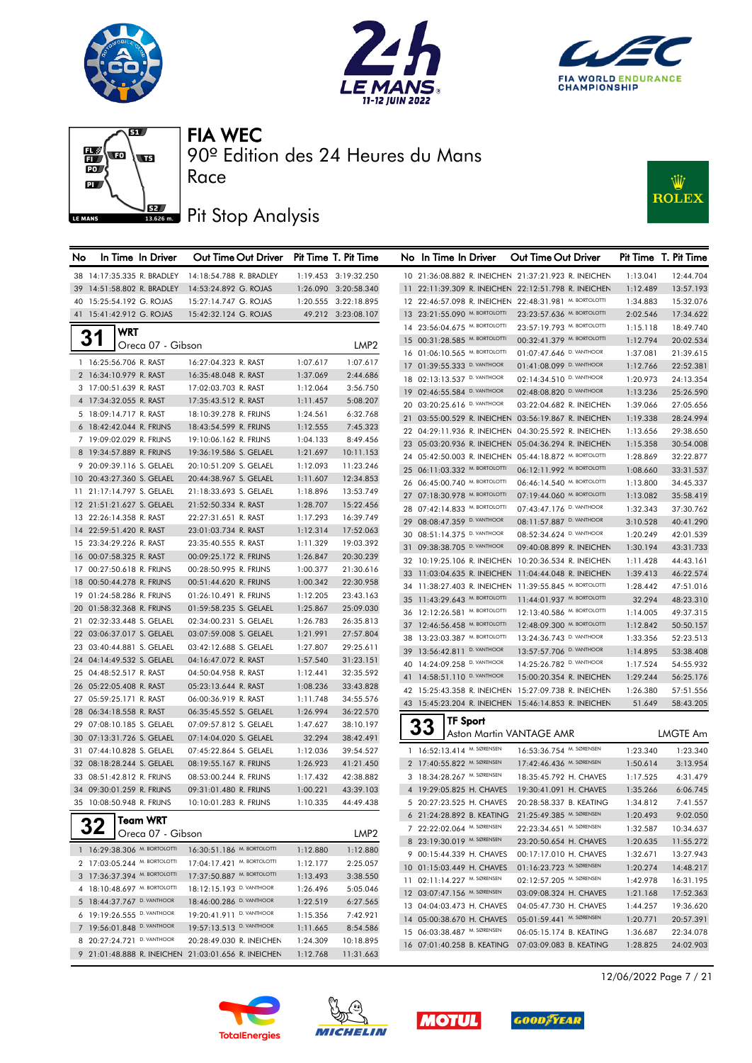# FIA WEC

90º Edition des 24 Heures du Mans

Race

## Pit Stop Analysis

| No | In Time | In Driver | Out Time | Out Driver | Pit Time | T. Pit Time |
|---|---|---|---|---|---|---|
| 38 | 14:17:35.335 | R. BRADLEY | 14:18:54.788 | R. BRADLEY | 1:19.453 | 3:19:32.250 |
| 39 | 14:51:58.802 | R. BRADLEY | 14:53:24.892 | G. ROJAS | 1:26.090 | 3:20:58.340 |
| 40 | 15:25:54.192 | G. ROJAS | 15:27:14.747 | G. ROJAS | 1:20.555 | 3:22:18.895 |
| 41 | 15:41:42.912 | G. ROJAS | 15:42:32.124 | G. ROJAS | 49.212 | 3:23:08.107 |

### 31 WRT — Oreca 07 - Gibson — LMP2

| No | In Time | In Driver | Out Time | Out Driver | Pit Time | T. Pit Time |
|---|---|---|---|---|---|---|
| 1 | 16:25:56.706 | R. RAST | 16:27:04.323 | R. RAST | 1:07.617 | 1:07.617 |
| 2 | 16:34:10.979 | R. RAST | 16:35:48.048 | R. RAST | 1:37.069 | 2:44.686 |
| 3 | 17:00:51.639 | R. RAST | 17:02:03.703 | R. RAST | 1:12.064 | 3:56.750 |
| 4 | 17:34:32.055 | R. RAST | 17:35:43.512 | R. RAST | 1:11.457 | 5:08.207 |
| 5 | 18:09:14.717 | R. RAST | 18:10:39.278 | R. FRIJNS | 1:24.561 | 6:32.768 |
| 6 | 18:42:42.044 | R. FRIJNS | 18:43:54.599 | R. FRIJNS | 1:12.555 | 7:45.323 |
| 7 | 19:09:02.029 | R. FRIJNS | 19:10:06.162 | R. FRIJNS | 1:04.133 | 8:49.456 |
| 8 | 19:34:57.889 | R. FRIJNS | 19:36:19.586 | S. GELAEL | 1:21.697 | 10:11.153 |
| 9 | 20:09:39.116 | S. GELAEL | 20:10:51.209 | S. GELAEL | 1:12.093 | 11:23.246 |
| 10 | 20:43:27.360 | S. GELAEL | 20:44:38.967 | S. GELAEL | 1:11.607 | 12:34.853 |
| 11 | 21:17:14.797 | S. GELAEL | 21:18:33.693 | S. GELAEL | 1:18.896 | 13:53.749 |
| 12 | 21:51:21.627 | S. GELAEL | 21:52:50.334 | R. RAST | 1:28.707 | 15:22.456 |
| 13 | 22:26:14.358 | R. RAST | 22:27:31.651 | R. RAST | 1:17.293 | 16:39.749 |
| 14 | 22:59:51.420 | R. RAST | 23:01:03.734 | R. RAST | 1:12.314 | 17:52.063 |
| 15 | 23:34:29.226 | R. RAST | 23:35:40.555 | R. RAST | 1:11.329 | 19:03.392 |
| 16 | 00:07:58.325 | R. RAST | 00:09:25.172 | R. FRIJNS | 1:26.847 | 20:30.239 |
| 17 | 00:27:50.618 | R. FRIJNS | 00:28:50.995 | R. FRIJNS | 1:00.377 | 21:30.616 |
| 18 | 00:50:44.278 | R. FRIJNS | 00:51:44.620 | R. FRIJNS | 1:00.342 | 22:30.958 |
| 19 | 01:24:58.286 | R. FRIJNS | 01:26:10.491 | R. FRIJNS | 1:12.205 | 23:43.163 |
| 20 | 01:58:32.368 | R. FRIJNS | 01:59:58.235 | S. GELAEL | 1:25.867 | 25:09.030 |
| 21 | 02:32:33.448 | S. GELAEL | 02:34:00.231 | S. GELAEL | 1:26.783 | 26:35.813 |
| 22 | 03:06:37.017 | S. GELAEL | 03:07:59.008 | S. GELAEL | 1:21.991 | 27:57.804 |
| 23 | 03:40:44.881 | S. GELAEL | 03:42:12.688 | S. GELAEL | 1:27.807 | 29:25.611 |
| 24 | 04:14:49.532 | S. GELAEL | 04:16:47.072 | R. RAST | 1:57.540 | 31:23.151 |
| 25 | 04:48:52.517 | R. RAST | 04:50:04.958 | R. RAST | 1:12.441 | 32:35.592 |
| 26 | 05:22:05.408 | R. RAST | 05:23:13.644 | R. RAST | 1:08.236 | 33:43.828 |
| 27 | 05:59:25.171 | R. RAST | 06:00:36.919 | R. RAST | 1:11.748 | 34:55.576 |
| 28 | 06:34:18.558 | R. RAST | 06:35:45.552 | S. GELAEL | 1:26.994 | 36:22.570 |
| 29 | 07:08:10.185 | S. GELAEL | 07:09:57.812 | S. GELAEL | 1:47.627 | 38:10.197 |
| 30 | 07:13:31.726 | S. GELAEL | 07:14:04.020 | S. GELAEL | 32.294 | 38:42.491 |
| 31 | 07:44:10.828 | S. GELAEL | 07:45:22.864 | S. GELAEL | 1:12.036 | 39:54.527 |
| 32 | 08:18:28.244 | S. GELAEL | 08:19:55.167 | R. FRIJNS | 1:26.923 | 41:21.450 |
| 33 | 08:51:42.812 | R. FRIJNS | 08:53:00.244 | R. FRIJNS | 1:17.432 | 42:38.882 |
| 34 | 09:30:01.259 | R. FRIJNS | 09:31:01.480 | R. FRIJNS | 1:00.221 | 43:39.103 |
| 35 | 10:08:50.948 | R. FRIJNS | 10:10:01.283 | R. FRIJNS | 1:10.335 | 44:49.438 |

### 32 Team WRT — Oreca 07 - Gibson — LMP2

| No | In Time | In Driver | Out Time | Out Driver | Pit Time | T. Pit Time |
|---|---|---|---|---|---|---|
| 1 | 16:29:38.306 | M. BORTOLOTTI | 16:30:51.186 | M. BORTOLOTTI | 1:12.880 | 1:12.880 |
| 2 | 17:03:05.244 | M. BORTOLOTTI | 17:04:17.421 | M. BORTOLOTTI | 1:12.177 | 2:25.057 |
| 3 | 17:36:37.394 | M. BORTOLOTTI | 17:37:50.887 | M. BORTOLOTTI | 1:13.493 | 3:38.550 |
| 4 | 18:10:48.697 | M. BORTOLOTTI | 18:12:15.193 | D. VANTHOOR | 1:26.496 | 5:05.046 |
| 5 | 18:44:37.767 | D. VANTHOOR | 18:46:00.286 | D. VANTHOOR | 1:22.519 | 6:27.565 |
| 6 | 19:19:26.555 | D. VANTHOOR | 19:20:41.911 | D. VANTHOOR | 1:15.356 | 7:42.921 |
| 7 | 19:56:01.848 | D. VANTHOOR | 19:57:13.513 | D. VANTHOOR | 1:11.665 | 8:54.586 |
| 8 | 20:27:24.721 | D. VANTHOOR | 20:28:49.030 | R. INEICHEN | 1:24.309 | 10:18.895 |
| 9 | 21:01:48.888 | R. INEICHEN | 21:03:01.656 | R. INEICHEN | 1:12.768 | 11:31.663 |
| 10 | 21:36:08.882 | R. INEICHEN | 21:37:21.923 | R. INEICHEN | 1:13.041 | 12:44.704 |
| 11 | 22:11:39.309 | R. INEICHEN | 22:12:51.798 | R. INEICHEN | 1:12.489 | 13:57.193 |
| 12 | 22:46:57.098 | R. INEICHEN | 22:48:31.981 | M. BORTOLOTTI | 1:34.883 | 15:32.076 |
| 13 | 23:21:55.090 | M. BORTOLOTTI | 23:23:57.636 | M. BORTOLOTTI | 2:02.546 | 17:34.622 |
| 14 | 23:56:04.675 | M. BORTOLOTTI | 23:57:19.793 | M. BORTOLOTTI | 1:15.118 | 18:49.740 |
| 15 | 00:31:28.585 | M. BORTOLOTTI | 00:32:41.379 | M. BORTOLOTTI | 1:12.794 | 20:02.534 |
| 16 | 01:06:10.565 | M. BORTOLOTTI | 01:07:47.646 | D. VANTHOOR | 1:37.081 | 21:39.615 |
| 17 | 01:39:55.333 | D. VANTHOOR | 01:41:08.099 | D. VANTHOOR | 1:12.766 | 22:52.381 |
| 18 | 02:13:13.537 | D. VANTHOOR | 02:14:34.510 | D. VANTHOOR | 1:20.973 | 24:13.354 |
| 19 | 02:46:55.584 | D. VANTHOOR | 02:48:08.820 | D. VANTHOOR | 1:13.236 | 25:26.590 |
| 20 | 03:20:25.616 | D. VANTHOOR | 03:22:04.682 | R. INEICHEN | 1:39.066 | 27:05.656 |
| 21 | 03:55:00.529 | R. INEICHEN | 03:56:19.867 | R. INEICHEN | 1:19.338 | 28:24.994 |
| 22 | 04:29:11.936 | R. INEICHEN | 04:30:25.592 | R. INEICHEN | 1:13.656 | 29:38.650 |
| 23 | 05:03:20.936 | R. INEICHEN | 05:04:36.294 | R. INEICHEN | 1:15.358 | 30:54.008 |
| 24 | 05:42:50.003 | R. INEICHEN | 05:44:18.872 | M. BORTOLOTTI | 1:28.869 | 32:22.877 |
| 25 | 06:11:03.332 | M. BORTOLOTTI | 06:12:11.992 | M. BORTOLOTTI | 1:08.660 | 33:31.537 |
| 26 | 06:45:00.740 | M. BORTOLOTTI | 06:46:14.540 | M. BORTOLOTTI | 1:13.800 | 34:45.337 |
| 27 | 07:18:30.978 | M. BORTOLOTTI | 07:19:44.060 | M. BORTOLOTTI | 1:13.082 | 35:58.419 |
| 28 | 07:42:14.833 | M. BORTOLOTTI | 07:43:47.176 | D. VANTHOOR | 1:32.343 | 37:30.762 |
| 29 | 08:08:47.359 | D. VANTHOOR | 08:11:57.887 | D. VANTHOOR | 3:10.528 | 40:41.290 |
| 30 | 08:51:14.375 | D. VANTHOOR | 08:52:34.624 | D. VANTHOOR | 1:20.249 | 42:01.539 |
| 31 | 09:38:38.705 | D. VANTHOOR | 09:40:08.899 | R. INEICHEN | 1:30.194 | 43:31.733 |
| 32 | 10:19:25.106 | R. INEICHEN | 10:20:36.534 | R. INEICHEN | 1:11.428 | 44:43.161 |
| 33 | 11:03:04.635 | R. INEICHEN | 11:04:44.048 | R. INEICHEN | 1:39.413 | 46:22.574 |
| 34 | 11:38:27.403 | R. INEICHEN | 11:39:55.845 | M. BORTOLOTTI | 1:28.442 | 47:51.016 |
| 35 | 11:43:29.643 | M. BORTOLOTTI | 11:44:01.937 | M. BORTOLOTTI | 32.294 | 48:23.310 |
| 36 | 12:12:26.581 | M. BORTOLOTTI | 12:13:40.586 | M. BORTOLOTTI | 1:14.005 | 49:37.315 |
| 37 | 12:46:56.458 | M. BORTOLOTTI | 12:48:09.300 | M. BORTOLOTTI | 1:12.842 | 50:50.157 |
| 38 | 13:23:03.387 | M. BORTOLOTTI | 13:24:36.743 | D. VANTHOOR | 1:33.356 | 52:23.513 |
| 39 | 13:56:42.811 | D. VANTHOOR | 13:57:57.706 | D. VANTHOOR | 1:14.895 | 53:38.408 |
| 40 | 14:24:09.258 | D. VANTHOOR | 14:25:26.782 | D. VANTHOOR | 1:17.524 | 54:55.932 |
| 41 | 14:58:51.110 | D. VANTHOOR | 15:00:20.354 | R. INEICHEN | 1:29.244 | 56:25.176 |
| 42 | 15:25:43.358 | R. INEICHEN | 15:27:09.738 | R. INEICHEN | 1:26.380 | 57:51.556 |
| 43 | 15:45:23.204 | R. INEICHEN | 15:46:14.853 | R. INEICHEN | 51.649 | 58:43.205 |

### 33 TF Sport — Aston Martin VANTAGE AMR — LMGTE Am

| No | In Time | In Driver | Out Time | Out Driver | Pit Time | T. Pit Time |
|---|---|---|---|---|---|---|
| 1 | 16:52:13.414 | M. SØRENSEN | 16:53:36.754 | M. SØRENSEN | 1:23.340 | 1:23.340 |
| 2 | 17:40:55.822 | M. SØRENSEN | 17:42:46.436 | M. SØRENSEN | 1:50.614 | 3:13.954 |
| 3 | 18:34:28.267 | M. SØRENSEN | 18:35:45.792 | H. CHAVES | 1:17.525 | 4:31.479 |
| 4 | 19:29:05.825 | H. CHAVES | 19:30:41.091 | H. CHAVES | 1:35.266 | 6:06.745 |
| 5 | 20:27:23.525 | H. CHAVES | 20:28:58.337 | B. KEATING | 1:34.812 | 7:41.557 |
| 6 | 21:24:28.892 | B. KEATING | 21:25:49.385 | M. SØRENSEN | 1:20.493 | 9:02.050 |
| 7 | 22:22:02.064 | M. SØRENSEN | 22:23:34.651 | M. SØRENSEN | 1:32.587 | 10:34.637 |
| 8 | 23:19:30.019 | M. SØRENSEN | 23:20:50.654 | H. CHAVES | 1:20.635 | 11:55.272 |
| 9 | 00:15:44.339 | H. CHAVES | 00:17:17.010 | H. CHAVES | 1:32.671 | 13:27.943 |
| 10 | 01:15:03.449 | H. CHAVES | 01:16:23.723 | M. SØRENSEN | 1:20.274 | 14:48.217 |
| 11 | 02:11:14.227 | M. SØRENSEN | 02:12:57.205 | M. SØRENSEN | 1:42.978 | 16:31.195 |
| 12 | 03:07:47.156 | M. SØRENSEN | 03:09:08.324 | H. CHAVES | 1:21.168 | 17:52.363 |
| 13 | 04:04:03.473 | H. CHAVES | 04:05:47.730 | H. CHAVES | 1:44.257 | 19:36.620 |
| 14 | 05:00:38.670 | H. CHAVES | 05:01:59.441 | M. SØRENSEN | 1:20.771 | 20:57.391 |
| 15 | 06:03:38.487 | M. SØRENSEN | 06:05:15.174 | B. KEATING | 1:36.687 | 22:34.078 |
| 16 | 07:01:40.258 | B. KEATING | 07:03:09.083 | B. KEATING | 1:28.825 | 24:02.903 |

12/06/2022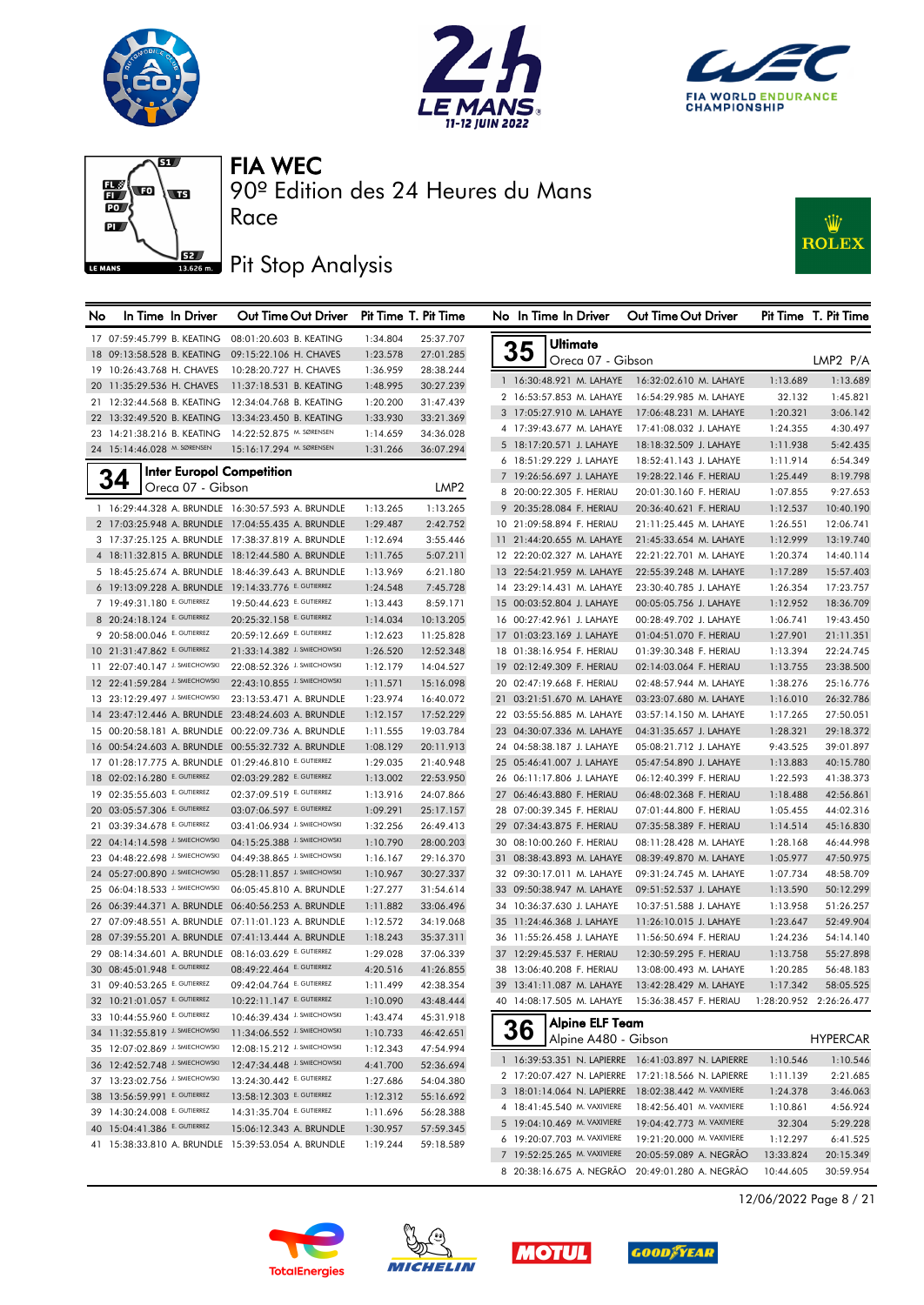# FIA WEC

90º Edition des 24 Heures du Mans

Race

## Pit Stop Analysis

| No | In Time | In Driver | Out Time | Out Driver | Pit Time | T. Pit Time |
|---|---|---|---|---|---|---|
| 17 | 07:59:45.799 | B. KEATING | 08:01:20.603 | B. KEATING | 1:34.804 | 25:37.707 |
| 18 | 09:13:58.528 | B. KEATING | 09:15:22.106 | H. CHAVES | 1:23.578 | 27:01.285 |
| 19 | 10:26:43.768 | H. CHAVES | 10:28:20.727 | H. CHAVES | 1:36.959 | 28:38.244 |
| 20 | 11:35:29.536 | H. CHAVES | 11:37:18.531 | B. KEATING | 1:48.995 | 30:27.239 |
| 21 | 12:32:44.568 | B. KEATING | 12:34:04.768 | B. KEATING | 1:20.200 | 31:47.439 |
| 22 | 13:32:49.520 | B. KEATING | 13:34:23.450 | B. KEATING | 1:33.930 | 33:21.369 |
| 23 | 14:21:38.216 | B. KEATING | 14:22:52.875 | M. SØRENSEN | 1:14.659 | 34:36.028 |
| 24 | 15:14:46.028 | M. SØRENSEN | 15:16:17.294 | M. SØRENSEN | 1:31.266 | 36:07.294 |

### 34 Inter Europol Competition — Oreca 07 - Gibson — LMP2

| No | In Time | In Driver | Out Time | Out Driver | Pit Time | T. Pit Time |
|---|---|---|---|---|---|---|
| 1 | 16:29:44.328 | A. BRUNDLE | 16:30:57.593 | A. BRUNDLE | 1:13.265 | 1:13.265 |
| 2 | 17:03:25.948 | A. BRUNDLE | 17:04:55.435 | A. BRUNDLE | 1:29.487 | 2:42.752 |
| 3 | 17:37:25.125 | A. BRUNDLE | 17:38:37.819 | A. BRUNDLE | 1:12.694 | 3:55.446 |
| 4 | 18:11:32.815 | A. BRUNDLE | 18:12:44.580 | A. BRUNDLE | 1:11.765 | 5:07.211 |
| 5 | 18:45:25.674 | A. BRUNDLE | 18:46:39.643 | A. BRUNDLE | 1:13.969 | 6:21.180 |
| 6 | 19:13:09.228 | A. BRUNDLE | 19:14:33.776 | E. GUTIERREZ | 1:24.548 | 7:45.728 |
| 7 | 19:49:31.180 | E. GUTIERREZ | 19:50:44.623 | E. GUTIERREZ | 1:13.443 | 8:59.171 |
| 8 | 20:24:18.124 | E. GUTIERREZ | 20:25:32.158 | E. GUTIERREZ | 1:14.034 | 10:13.205 |
| 9 | 20:58:00.046 | E. GUTIERREZ | 20:59:12.669 | E. GUTIERREZ | 1:12.623 | 11:25.828 |
| 10 | 21:31:47.862 | E. GUTIERREZ | 21:33:14.382 | J. SMIECHOWSKI | 1:26.520 | 12:52.348 |
| 11 | 22:07:40.147 | J. SMIECHOWSKI | 22:08:52.326 | J. SMIECHOWSKI | 1:12.179 | 14:04.527 |
| 12 | 22:41:59.284 | J. SMIECHOWSKI | 22:43:10.855 | J. SMIECHOWSKI | 1:11.571 | 15:16.098 |
| 13 | 23:12:29.497 | J. SMIECHOWSKI | 23:13:53.471 | A. BRUNDLE | 1:23.974 | 16:40.072 |
| 14 | 23:47:12.446 | A. BRUNDLE | 23:48:24.603 | A. BRUNDLE | 1:12.157 | 17:52.229 |
| 15 | 00:20:58.181 | A. BRUNDLE | 00:22:09.736 | A. BRUNDLE | 1:11.555 | 19:03.784 |
| 16 | 00:54:24.603 | A. BRUNDLE | 00:55:32.732 | A. BRUNDLE | 1:08.129 | 20:11.913 |
| 17 | 01:28:17.775 | A. BRUNDLE | 01:29:46.810 | E. GUTIERREZ | 1:29.035 | 21:40.948 |
| 18 | 02:02:16.280 | E. GUTIERREZ | 02:03:29.282 | E. GUTIERREZ | 1:13.002 | 22:53.950 |
| 19 | 02:35:55.603 | E. GUTIERREZ | 02:37:09.519 | E. GUTIERREZ | 1:13.916 | 24:07.866 |
| 20 | 03:05:57.306 | E. GUTIERREZ | 03:07:06.597 | E. GUTIERREZ | 1:09.291 | 25:17.157 |
| 21 | 03:39:34.678 | E. GUTIERREZ | 03:41:06.934 | J. SMIECHOWSKI | 1:32.256 | 26:49.413 |
| 22 | 04:14:14.598 | J. SMIECHOWSKI | 04:15:25.388 | J. SMIECHOWSKI | 1:10.790 | 28:00.203 |
| 23 | 04:48:22.698 | J. SMIECHOWSKI | 04:49:38.865 | J. SMIECHOWSKI | 1:16.167 | 29:16.370 |
| 24 | 05:27:00.890 | J. SMIECHOWSKI | 05:28:11.857 | J. SMIECHOWSKI | 1:10.967 | 30:27.337 |
| 25 | 06:04:18.533 | J. SMIECHOWSKI | 06:05:45.810 | A. BRUNDLE | 1:27.277 | 31:54.614 |
| 26 | 06:39:44.371 | A. BRUNDLE | 06:40:56.253 | A. BRUNDLE | 1:11.882 | 33:06.496 |
| 27 | 07:09:48.551 | A. BRUNDLE | 07:11:01.123 | A. BRUNDLE | 1:12.572 | 34:19.068 |
| 28 | 07:39:55.201 | A. BRUNDLE | 07:41:13.444 | A. BRUNDLE | 1:18.243 | 35:37.311 |
| 29 | 08:14:34.601 | A. BRUNDLE | 08:16:03.629 | E. GUTIERREZ | 1:29.028 | 37:06.339 |
| 30 | 08:45:01.948 | E. GUTIERREZ | 08:49:22.464 | E. GUTIERREZ | 4:20.516 | 41:26.855 |
| 31 | 09:40:53.265 | E. GUTIERREZ | 09:42:04.764 | E. GUTIERREZ | 1:11.499 | 42:38.354 |
| 32 | 10:21:01.057 | E. GUTIERREZ | 10:22:11.147 | E. GUTIERREZ | 1:10.090 | 43:48.444 |
| 33 | 10:44:55.960 | E. GUTIERREZ | 10:46:39.434 | J. SMIECHOWSKI | 1:43.474 | 45:31.918 |
| 34 | 11:32:55.819 | J. SMIECHOWSKI | 11:34:06.552 | J. SMIECHOWSKI | 1:10.733 | 46:42.651 |
| 35 | 12:07:02.869 | J. SMIECHOWSKI | 12:08:15.212 | J. SMIECHOWSKI | 1:12.343 | 47:54.994 |
| 36 | 12:42:52.748 | J. SMIECHOWSKI | 12:47:34.448 | J. SMIECHOWSKI | 4:41.700 | 52:36.694 |
| 37 | 13:23:02.756 | J. SMIECHOWSKI | 13:24:30.442 | E. GUTIERREZ | 1:27.686 | 54:04.380 |
| 38 | 13:56:59.991 | E. GUTIERREZ | 13:58:12.303 | E. GUTIERREZ | 1:12.312 | 55:16.692 |
| 39 | 14:30:24.008 | E. GUTIERREZ | 14:31:35.704 | E. GUTIERREZ | 1:11.696 | 56:28.388 |
| 40 | 15:04:41.386 | E. GUTIERREZ | 15:06:12.343 | A. BRUNDLE | 1:30.957 | 57:59.345 |
| 41 | 15:38:33.810 | A. BRUNDLE | 15:39:53.054 | A. BRUNDLE | 1:19.244 | 59:18.589 |

### 35 Ultimate — Oreca 07 - Gibson — LMP2 P/A

| No | In Time | In Driver | Out Time | Out Driver | Pit Time | T. Pit Time |
|---|---|---|---|---|---|---|
| 1 | 16:30:48.921 | M. LAHAYE | 16:32:02.610 | M. LAHAYE | 1:13.689 | 1:13.689 |
| 2 | 16:53:57.853 | M. LAHAYE | 16:54:29.985 | M. LAHAYE | 32.132 | 1:45.821 |
| 3 | 17:05:27.910 | M. LAHAYE | 17:06:48.231 | M. LAHAYE | 1:20.321 | 3:06.142 |
| 4 | 17:39:43.677 | M. LAHAYE | 17:41:08.032 | J. LAHAYE | 1:24.355 | 4:30.497 |
| 5 | 18:17:20.571 | J. LAHAYE | 18:18:32.509 | J. LAHAYE | 1:11.938 | 5:42.435 |
| 6 | 18:51:29.229 | J. LAHAYE | 18:52:41.143 | J. LAHAYE | 1:11.914 | 6:54.349 |
| 7 | 19:26:56.697 | J. LAHAYE | 19:28:22.146 | F. HERIAU | 1:25.449 | 8:19.798 |
| 8 | 20:00:22.305 | F. HERIAU | 20:01:30.160 | F. HERIAU | 1:07.855 | 9:27.653 |
| 9 | 20:35:28.084 | F. HERIAU | 20:36:40.621 | F. HERIAU | 1:12.537 | 10:40.190 |
| 10 | 21:09:58.894 | F. HERIAU | 21:11:25.445 | M. LAHAYE | 1:26.551 | 12:06.741 |
| 11 | 21:44:20.655 | M. LAHAYE | 21:45:33.654 | M. LAHAYE | 1:12.999 | 13:19.740 |
| 12 | 22:20:02.327 | M. LAHAYE | 22:21:22.701 | M. LAHAYE | 1:20.374 | 14:40.114 |
| 13 | 22:54:21.959 | M. LAHAYE | 22:55:39.248 | M. LAHAYE | 1:17.289 | 15:57.403 |
| 14 | 23:29:14.431 | M. LAHAYE | 23:30:40.785 | J. LAHAYE | 1:26.354 | 17:23.757 |
| 15 | 00:03:52.804 | J. LAHAYE | 00:05:05.756 | J. LAHAYE | 1:12.952 | 18:36.709 |
| 16 | 00:27:42.961 | J. LAHAYE | 00:28:49.702 | J. LAHAYE | 1:06.741 | 19:43.450 |
| 17 | 01:03:23.169 | J. LAHAYE | 01:04:51.070 | F. HERIAU | 1:27.901 | 21:11.351 |
| 18 | 01:38:16.954 | F. HERIAU | 01:39:30.348 | F. HERIAU | 1:13.394 | 22:24.745 |
| 19 | 02:12:49.309 | F. HERIAU | 02:14:03.064 | F. HERIAU | 1:13.755 | 23:38.500 |
| 20 | 02:47:19.668 | F. HERIAU | 02:48:57.944 | M. LAHAYE | 1:38.276 | 25:16.776 |
| 21 | 03:21:51.670 | M. LAHAYE | 03:23:07.680 | M. LAHAYE | 1:16.010 | 26:32.786 |
| 22 | 03:55:56.885 | M. LAHAYE | 03:57:14.150 | M. LAHAYE | 1:17.265 | 27:50.051 |
| 23 | 04:30:07.336 | M. LAHAYE | 04:31:35.657 | J. LAHAYE | 1:28.321 | 29:18.372 |
| 24 | 04:58:38.187 | J. LAHAYE | 05:08:21.712 | J. LAHAYE | 9:43.525 | 39:01.897 |
| 25 | 05:46:41.007 | J. LAHAYE | 05:47:54.890 | J. LAHAYE | 1:13.883 | 40:15.780 |
| 26 | 06:11:17.806 | J. LAHAYE | 06:12:40.399 | F. HERIAU | 1:22.593 | 41:38.373 |
| 27 | 06:46:43.880 | F. HERIAU | 06:48:02.368 | F. HERIAU | 1:18.488 | 42:56.861 |
| 28 | 07:00:39.345 | F. HERIAU | 07:01:44.800 | F. HERIAU | 1:05.455 | 44:02.316 |
| 29 | 07:34:43.875 | F. HERIAU | 07:35:58.389 | F. HERIAU | 1:14.514 | 45:16.830 |
| 30 | 08:10:00.260 | F. HERIAU | 08:11:28.428 | M. LAHAYE | 1:28.168 | 46:44.998 |
| 31 | 08:38:43.893 | M. LAHAYE | 08:39:49.870 | M. LAHAYE | 1:05.977 | 47:50.975 |
| 32 | 09:30:17.011 | M. LAHAYE | 09:31:24.745 | M. LAHAYE | 1:07.734 | 48:58.709 |
| 33 | 09:50:38.947 | M. LAHAYE | 09:51:52.537 | J. LAHAYE | 1:13.590 | 50:12.299 |
| 34 | 10:36:37.630 | J. LAHAYE | 10:37:51.588 | J. LAHAYE | 1:13.958 | 51:26.257 |
| 35 | 11:24:46.368 | J. LAHAYE | 11:26:10.015 | J. LAHAYE | 1:23.647 | 52:49.904 |
| 36 | 11:55:26.458 | J. LAHAYE | 11:56:50.694 | F. HERIAU | 1:24.236 | 54:14.140 |
| 37 | 12:29:45.537 | F. HERIAU | 12:30:59.295 | F. HERIAU | 1:13.758 | 55:27.898 |
| 38 | 13:06:40.208 | F. HERIAU | 13:08:00.493 | M. LAHAYE | 1:20.285 | 56:48.183 |
| 39 | 13:41:11.087 | M. LAHAYE | 13:42:28.429 | M. LAHAYE | 1:17.342 | 58:05.525 |
| 40 | 14:08:17.505 | M. LAHAYE | 15:36:38.457 | F. HERIAU | 1:28:20.952 | 2:26:26.477 |

### 36 Alpine ELF Team — Alpine A480 - Gibson — HYPERCAR

| No | In Time | In Driver | Out Time | Out Driver | Pit Time | T. Pit Time |
|---|---|---|---|---|---|---|
| 1 | 16:39:53.351 | N. LAPIERRE | 16:41:03.897 | N. LAPIERRE | 1:10.546 | 1:10.546 |
| 2 | 17:20:07.427 | N. LAPIERRE | 17:21:18.566 | N. LAPIERRE | 1:11.139 | 2:21.685 |
| 3 | 18:01:14.064 | N. LAPIERRE | 18:02:38.442 | M. VAXIVIERE | 1:24.378 | 3:46.063 |
| 4 | 18:41:45.540 | M. VAXIVIERE | 18:42:56.401 | M. VAXIVIERE | 1:10.861 | 4:56.924 |
| 5 | 19:04:10.469 | M. VAXIVIERE | 19:04:42.773 | M. VAXIVIERE | 32.304 | 5:29.228 |
| 6 | 19:20:07.703 | M. VAXIVIERE | 19:21:20.000 | M. VAXIVIERE | 1:12.297 | 6:41.525 |
| 7 | 19:52:25.265 | M. VAXIVIERE | 20:05:59.089 | A. NEGRÃO | 13:33.824 | 20:15.349 |
| 8 | 20:38:16.675 | A. NEGRÃO | 20:49:01.280 | A. NEGRÃO | 10:44.605 | 30:59.954 |

12/06/2022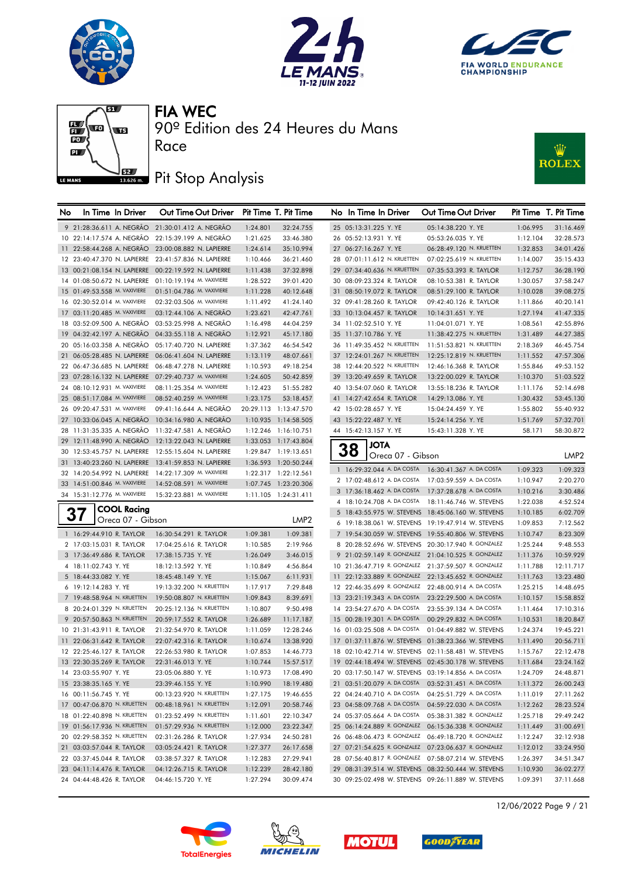# FIA WEC

## 90º Edition des 24 Heures du Mans

## Race

## Pit Stop Analysis

| No | In Time | In Driver | Out Time | Out Driver | Pit Time | T. Pit Time |
|---|---|---|---|---|---|---|
| 9 | 21:28:36.611 | A. NEGRÃO | 21:30:01.412 | A. NEGRÃO | 1:24.801 | 32:24.755 |
| 10 | 22:14:17.574 | A. NEGRÃO | 22:15:39.199 | A. NEGRÃO | 1:21.625 | 33:46.380 |
| 11 | 22:58:44.268 | A. NEGRÃO | 23:00:08.882 | N. LAPIERRE | 1:24.614 | 35:10.994 |
| 12 | 23:40:47.370 | N. LAPIERRE | 23:41:57.836 | N. LAPIERRE | 1:10.466 | 36:21.460 |
| 13 | 00:21:08.154 | N. LAPIERRE | 00:22:19.592 | N. LAPIERRE | 1:11.438 | 37:32.898 |
| 14 | 01:08:50.672 | N. LAPIERRE | 01:10:19.194 | M. VAXIVIERE | 1:28.522 | 39:01.420 |
| 15 | 01:49:53.558 | M. VAXIVIERE | 01:51:04.786 | M. VAXIVIERE | 1:11.228 | 40:12.648 |
| 16 | 02:30:52.014 | M. VAXIVIERE | 02:32:03.506 | M. VAXIVIERE | 1:11.492 | 41:24.140 |
| 17 | 03:11:20.485 | M. VAXIVIERE | 03:12:44.106 | A. NEGRÃO | 1:23.621 | 42:47.761 |
| 18 | 03:52:09.500 | A. NEGRÃO | 03:53:25.998 | A. NEGRÃO | 1:16.498 | 44:04.259 |
| 19 | 04:32:42.197 | A. NEGRÃO | 04:33:55.118 | A. NEGRÃO | 1:12.921 | 45:17.180 |
| 20 | 05:16:03.358 | A. NEGRÃO | 05:17:40.720 | N. LAPIERRE | 1:37.362 | 46:54.542 |
| 21 | 06:05:28.485 | N. LAPIERRE | 06:06:41.604 | N. LAPIERRE | 1:13.119 | 48:07.661 |
| 22 | 06:47:36.685 | N. LAPIERRE | 06:48:47.278 | N. LAPIERRE | 1:10.593 | 49:18.254 |
| 23 | 07:28:16.132 | N. LAPIERRE | 07:29:40.737 | M. VAXIVIERE | 1:24.605 | 50:42.859 |
| 24 | 08:10:12.931 | M. VAXIVIERE | 08:11:25.354 | M. VAXIVIERE | 1:12.423 | 51:55.282 |
| 25 | 08:51:17.084 | M. VAXIVIERE | 08:52:40.259 | M. VAXIVIERE | 1:23.175 | 53:18.457 |
| 26 | 09:20:47.531 | M. VAXIVIERE | 09:41:16.644 | A. NEGRÃO | 20:29.113 | 1:13:47.570 |
| 27 | 10:33:06.045 | A. NEGRÃO | 10:34:16.980 | A. NEGRÃO | 1:10.935 | 1:14:58.505 |
| 28 | 11:31:35.335 | A. NEGRÃO | 11:32:47.581 | A. NEGRÃO | 1:12.246 | 1:16:10.751 |
| 29 | 12:11:48.990 | A. NEGRÃO | 12:13:22.043 | N. LAPIERRE | 1:33.053 | 1:17:43.804 |
| 30 | 12:53:45.757 | N. LAPIERRE | 12:55:15.604 | N. LAPIERRE | 1:29.847 | 1:19:13.651 |
| 31 | 13:40:23.260 | N. LAPIERRE | 13:41:59.853 | N. LAPIERRE | 1:36.593 | 1:20:50.244 |
| 32 | 14:20:54.992 | N. LAPIERRE | 14:22:17.309 | M. VAXIVIERE | 1:22.317 | 1:22:12.561 |
| 33 | 14:51:00.846 | M. VAXIVIERE | 14:52:08.591 | M. VAXIVIERE | 1:07.745 | 1:23:20.306 |
| 34 | 15:31:12.776 | M. VAXIVIERE | 15:32:23.881 | M. VAXIVIERE | 1:11.105 | 1:24:31.411 |

### 37 COOL Racing — Oreca 07 - Gibson — LMP2

| No | In Time | In Driver | Out Time | Out Driver | Pit Time | T. Pit Time |
|---|---|---|---|---|---|---|
| 1 | 16:29:44.910 | R. TAYLOR | 16:30:54.291 | R. TAYLOR | 1:09.381 | 1:09.381 |
| 2 | 17:03:15.031 | R. TAYLOR | 17:04:25.616 | R. TAYLOR | 1:10.585 | 2:19.966 |
| 3 | 17:36:49.686 | R. TAYLOR | 17:38:15.735 | Y. YE | 1:26.049 | 3:46.015 |
| 4 | 18:11:02.743 | Y. YE | 18:12:13.592 | Y. YE | 1:10.849 | 4:56.864 |
| 5 | 18:44:33.082 | Y. YE | 18:45:48.149 | Y. YE | 1:15.067 | 6:11.931 |
| 6 | 19:12:14.283 | Y. YE | 19:13:32.200 | N. KRUETTEN | 1:17.917 | 7:29.848 |
| 7 | 19:48:58.964 | N. KRUETTEN | 19:50:08.807 | N. KRUETTEN | 1:09.843 | 8:39.691 |
| 8 | 20:24:01.329 | N. KRUETTEN | 20:25:12.136 | N. KRUETTEN | 1:10.807 | 9:50.498 |
| 9 | 20:57:50.863 | N. KRUETTEN | 20:59:17.552 | R. TAYLOR | 1:26.689 | 11:17.187 |
| 10 | 21:31:43.911 | R. TAYLOR | 21:32:54.970 | R. TAYLOR | 1:11.059 | 12:28.246 |
| 11 | 22:06:31.642 | R. TAYLOR | 22:07:42.316 | R. TAYLOR | 1:10.674 | 13:38.920 |
| 12 | 22:25:46.127 | R. TAYLOR | 22:26:53.980 | R. TAYLOR | 1:07.853 | 14:46.773 |
| 13 | 22:30:35.269 | R. TAYLOR | 22:31:46.013 | Y. YE | 1:10.744 | 15:57.517 |
| 14 | 23:03:55.907 | Y. YE | 23:05:06.880 | Y. YE | 1:10.973 | 17:08.490 |
| 15 | 23:38:35.165 | Y. YE | 23:39:46.155 | Y. YE | 1:10.990 | 18:19.480 |
| 16 | 00:11:56.745 | Y. YE | 00:13:23.920 | N. KRUETTEN | 1:27.175 | 19:46.655 |
| 17 | 00:47:06.870 | N. KRUETTEN | 00:48:18.961 | N. KRUETTEN | 1:12.091 | 20:58.746 |
| 18 | 01:22:40.898 | N. KRUETTEN | 01:23:52.499 | N. KRUETTEN | 1:11.601 | 22:10.347 |
| 19 | 01:56:17.936 | N. KRUETTEN | 01:57:29.936 | N. KRUETTEN | 1:12.000 | 23:22.347 |
| 20 | 02:29:58.352 | N. KRUETTEN | 02:31:26.286 | R. TAYLOR | 1:27.934 | 24:50.281 |
| 21 | 03:03:57.044 | R. TAYLOR | 03:05:24.421 | R. TAYLOR | 1:27.377 | 26:17.658 |
| 22 | 03:37:45.044 | R. TAYLOR | 03:38:57.327 | R. TAYLOR | 1:12.283 | 27:29.941 |
| 23 | 04:11:14.476 | R. TAYLOR | 04:12:26.715 | R. TAYLOR | 1:12.239 | 28:42.180 |
| 24 | 04:44:48.426 | R. TAYLOR | 04:46:15.720 | Y. YE | 1:27.294 | 30:09.474 |
| 25 | 05:13:31.225 | Y. YE | 05:14:38.220 | Y. YE | 1:06.995 | 31:16.469 |
| 26 | 05:52:13.931 | Y. YE | 05:53:26.035 | Y. YE | 1:12.104 | 32:28.573 |
| 27 | 06:27:16.267 | Y. YE | 06:28:49.120 | N. KRUETTEN | 1:32.853 | 34:01.426 |
| 28 | 07:01:11.612 | N. KRUETTEN | 07:02:25.619 | N. KRUETTEN | 1:14.007 | 35:15.433 |
| 29 | 07:34:40.636 | N. KRUETTEN | 07:35:53.393 | R. TAYLOR | 1:12.757 | 36:28.190 |
| 30 | 08:09:23.324 | R. TAYLOR | 08:10:53.381 | R. TAYLOR | 1:30.057 | 37:58.247 |
| 31 | 08:50:19.072 | R. TAYLOR | 08:51:29.100 | R. TAYLOR | 1:10.028 | 39:08.275 |
| 32 | 09:41:28.260 | R. TAYLOR | 09:42:40.126 | R. TAYLOR | 1:11.866 | 40:20.141 |
| 33 | 10:13:04.457 | R. TAYLOR | 10:14:31.651 | Y. YE | 1:27.194 | 41:47.335 |
| 34 | 11:02:52.510 | Y. YE | 11:04:01.071 | Y. YE | 1:08.561 | 42:55.896 |
| 35 | 11:37:10.786 | Y. YE | 11:38:42.275 | N. KRUETTEN | 1:31.489 | 44:27.385 |
| 36 | 11:49:35.452 | N. KRUETTEN | 11:51:53.821 | N. KRUETTEN | 2:18.369 | 46:45.754 |
| 37 | 12:24:01.267 | N. KRUETTEN | 12:25:12.819 | N. KRUETTEN | 1:11.552 | 47:57.306 |
| 38 | 12:44:20.522 | N. KRUETTEN | 12:46:16.368 | R. TAYLOR | 1:55.846 | 49:53.152 |
| 39 | 13:20:49.659 | R. TAYLOR | 13:22:00.029 | R. TAYLOR | 1:10.370 | 51:03.522 |
| 40 | 13:54:07.060 | R. TAYLOR | 13:55:18.236 | R. TAYLOR | 1:11.176 | 52:14.698 |
| 41 | 14:27:42.654 | R. TAYLOR | 14:29:13.086 | Y. YE | 1:30.432 | 53:45.130 |
| 42 | 15:02:28.657 | Y. YE | 15:04:24.459 | Y. YE | 1:55.802 | 55:40.932 |
| 43 | 15:22:22.487 | Y. YE | 15:24:14.256 | Y. YE | 1:51.769 | 57:32.701 |
| 44 | 15:42:13.157 | Y. YE | 15:43:11.328 | Y. YE | 58.171 | 58:30.872 |

### 38 JOTA — Oreca 07 - Gibson — LMP2

| No | In Time | In Driver | Out Time | Out Driver | Pit Time | T. Pit Time |
|---|---|---|---|---|---|---|
| 1 | 16:29:32.044 | A. DA COSTA | 16:30:41.367 | A. DA COSTA | 1:09.323 | 1:09.323 |
| 2 | 17:02:48.612 | A. DA COSTA | 17:03:59.559 | A. DA COSTA | 1:10.947 | 2:20.270 |
| 3 | 17:36:18.462 | A. DA COSTA | 17:37:28.678 | A. DA COSTA | 1:10.216 | 3:30.486 |
| 4 | 18:10:24.708 | A. DA COSTA | 18:11:46.746 | W. STEVENS | 1:22.038 | 4:52.524 |
| 5 | 18:43:55.975 | W. STEVENS | 18:45:06.160 | W. STEVENS | 1:10.185 | 6:02.709 |
| 6 | 19:18:38.061 | W. STEVENS | 19:19:47.914 | W. STEVENS | 1:09.853 | 7:12.562 |
| 7 | 19:54:30.059 | W. STEVENS | 19:55:40.806 | W. STEVENS | 1:10.747 | 8:23.309 |
| 8 | 20:28:52.696 | W. STEVENS | 20:30:17.940 | R. GONZALEZ | 1:25.244 | 9:48.553 |
| 9 | 21:02:59.149 | R. GONZALEZ | 21:04:10.525 | R. GONZALEZ | 1:11.376 | 10:59.929 |
| 10 | 21:36:47.719 | R. GONZALEZ | 21:37:59.507 | R. GONZALEZ | 1:11.788 | 12:11.717 |
| 11 | 22:12:33.889 | R. GONZALEZ | 22:13:45.652 | R. GONZALEZ | 1:11.763 | 13:23.480 |
| 12 | 22:46:35.699 | R. GONZALEZ | 22:48:00.914 | A. DA COSTA | 1:25.215 | 14:48.695 |
| 13 | 23:21:19.343 | A. DA COSTA | 23:22:29.500 | A. DA COSTA | 1:10.157 | 15:58.852 |
| 14 | 23:54:27.670 | A. DA COSTA | 23:55:39.134 | A. DA COSTA | 1:11.464 | 17:10.316 |
| 15 | 00:28:19.301 | A. DA COSTA | 00:29:29.832 | A. DA COSTA | 1:10.531 | 18:20.847 |
| 16 | 01:03:25.508 | A. DA COSTA | 01:04:49.882 | W. STEVENS | 1:24.374 | 19:45.221 |
| 17 | 01:37:11.876 | W. STEVENS | 01:38:23.366 | W. STEVENS | 1:11.490 | 20:56.711 |
| 18 | 02:10:42.714 | W. STEVENS | 02:11:58.481 | W. STEVENS | 1:15.767 | 22:12.478 |
| 19 | 02:44:18.494 | W. STEVENS | 02:45:30.178 | W. STEVENS | 1:11.684 | 23:24.162 |
| 20 | 03:17:50.147 | W. STEVENS | 03:19:14.856 | A. DA COSTA | 1:24.709 | 24:48.871 |
| 21 | 03:51:20.079 | A. DA COSTA | 03:52:31.451 | A. DA COSTA | 1:11.372 | 26:00.243 |
| 22 | 04:24:40.710 | A. DA COSTA | 04:25:51.729 | A. DA COSTA | 1:11.019 | 27:11.262 |
| 23 | 04:58:09.768 | A. DA COSTA | 04:59:22.030 | A. DA COSTA | 1:12.262 | 28:23.524 |
| 24 | 05:37:05.664 | A. DA COSTA | 05:38:31.382 | R. GONZALEZ | 1:25.718 | 29:49.242 |
| 25 | 06:14:24.889 | R. GONZALEZ | 06:15:36.338 | R. GONZALEZ | 1:11.449 | 31:00.691 |
| 26 | 06:48:06.473 | R. GONZALEZ | 06:49:18.720 | R. GONZALEZ | 1:12.247 | 32:12.938 |
| 27 | 07:21:54.625 | R. GONZALEZ | 07:23:06.637 | R. GONZALEZ | 1:12.012 | 33:24.950 |
| 28 | 07:56:40.817 | R. GONZALEZ | 07:58:07.214 | W. STEVENS | 1:26.397 | 34:51.347 |
| 29 | 08:31:39.514 | W. STEVENS | 08:32:50.444 | W. STEVENS | 1:10.930 | 36:02.277 |
| 30 | 09:25:02.498 | W. STEVENS | 09:26:11.889 | W. STEVENS | 1:09.391 | 37:11.668 |

12/06/2022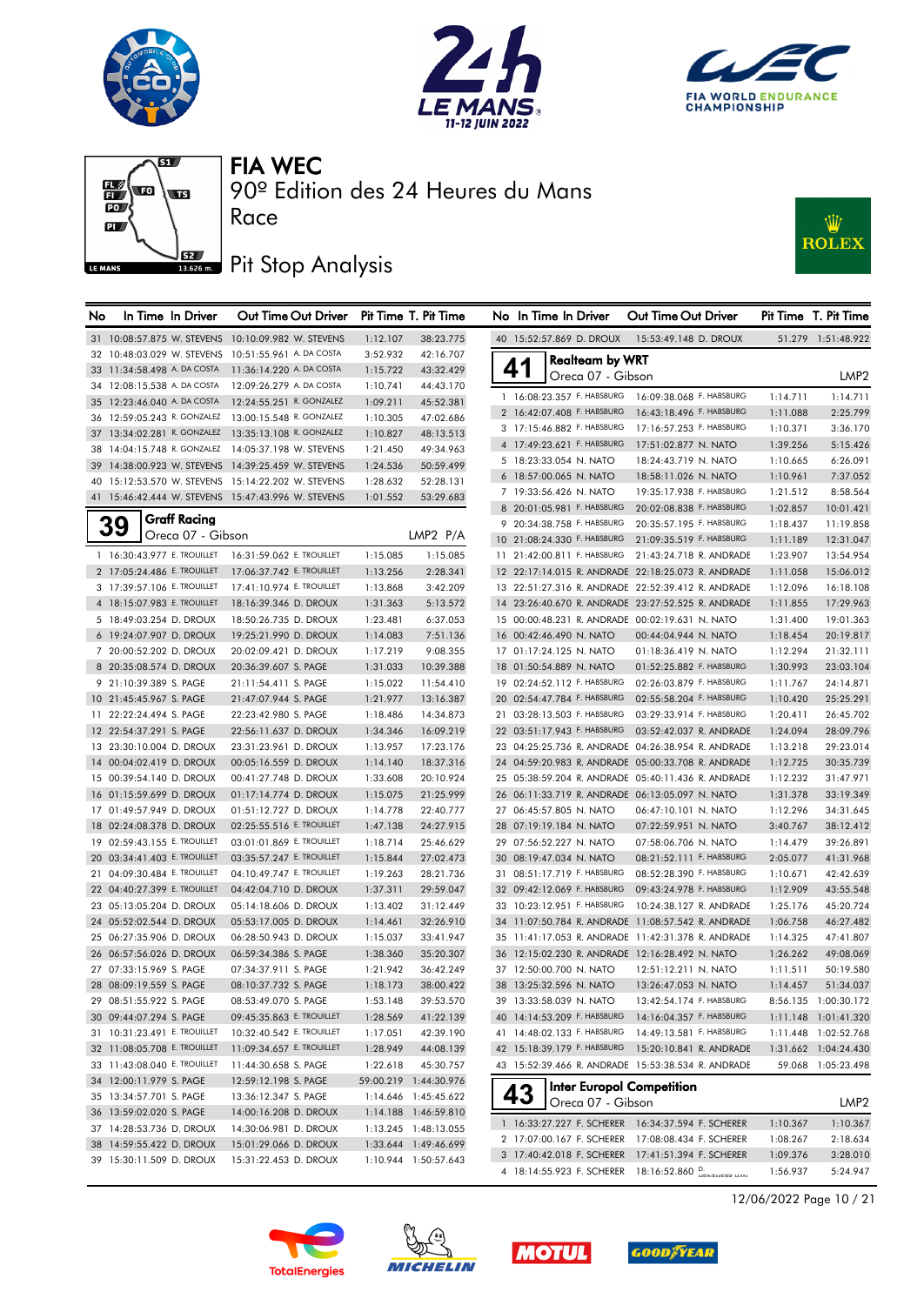# FIA WEC

## 90º Edition des 24 Heures du Mans

## Race

## Pit Stop Analysis

| No | In Time | In Driver | Out Time | Out Driver | Pit Time | T. Pit Time |
|---|---|---|---|---|---|---|
| 31 | 10:08:57.875 | W. STEVENS | 10:10:09.982 | W. STEVENS | 1:12.107 | 38:23.775 |
| 32 | 10:48:03.029 | W. STEVENS | 10:51:55.961 | A. DA COSTA | 3:52.932 | 42:16.707 |
| 33 | 11:34:58.498 | A. DA COSTA | 11:36:14.220 | A. DA COSTA | 1:15.722 | 43:32.429 |
| 34 | 12:08:15.538 | A. DA COSTA | 12:09:26.279 | A. DA COSTA | 1:10.741 | 44:43.170 |
| 35 | 12:23:46.040 | A. DA COSTA | 12:24:55.251 | R. GONZALEZ | 1:09.211 | 45:52.381 |
| 36 | 12:59:05.243 | R. GONZALEZ | 13:00:15.548 | R. GONZALEZ | 1:10.305 | 47:02.686 |
| 37 | 13:34:02.281 | R. GONZALEZ | 13:35:13.108 | R. GONZALEZ | 1:10.827 | 48:13.513 |
| 38 | 14:04:15.748 | R. GONZALEZ | 14:05:37.198 | W. STEVENS | 1:21.450 | 49:34.963 |
| 39 | 14:38:00.923 | W. STEVENS | 14:39:25.459 | W. STEVENS | 1:24.536 | 50:59.499 |
| 40 | 15:12:53.570 | W. STEVENS | 15:14:22.202 | W. STEVENS | 1:28.632 | 52:28.131 |
| 41 | 15:46:42.444 | W. STEVENS | 15:47:43.996 | W. STEVENS | 1:01.552 | 53:29.683 |

### 39 Graff Racing — Oreca 07 - Gibson — LMP2 P/A

| No | In Time | In Driver | Out Time | Out Driver | Pit Time | T. Pit Time |
|---|---|---|---|---|---|---|
| 1 | 16:30:43.977 | E. TROUILLET | 16:31:59.062 | E. TROUILLET | 1:15.085 | 1:15.085 |
| 2 | 17:05:24.486 | E. TROUILLET | 17:06:37.742 | E. TROUILLET | 1:13.256 | 2:28.341 |
| 3 | 17:39:57.106 | E. TROUILLET | 17:41:10.974 | E. TROUILLET | 1:13.868 | 3:42.209 |
| 4 | 18:15:07.983 | E. TROUILLET | 18:16:39.346 | D. DROUX | 1:31.363 | 5:13.572 |
| 5 | 18:49:03.254 | D. DROUX | 18:50:26.735 | D. DROUX | 1:23.481 | 6:37.053 |
| 6 | 19:24:07.907 | D. DROUX | 19:25:21.990 | D. DROUX | 1:14.083 | 7:51.136 |
| 7 | 20:00:52.202 | D. DROUX | 20:02:09.421 | D. DROUX | 1:17.219 | 9:08.355 |
| 8 | 20:35:08.574 | D. DROUX | 20:36:39.607 | S. PAGE | 1:31.033 | 10:39.388 |
| 9 | 21:10:39.389 | S. PAGE | 21:11:54.411 | S. PAGE | 1:15.022 | 11:54.410 |
| 10 | 21:45:45.967 | S. PAGE | 21:47:07.944 | S. PAGE | 1:21.977 | 13:16.387 |
| 11 | 22:22:24.494 | S. PAGE | 22:23:42.980 | S. PAGE | 1:18.486 | 14:34.873 |
| 12 | 22:54:37.291 | S. PAGE | 22:56:11.637 | D. DROUX | 1:34.346 | 16:09.219 |
| 13 | 23:30:10.004 | D. DROUX | 23:31:23.961 | D. DROUX | 1:13.957 | 17:23.176 |
| 14 | 00:04:02.419 | D. DROUX | 00:05:16.559 | D. DROUX | 1:14.140 | 18:37.316 |
| 15 | 00:39:54.140 | D. DROUX | 00:41:27.748 | D. DROUX | 1:33.608 | 20:10.924 |
| 16 | 01:15:59.699 | D. DROUX | 01:17:14.774 | D. DROUX | 1:15.075 | 21:25.999 |
| 17 | 01:49:57.949 | D. DROUX | 01:51:12.727 | D. DROUX | 1:14.778 | 22:40.777 |
| 18 | 02:24:08.378 | D. DROUX | 02:25:55.516 | E. TROUILLET | 1:47.138 | 24:27.915 |
| 19 | 02:59:43.155 | E. TROUILLET | 03:01:01.869 | E. TROUILLET | 1:18.714 | 25:46.629 |
| 20 | 03:34:41.403 | E. TROUILLET | 03:35:57.247 | E. TROUILLET | 1:15.844 | 27:02.473 |
| 21 | 04:09:30.484 | E. TROUILLET | 04:10:49.747 | E. TROUILLET | 1:19.263 | 28:21.736 |
| 22 | 04:40:27.399 | E. TROUILLET | 04:42:04.710 | D. DROUX | 1:37.311 | 29:59.047 |
| 23 | 05:13:05.204 | D. DROUX | 05:14:18.606 | D. DROUX | 1:13.402 | 31:12.449 |
| 24 | 05:52:02.544 | D. DROUX | 05:53:17.005 | D. DROUX | 1:14.461 | 32:26.910 |
| 25 | 06:27:35.906 | D. DROUX | 06:28:50.943 | D. DROUX | 1:15.037 | 33:41.947 |
| 26 | 06:57:56.026 | D. DROUX | 06:59:34.386 | S. PAGE | 1:38.360 | 35:20.307 |
| 27 | 07:33:15.969 | S. PAGE | 07:34:37.911 | S. PAGE | 1:21.942 | 36:42.249 |
| 28 | 08:09:19.559 | S. PAGE | 08:10:37.732 | S. PAGE | 1:18.173 | 38:00.422 |
| 29 | 08:51:55.922 | S. PAGE | 08:53:49.070 | S. PAGE | 1:53.148 | 39:53.570 |
| 30 | 09:44:07.294 | S. PAGE | 09:45:35.863 | E. TROUILLET | 1:28.569 | 41:22.139 |
| 31 | 10:31:23.491 | E. TROUILLET | 10:32:40.542 | E. TROUILLET | 1:17.051 | 42:39.190 |
| 32 | 11:08:05.708 | E. TROUILLET | 11:09:34.657 | E. TROUILLET | 1:28.949 | 44:08.139 |
| 33 | 11:43:08.040 | E. TROUILLET | 11:44:30.658 | S. PAGE | 1:22.618 | 45:30.757 |
| 34 | 12:00:11.979 | S. PAGE | 12:59:12.198 | S. PAGE | 59:00.219 | 1:44:30.976 |
| 35 | 13:34:57.701 | S. PAGE | 13:36:12.347 | S. PAGE | 1:14.646 | 1:45:45.622 |
| 36 | 13:59:02.020 | S. PAGE | 14:00:16.208 | D. DROUX | 1:14.188 | 1:46:59.810 |
| 37 | 14:28:53.736 | D. DROUX | 14:30:06.981 | D. DROUX | 1:13.245 | 1:48:13.055 |
| 38 | 14:59:55.422 | D. DROUX | 15:01:29.066 | D. DROUX | 1:33.644 | 1:49:46.699 |
| 39 | 15:30:11.509 | D. DROUX | 15:31:22.453 | D. DROUX | 1:10.944 | 1:50:57.643 |
| 40 | 15:52:57.869 | D. DROUX | 15:53:49.148 | D. DROUX | 51.279 | 1:51:48.922 |

### 41 Realteam by WRT — Oreca 07 - Gibson — LMP2

| No | In Time | In Driver | Out Time | Out Driver | Pit Time | T. Pit Time |
|---|---|---|---|---|---|---|
| 1 | 16:08:23.357 | F. HABSBURG | 16:09:38.068 | F. HABSBURG | 1:14.711 | 1:14.711 |
| 2 | 16:42:07.408 | F. HABSBURG | 16:43:18.496 | F. HABSBURG | 1:11.088 | 2:25.799 |
| 3 | 17:15:46.882 | F. HABSBURG | 17:16:57.253 | F. HABSBURG | 1:10.371 | 3:36.170 |
| 4 | 17:49:23.621 | F. HABSBURG | 17:51:02.877 | N. NATO | 1:39.256 | 5:15.426 |
| 5 | 18:23:33.054 | N. NATO | 18:24:43.719 | N. NATO | 1:10.665 | 6:26.091 |
| 6 | 18:57:00.065 | N. NATO | 18:58:11.026 | N. NATO | 1:10.961 | 7:37.052 |
| 7 | 19:33:56.426 | N. NATO | 19:35:17.938 | F. HABSBURG | 1:21.512 | 8:58.564 |
| 8 | 20:01:05.981 | F. HABSBURG | 20:02:08.838 | F. HABSBURG | 1:02.857 | 10:01.421 |
| 9 | 20:34:38.758 | F. HABSBURG | 20:35:57.195 | F. HABSBURG | 1:18.437 | 11:19.858 |
| 10 | 21:08:24.330 | F. HABSBURG | 21:09:35.519 | F. HABSBURG | 1:11.189 | 12:31.047 |
| 11 | 21:42:00.811 | F. HABSBURG | 21:43:24.718 | R. ANDRADE | 1:23.907 | 13:54.954 |
| 12 | 22:17:14.015 | R. ANDRADE | 22:18:25.073 | R. ANDRADE | 1:11.058 | 15:06.012 |
| 13 | 22:51:27.316 | R. ANDRADE | 22:52:39.412 | R. ANDRADE | 1:12.096 | 16:18.108 |
| 14 | 23:26:40.670 | R. ANDRADE | 23:27:52.525 | R. ANDRADE | 1:11.855 | 17:29.963 |
| 15 | 00:00:48.231 | R. ANDRADE | 00:02:19.631 | N. NATO | 1:31.400 | 19:01.363 |
| 16 | 00:42:46.490 | N. NATO | 00:44:04.944 | N. NATO | 1:18.454 | 20:19.817 |
| 17 | 01:17:24.125 | N. NATO | 01:18:36.419 | N. NATO | 1:12.294 | 21:32.111 |
| 18 | 01:50:54.889 | N. NATO | 01:52:25.882 | F. HABSBURG | 1:30.993 | 23:03.104 |
| 19 | 02:24:52.112 | F. HABSBURG | 02:26:03.879 | F. HABSBURG | 1:11.767 | 24:14.871 |
| 20 | 02:54:47.784 | F. HABSBURG | 02:55:58.204 | F. HABSBURG | 1:10.420 | 25:25.291 |
| 21 | 03:28:13.503 | F. HABSBURG | 03:29:33.914 | F. HABSBURG | 1:20.411 | 26:45.702 |
| 22 | 03:51:17.943 | F. HABSBURG | 03:52:42.037 | R. ANDRADE | 1:24.094 | 28:09.796 |
| 23 | 04:25:25.736 | R. ANDRADE | 04:26:38.954 | R. ANDRADE | 1:13.218 | 29:23.014 |
| 24 | 04:59:20.983 | R. ANDRADE | 05:00:33.708 | R. ANDRADE | 1:12.725 | 30:35.739 |
| 25 | 05:38:59.204 | R. ANDRADE | 05:40:11.436 | R. ANDRADE | 1:12.232 | 31:47.971 |
| 26 | 06:11:33.719 | R. ANDRADE | 06:13:05.097 | N. NATO | 1:31.378 | 33:19.349 |
| 27 | 06:45:57.805 | N. NATO | 06:47:10.101 | N. NATO | 1:12.296 | 34:31.645 |
| 28 | 07:19:19.184 | N. NATO | 07:22:59.951 | N. NATO | 3:40.767 | 38:12.412 |
| 29 | 07:56:52.227 | N. NATO | 07:58:06.706 | N. NATO | 1:14.479 | 39:26.891 |
| 30 | 08:19:47.034 | N. NATO | 08:21:52.111 | F. HABSBURG | 2:05.077 | 41:31.968 |
| 31 | 08:51:17.719 | F. HABSBURG | 08:52:28.390 | F. HABSBURG | 1:10.671 | 42:42.639 |
| 32 | 09:42:12.069 | F. HABSBURG | 09:43:24.978 | F. HABSBURG | 1:12.909 | 43:55.548 |
| 33 | 10:23:12.951 | F. HABSBURG | 10:24:38.127 | R. ANDRADE | 1:25.176 | 45:20.724 |
| 34 | 11:07:50.784 | R. ANDRADE | 11:08:57.542 | R. ANDRADE | 1:06.758 | 46:27.482 |
| 35 | 11:41:17.053 | R. ANDRADE | 11:42:31.378 | R. ANDRADE | 1:14.325 | 47:41.807 |
| 36 | 12:15:02.230 | R. ANDRADE | 12:16:28.492 | N. NATO | 1:26.262 | 49:08.069 |
| 37 | 12:50:00.700 | N. NATO | 12:51:12.211 | N. NATO | 1:11.511 | 50:19.580 |
| 38 | 13:25:32.596 | N. NATO | 13:26:47.053 | N. NATO | 1:14.457 | 51:34.037 |
| 39 | 13:33:58.039 | N. NATO | 13:42:54.174 | F. HABSBURG | 8:56.135 | 1:00:30.172 |
| 40 | 14:14:53.209 | F. HABSBURG | 14:16:04.357 | F. HABSBURG | 1:11.148 | 1:01:41.320 |
| 41 | 14:48:02.133 | F. HABSBURG | 14:49:13.581 | F. HABSBURG | 1:11.448 | 1:02:52.768 |
| 42 | 15:18:39.179 | F. HABSBURG | 15:20:10.841 | R. ANDRADE | 1:31.662 | 1:04:24.430 |
| 43 | 15:52:39.466 | R. ANDRADE | 15:53:38.534 | R. ANDRADE | 59.068 | 1:05:23.498 |

### 43 Inter Europol Competition — Oreca 07 - Gibson — LMP2

| No | In Time | In Driver | Out Time | Out Driver | Pit Time | T. Pit Time |
|---|---|---|---|---|---|---|
| 1 | 16:33:27.227 | F. SCHERER | 16:34:37.594 | F. SCHERER | 1:10.367 | 1:10.367 |
| 2 | 17:07:00.167 | F. SCHERER | 17:08:08.434 | F. SCHERER | 1:08.267 | 2:18.634 |
| 3 | 17:40:42.018 | F. SCHERER | 17:41:51.394 | F. SCHERER | 1:09.376 | 3:28.010 |
| 4 | 18:14:55.923 | F. SCHERER | 18:16:52.860 | D. HEINEMEIER HAN | 1:56.937 | 5:24.947 |

12/06/2022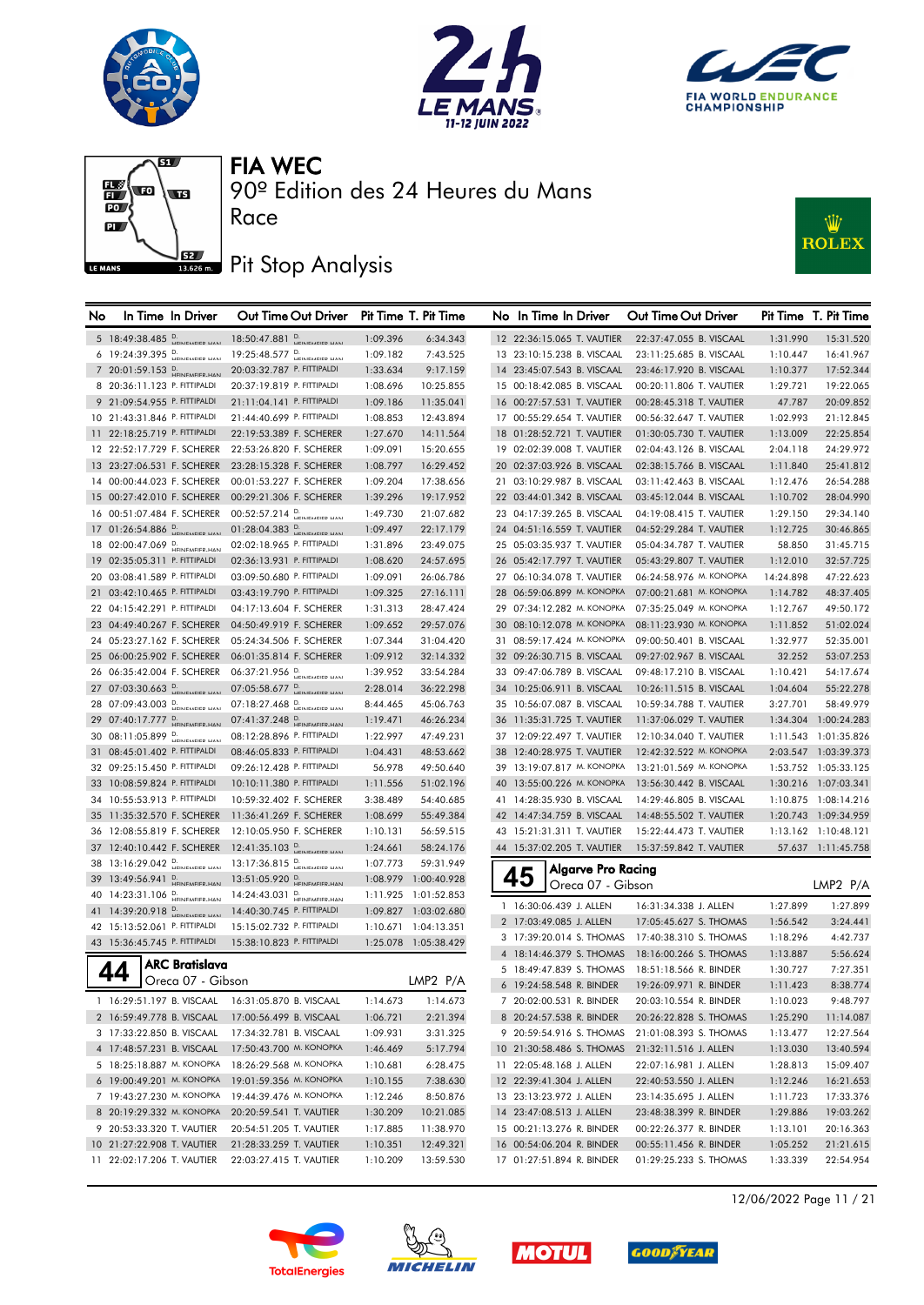# FIA WEC

90º Edition des 24 Heures du Mans

Race

## Pit Stop Analysis

| No | In Time | In Driver | Out Time | Out Driver | Pit Time | T. Pit Time |
|---|---|---|---|---|---|---|
| 5 | 18:49:38.485 | D. HEINEMEIER HAN | 18:50:47.881 | D. HEINEMEIER HAN | 1:09.396 | 6:34.343 |
| 6 | 19:24:39.395 | D. HEINEMEIER HAN | 19:25:48.577 | D. HEINEMEIER HAN | 1:09.182 | 7:43.525 |
| 7 | 20:01:59.153 | D. HEINEMEIER-HAN | 20:03:32.787 | P. FITTIPALDI | 1:33.634 | 9:17.159 |
| 8 | 20:36:11.123 | P. FITTIPALDI | 20:37:19.819 | P. FITTIPALDI | 1:08.696 | 10:25.855 |
| 9 | 21:09:54.955 | P. FITTIPALDI | 21:11:04.141 | P. FITTIPALDI | 1:09.186 | 11:35.041 |
| 10 | 21:43:31.846 | P. FITTIPALDI | 21:44:40.699 | P. FITTIPALDI | 1:08.853 | 12:43.894 |
| 11 | 22:18:25.719 | P. FITTIPALDI | 22:19:53.389 | F. SCHERER | 1:27.670 | 14:11.564 |
| 12 | 22:52:17.729 | F. SCHERER | 22:53:26.820 | F. SCHERER | 1:09.091 | 15:20.655 |
| 13 | 23:27:06.531 | F. SCHERER | 23:28:15.328 | F. SCHERER | 1:08.797 | 16:29.452 |
| 14 | 00:00:44.023 | F. SCHERER | 00:01:53.227 | F. SCHERER | 1:09.204 | 17:38.656 |
| 15 | 00:27:42.010 | F. SCHERER | 00:29:21.306 | F. SCHERER | 1:39.296 | 19:17.952 |
| 16 | 00:51:07.484 | F. SCHERER | 00:52:57.214 | D. HEINEMEIER HAN | 1:49.730 | 21:07.682 |
| 17 | 01:26:54.886 | D. HEINEMEIER HAN | 01:28:04.383 | D. HEINEMEIER HAN | 1:09.497 | 22:17.179 |
| 18 | 02:00:47.069 | D. HEINEMEIER-HAN | 02:02:18.965 | P. FITTIPALDI | 1:31.896 | 23:49.075 |
| 19 | 02:35:05.311 | P. FITTIPALDI | 02:36:13.931 | P. FITTIPALDI | 1:08.620 | 24:57.695 |
| 20 | 03:08:41.589 | P. FITTIPALDI | 03:09:50.680 | P. FITTIPALDI | 1:09.091 | 26:06.786 |
| 21 | 03:42:10.465 | P. FITTIPALDI | 03:43:19.790 | P. FITTIPALDI | 1:09.325 | 27:16.111 |
| 22 | 04:15:42.291 | P. FITTIPALDI | 04:17:13.604 | F. SCHERER | 1:31.313 | 28:47.424 |
| 23 | 04:49:40.267 | F. SCHERER | 04:50:49.919 | F. SCHERER | 1:09.652 | 29:57.076 |
| 24 | 05:23:27.162 | F. SCHERER | 05:24:34.506 | F. SCHERER | 1:07.344 | 31:04.420 |
| 25 | 06:00:25.902 | F. SCHERER | 06:01:35.814 | F. SCHERER | 1:09.912 | 32:14.332 |
| 26 | 06:35:42.004 | F. SCHERER | 06:37:21.956 | D. HEINEMEIER HAN | 1:39.952 | 33:54.284 |
| 27 | 07:03:30.663 | D. HEINEMEIER HAN | 07:05:58.677 | D. HEINEMEIER HAN | 2:28.014 | 36:22.298 |
| 28 | 07:09:43.003 | D. HEINEMEIER HAN | 07:18:27.468 | D. HEINEMEIER HAN | 8:44.465 | 45:06.763 |
| 29 | 07:40:17.777 | D. HEINEMEIER-HAN | 07:41:37.248 | D. HEINEMEIER-HAN | 1:19.471 | 46:26.234 |
| 30 | 08:11:05.899 | D. HEINEMEIER HAN | 08:12:28.896 | P. FITTIPALDI | 1:22.997 | 47:49.231 |
| 31 | 08:45:01.402 | P. FITTIPALDI | 08:46:05.833 | P. FITTIPALDI | 1:04.431 | 48:53.662 |
| 32 | 09:25:15.450 | P. FITTIPALDI | 09:26:12.428 | P. FITTIPALDI | 56.978 | 49:50.640 |
| 33 | 10:08:59.824 | P. FITTIPALDI | 10:10:11.380 | P. FITTIPALDI | 1:11.556 | 51:02.196 |
| 34 | 10:55:53.913 | P. FITTIPALDI | 10:59:32.402 | F. SCHERER | 3:38.489 | 54:40.685 |
| 35 | 11:35:32.570 | F. SCHERER | 11:36:41.269 | F. SCHERER | 1:08.699 | 55:49.384 |
| 36 | 12:08:55.819 | F. SCHERER | 12:10:05.950 | F. SCHERER | 1:10.131 | 56:59.515 |
| 37 | 12:40:10.442 | F. SCHERER | 12:41:35.103 | D. HEINEMEIER HAN | 1:24.661 | 58:24.176 |
| 38 | 13:16:29.042 | D. HEINEMEIER HAN | 13:17:36.815 | D. HEINEMEIER HAN | 1:07.773 | 59:31.949 |
| 39 | 13:49:56.941 | D. HEINEMEIER-HAN | 13:51:05.920 | D. HEINEMEIER-HAN | 1:08.979 | 1:00:40.928 |
| 40 | 14:23:31.106 | D. HEINEMEIER-HAN | 14:24:43.031 | D. HEINEMEIER-HAN | 1:11.925 | 1:01:52.853 |
| 41 | 14:39:20.918 | D. HEINEMEIER HAN | 14:40:30.745 | P. FITTIPALDI | 1:09.827 | 1:03:02.680 |
| 42 | 15:13:52.061 | P. FITTIPALDI | 15:15:02.732 | P. FITTIPALDI | 1:10.671 | 1:04:13.351 |
| 43 | 15:36:45.745 | P. FITTIPALDI | 15:38:10.823 | P. FITTIPALDI | 1:25.078 | 1:05:38.429 |

### 44 ARC Bratislava — Oreca 07 - Gibson — LMP2 P/A

| No | In Time | In Driver | Out Time | Out Driver | Pit Time | T. Pit Time |
|---|---|---|---|---|---|---|
| 1 | 16:29:51.197 | B. VISCAAL | 16:31:05.870 | B. VISCAAL | 1:14.673 | 1:14.673 |
| 2 | 16:59:49.778 | B. VISCAAL | 17:00:56.499 | B. VISCAAL | 1:06.721 | 2:21.394 |
| 3 | 17:33:22.850 | B. VISCAAL | 17:34:32.781 | B. VISCAAL | 1:09.931 | 3:31.325 |
| 4 | 17:48:57.231 | B. VISCAAL | 17:50:43.700 | M. KONOPKA | 1:46.469 | 5:17.794 |
| 5 | 18:25:18.887 | M. KONOPKA | 18:26:29.568 | M. KONOPKA | 1:10.681 | 6:28.475 |
| 6 | 19:00:49.201 | M. KONOPKA | 19:01:59.356 | M. KONOPKA | 1:10.155 | 7:38.630 |
| 7 | 19:43:27.230 | M. KONOPKA | 19:44:39.476 | M. KONOPKA | 1:12.246 | 8:50.876 |
| 8 | 20:19:29.332 | M. KONOPKA | 20:20:59.541 | T. VAUTIER | 1:30.209 | 10:21.085 |
| 9 | 20:53:33.320 | T. VAUTIER | 20:54:51.205 | T. VAUTIER | 1:17.885 | 11:38.970 |
| 10 | 21:27:22.908 | T. VAUTIER | 21:28:33.259 | T. VAUTIER | 1:10.351 | 12:49.321 |
| 11 | 22:02:17.206 | T. VAUTIER | 22:03:27.415 | T. VAUTIER | 1:10.209 | 13:59.530 |
| 12 | 22:36:15.065 | T. VAUTIER | 22:37:47.055 | B. VISCAAL | 1:31.990 | 15:31.520 |
| 13 | 23:10:15.238 | B. VISCAAL | 23:11:25.685 | B. VISCAAL | 1:10.447 | 16:41.967 |
| 14 | 23:45:07.543 | B. VISCAAL | 23:46:17.920 | B. VISCAAL | 1:10.377 | 17:52.344 |
| 15 | 00:18:42.085 | B. VISCAAL | 00:20:11.806 | T. VAUTIER | 1:29.721 | 19:22.065 |
| 16 | 00:27:57.531 | T. VAUTIER | 00:28:45.318 | T. VAUTIER | 47.787 | 20:09.852 |
| 17 | 00:55:29.654 | T. VAUTIER | 00:56:32.647 | T. VAUTIER | 1:02.993 | 21:12.845 |
| 18 | 01:28:52.721 | T. VAUTIER | 01:30:05.730 | T. VAUTIER | 1:13.009 | 22:25.854 |
| 19 | 02:02:39.008 | T. VAUTIER | 02:04:43.126 | B. VISCAAL | 2:04.118 | 24:29.972 |
| 20 | 02:37:03.926 | B. VISCAAL | 02:38:15.766 | B. VISCAAL | 1:11.840 | 25:41.812 |
| 21 | 03:10:29.987 | B. VISCAAL | 03:11:42.463 | B. VISCAAL | 1:12.476 | 26:54.288 |
| 22 | 03:44:01.342 | B. VISCAAL | 03:45:12.044 | B. VISCAAL | 1:10.702 | 28:04.990 |
| 23 | 04:17:39.265 | B. VISCAAL | 04:19:08.415 | T. VAUTIER | 1:29.150 | 29:34.140 |
| 24 | 04:51:16.559 | T. VAUTIER | 04:52:29.284 | T. VAUTIER | 1:12.725 | 30:46.865 |
| 25 | 05:03:35.937 | T. VAUTIER | 05:04:34.787 | T. VAUTIER | 58.850 | 31:45.715 |
| 26 | 05:42:17.797 | T. VAUTIER | 05:43:29.807 | T. VAUTIER | 1:12.010 | 32:57.725 |
| 27 | 06:10:34.078 | T. VAUTIER | 06:24:58.976 | M. KONOPKA | 14:24.898 | 47:22.623 |
| 28 | 06:59:06.899 | M. KONOPKA | 07:00:21.681 | M. KONOPKA | 1:14.782 | 48:37.405 |
| 29 | 07:34:12.282 | M. KONOPKA | 07:35:25.049 | M. KONOPKA | 1:12.767 | 49:50.172 |
| 30 | 08:10:12.078 | M. KONOPKA | 08:11:23.930 | M. KONOPKA | 1:11.852 | 51:02.024 |
| 31 | 08:59:17.424 | M. KONOPKA | 09:00:50.401 | B. VISCAAL | 1:32.977 | 52:35.001 |
| 32 | 09:26:30.715 | B. VISCAAL | 09:27:02.967 | B. VISCAAL | 32.252 | 53:07.253 |
| 33 | 09:47:06.789 | B. VISCAAL | 09:48:17.210 | B. VISCAAL | 1:10.421 | 54:17.674 |
| 34 | 10:25:06.911 | B. VISCAAL | 10:26:11.515 | B. VISCAAL | 1:04.604 | 55:22.278 |
| 35 | 10:56:07.087 | B. VISCAAL | 10:59:34.788 | T. VAUTIER | 3:27.701 | 58:49.979 |
| 36 | 11:35:31.725 | T. VAUTIER | 11:37:06.029 | T. VAUTIER | 1:34.304 | 1:00:24.283 |
| 37 | 12:09:22.497 | T. VAUTIER | 12:10:34.040 | T. VAUTIER | 1:11.543 | 1:01:35.826 |
| 38 | 12:40:28.975 | T. VAUTIER | 12:42:32.522 | M. KONOPKA | 2:03.547 | 1:03:39.373 |
| 39 | 13:19:07.817 | M. KONOPKA | 13:21:01.569 | M. KONOPKA | 1:53.752 | 1:05:33.125 |
| 40 | 13:55:00.226 | M. KONOPKA | 13:56:30.442 | B. VISCAAL | 1:30.216 | 1:07:03.341 |
| 41 | 14:28:35.930 | B. VISCAAL | 14:29:46.805 | B. VISCAAL | 1:10.875 | 1:08:14.216 |
| 42 | 14:47:34.759 | B. VISCAAL | 14:48:55.502 | T. VAUTIER | 1:20.743 | 1:09:34.959 |
| 43 | 15:21:31.311 | T. VAUTIER | 15:22:44.473 | T. VAUTIER | 1:13.162 | 1:10:48.121 |
| 44 | 15:37:02.205 | T. VAUTIER | 15:37:59.842 | T. VAUTIER | 57.637 | 1:11:45.758 |

### 45 Algarve Pro Racing — Oreca 07 - Gibson — LMP2 P/A

| No | In Time | In Driver | Out Time | Out Driver | Pit Time | T. Pit Time |
|---|---|---|---|---|---|---|
| 1 | 16:30:06.439 | J. ALLEN | 16:31:34.338 | J. ALLEN | 1:27.899 | 1:27.899 |
| 2 | 17:03:49.085 | J. ALLEN | 17:05:45.627 | S. THOMAS | 1:56.542 | 3:24.441 |
| 3 | 17:39:20.014 | S. THOMAS | 17:40:38.310 | S. THOMAS | 1:18.296 | 4:42.737 |
| 4 | 18:14:46.379 | S. THOMAS | 18:16:00.266 | S. THOMAS | 1:13.887 | 5:56.624 |
| 5 | 18:49:47.839 | S. THOMAS | 18:51:18.566 | R. BINDER | 1:30.727 | 7:27.351 |
| 6 | 19:24:58.548 | R. BINDER | 19:26:09.971 | R. BINDER | 1:11.423 | 8:38.774 |
| 7 | 20:02:00.531 | R. BINDER | 20:03:10.554 | R. BINDER | 1:10.023 | 9:48.797 |
| 8 | 20:24:57.538 | R. BINDER | 20:26:22.828 | S. THOMAS | 1:25.290 | 11:14.087 |
| 9 | 20:59:54.916 | S. THOMAS | 21:01:08.393 | S. THOMAS | 1:13.477 | 12:27.564 |
| 10 | 21:30:58.486 | S. THOMAS | 21:32:11.516 | J. ALLEN | 1:13.030 | 13:40.594 |
| 11 | 22:05:48.168 | J. ALLEN | 22:07:16.981 | J. ALLEN | 1:28.813 | 15:09.407 |
| 12 | 22:39:41.304 | J. ALLEN | 22:40:53.550 | J. ALLEN | 1:12.246 | 16:21.653 |
| 13 | 23:13:23.972 | J. ALLEN | 23:14:35.695 | J. ALLEN | 1:11.723 | 17:33.376 |
| 14 | 23:47:08.513 | J. ALLEN | 23:48:38.399 | R. BINDER | 1:29.886 | 19:03.262 |
| 15 | 00:21:13.276 | R. BINDER | 00:22:26.377 | R. BINDER | 1:13.101 | 20:16.363 |
| 16 | 00:54:06.204 | R. BINDER | 00:55:11.456 | R. BINDER | 1:05.252 | 21:21.615 |
| 17 | 01:27:51.894 | R. BINDER | 01:29:25.233 | S. THOMAS | 1:33.339 | 22:54.954 |

12/06/2022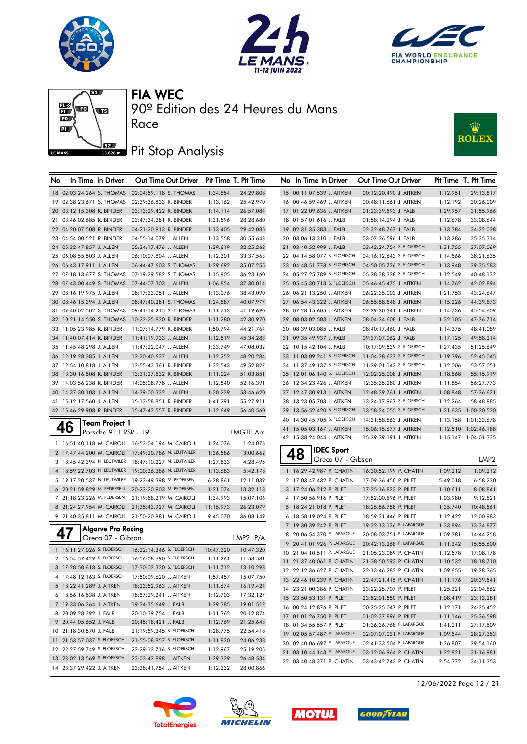# FIA WEC

90º Edition des 24 Heures du Mans

Race

## Pit Stop Analysis

| No | In Time | In Driver | Out Time | Out Driver | Pit Time | T. Pit Time |
|---|---|---|---|---|---|---|
| 18 | 02:03:24.264 | S. THOMAS | 02:04:59.118 | S. THOMAS | 1:34.854 | 24:29.808 |
| 19 | 02:38:23.671 | S. THOMAS | 02:39:36.833 | R. BINDER | 1:13.162 | 25:42.970 |
| 20 | 03:12:15.308 | R. BINDER | 03:13:29.422 | R. BINDER | 1:14.114 | 26:57.084 |
| 21 | 03:46:02.685 | R. BINDER | 03:47:34.281 | R. BINDER | 1:31.596 | 28:28.680 |
| 22 | 04:20:07.508 | R. BINDER | 04:21:20.913 | R. BINDER | 1:13.405 | 29:42.085 |
| 23 | 04:54:00.521 | R. BINDER | 04:55:14.079 | J. ALLEN | 1:13.558 | 30:55.643 |
| 24 | 05:32:47.857 | J. ALLEN | 05:34:17.476 | J. ALLEN | 1:29.619 | 32:25.262 |
| 25 | 06:08:55.503 | J. ALLEN | 06:10:07.804 | J. ALLEN | 1:12.301 | 33:37.563 |
| 26 | 06:43:17.911 | J. ALLEN | 06:44:47.603 | S. THOMAS | 1:29.692 | 35:07.255 |
| 27 | 07:18:13.677 | S. THOMAS | 07:19:29.582 | S. THOMAS | 1:15.905 | 36:23.160 |
| 28 | 07:43:00.449 | S. THOMAS | 07:44:07.303 | J. ALLEN | 1:06.854 | 37:30.014 |
| 29 | 08:16:19.975 | J. ALLEN | 08:17:33.051 | J. ALLEN | 1:13.076 | 38:43.090 |
| 30 | 08:46:15.394 | J. ALLEN | 08:47:40.281 | S. THOMAS | 1:24.887 | 40:07.977 |
| 31 | 09:40:02.502 | S. THOMAS | 09:41:14.215 | S. THOMAS | 1:11.713 | 41:19.690 |
| 32 | 10:21:14.550 | S. THOMAS | 10:22:25.830 | R. BINDER | 1:11.280 | 42:30.970 |
| 33 | 11:05:23.985 | R. BINDER | 11:07:14.779 | R. BINDER | 1:50.794 | 44:21.764 |
| 34 | 11:40:07.414 | R. BINDER | 11:41:19.933 | J. ALLEN | 1:12.519 | 45:34.283 |
| 35 | 11:45:48.298 | J. ALLEN | 11:47:22.047 | J. ALLEN | 1:33.749 | 47:08.032 |
| 36 | 12:19:28.385 | J. ALLEN | 12:20:40.637 | J. ALLEN | 1:12.252 | 48:20.284 |
| 37 | 12:54:10.818 | J. ALLEN | 12:55:43.361 | R. BINDER | 1:32.543 | 49:52.827 |
| 38 | 13:30:16.508 | R. BINDER | 13:31:27.532 | R. BINDER | 1:11.024 | 51:03.851 |
| 39 | 14:03:56.238 | R. BINDER | 14:05:08.778 | J. ALLEN | 1:12.540 | 52:16.391 |
| 40 | 14:37:30.103 | J. ALLEN | 14:39:00.332 | J. ALLEN | 1:30.229 | 53:46.620 |
| 41 | 15:12:17.560 | J. ALLEN | 15:13:58.851 | R. BINDER | 1:41.291 | 55:27.911 |
| 42 | 15:46:29.908 | R. BINDER | 15:47:42.557 | R. BINDER | 1:12.649 | 56:40.560 |

### 46 Team Project 1 — Porsche 911 RSR - 19 — LMGTE Am

| No | In Time | In Driver | Out Time | Out Driver | Pit Time | T. Pit Time |
|---|---|---|---|---|---|---|
| 1 | 16:51:40.118 | M. CAIROLI | 16:53:04.194 | M. CAIROLI | 1:24.076 | 1:24.076 |
| 2 | 17:47:44.200 | M. CAIROLI | 17:49:20.786 | N. LEUTWILER | 1:36.586 | 3:00.662 |
| 3 | 18:45:42.394 | N. LEUTWILER | 18:47:10.227 | N. LEUTWILER | 1:27.833 | 4:28.495 |
| 4 | 18:59:22.703 | N. LEUTWILER | 19:00:36.386 | N. LEUTWILER | 1:13.683 | 5:42.178 |
| 5 | 19:17:20.537 | N. LEUTWILER | 19:23:49.398 | M. PEDERSEN | 6:28.861 | 12:11.039 |
| 6 | 20:21:59.829 | M. PEDERSEN | 20:23:20.903 | M. PEDERSEN | 1:21.074 | 13:32.113 |
| 7 | 21:18:23.226 | M. PEDERSEN | 21:19:58.219 | M. CAIROLI | 1:34.993 | 15:07.106 |
| 8 | 21:24:27.954 | M. CAIROLI | 21:35:43.927 | M. CAIROLI | 11:15.973 | 26:23.079 |
| 9 | 21:40:35.811 | M. CAIROLI | 21:50:20.881 | M. CAIROLI | 9:45.070 | 36:08.149 |

### 47 Algarve Pro Racing — Oreca 07 - Gibson — LMP2 P/A

| No | In Time | In Driver | Out Time | Out Driver | Pit Time | T. Pit Time |
|---|---|---|---|---|---|---|
| 1 | 16:11:27.026 | S. FLOERSCH | 16:22:14.346 | S. FLOERSCH | 10:47.320 | 10:47.320 |
| 2 | 16:54:57.429 | S. FLOERSCH | 16:56:08.690 | S. FLOERSCH | 1:11.261 | 11:58.581 |
| 3 | 17:28:50.618 | S. FLOERSCH | 17:30:02.330 | S. FLOERSCH | 1:11.712 | 13:10.293 |
| 4 | 17:48:12.163 | S. FLOERSCH | 17:50:09.620 | J. AITKEN | 1:57.457 | 15:07.750 |
| 5 | 18:22:41.289 | J. AITKEN | 18:23:52.963 | J. AITKEN | 1:11.674 | 16:19.424 |
| 6 | 18:56:16.538 | J. AITKEN | 18:57:29.241 | J. AITKEN | 1:12.703 | 17:32.127 |
| 7 | 19:33:06.264 | J. AITKEN | 19:34:35.649 | J. FALB | 1:29.385 | 19:01.512 |
| 8 | 20:09:28.392 | J. FALB | 20:10:39.754 | J. FALB | 1:11.362 | 20:12.874 |
| 9 | 20:44:05.652 | J. FALB | 20:45:18.421 | J. FALB | 1:12.769 | 21:25.643 |
| 10 | 21:18:30.570 | J. FALB | 21:19:59.345 | S. FLOERSCH | 1:28.775 | 22:54.418 |
| 11 | 21:53:57.037 | S. FLOERSCH | 21:55:08.857 | S. FLOERSCH | 1:11.820 | 24:06.238 |
| 12 | 22:27:59.749 | S. FLOERSCH | 22:29:12.716 | S. FLOERSCH | 1:12.967 | 25:19.205 |
| 13 | 23:02:13.569 | S. FLOERSCH | 23:03:42.898 | J. AITKEN | 1:29.329 | 26:48.534 |
| 14 | 23:37:29.422 | J. AITKEN | 23:38:41.754 | J. AITKEN | 1:12.332 | 28:00.866 |
| 15 | 00:11:07.539 | J. AITKEN | 00:12:20.490 | J. AITKEN | 1:12.951 | 29:13.817 |
| 16 | 00:46:59.469 | J. AITKEN | 00:48:11.661 | J. AITKEN | 1:12.192 | 30:26.009 |
| 17 | 01:22:09.636 | J. AITKEN | 01:23:39.593 | J. FALB | 1:29.957 | 31:55.966 |
| 18 | 01:57:01.616 | J. FALB | 01:58:14.294 | J. FALB | 1:12.678 | 33:08.644 |
| 19 | 02:31:35.383 | J. FALB | 02:32:48.767 | J. FALB | 1:13.384 | 34:22.028 |
| 20 | 03:06:13.310 | J. FALB | 03:07:26.596 | J. FALB | 1:13.286 | 35:35.314 |
| 21 | 03:40:52.999 | J. FALB | 03:42:24.754 | S. FLOERSCH | 1:31.755 | 37:07.069 |
| 22 | 04:14:58.077 | S. FLOERSCH | 04:16:12.643 | S. FLOERSCH | 1:14.566 | 38:21.635 |
| 23 | 04:48:51.778 | S. FLOERSCH | 04:50:05.726 | S. FLOERSCH | 1:13.948 | 39:35.583 |
| 24 | 05:27:25.789 | S. FLOERSCH | 05:28:38.338 | S. FLOERSCH | 1:12.549 | 40:48.132 |
| 25 | 05:45:30.713 | S. FLOERSCH | 05:46:45.475 | J. AITKEN | 1:14.762 | 42:02.894 |
| 26 | 06:21:13.250 | J. AITKEN | 06:22:35.003 | J. AITKEN | 1:21.753 | 43:24.647 |
| 27 | 06:54:43.322 | J. AITKEN | 06:55:58.548 | J. AITKEN | 1:15.226 | 44:39.873 |
| 28 | 07:28:15.605 | J. AITKEN | 07:29:30.341 | J. AITKEN | 1:14.736 | 45:54.609 |
| 29 | 08:03:02.503 | J. AITKEN | 08:04:34.608 | J. FALB | 1:32.105 | 47:26.714 |
| 30 | 08:39:03.085 | J. FALB | 08:40:17.460 | J. FALB | 1:14.375 | 48:41.089 |
| 31 | 09:35:49.937 | J. FALB | 09:37:07.062 | J. FALB | 1:17.125 | 49:58.214 |
| 32 | 10:15:42.104 | J. FALB | 10:17:09.539 | S. FLOERSCH | 1:27.435 | 51:25.649 |
| 33 | 11:03:09.241 | S. FLOERSCH | 11:04:28.637 | S. FLOERSCH | 1:19.396 | 52:45.045 |
| 34 | 11:37:49.137 | S. FLOERSCH | 11:39:01.143 | S. FLOERSCH | 1:12.006 | 53:57.051 |
| 35 | 12:01:06.140 | S. FLOERSCH | 12:02:25.008 | J. AITKEN | 1:18.868 | 55:15.919 |
| 36 | 12:34:23.426 | J. AITKEN | 12:35:35.280 | J. AITKEN | 1:11.854 | 56:27.773 |
| 37 | 12:47:30.913 | J. AITKEN | 12:48:39.761 | J. AITKEN | 1:08.848 | 57:36.621 |
| 38 | 13:23:05.703 | J. AITKEN | 13:24:17.967 | S. FLOERSCH | 1:12.264 | 58:48.885 |
| 39 | 13:56:52.420 | S. FLOERSCH | 13:58:24.055 | S. FLOERSCH | 1:31.635 | 1:00:20.520 |
| 40 | 14:30:45.705 | S. FLOERSCH | 14:31:58.863 | J. AITKEN | 1:13.158 | 1:01:33.678 |
| 41 | 15:05:03.167 | J. AITKEN | 15:06:15.677 | J. AITKEN | 1:12.510 | 1:02:46.188 |
| 42 | 15:38:24.044 | J. AITKEN | 15:39:39.191 | J. AITKEN | 1:15.147 | 1:04:01.335 |

### 48 IDEC Sport — Oreca 07 - Gibson — LMP2

| No | In Time | In Driver | Out Time | Out Driver | Pit Time | T. Pit Time |
|---|---|---|---|---|---|---|
| 1 | 16:29:42.987 | P. CHATIN | 16:30:52.199 | P. CHATIN | 1:09.212 | 1:09.212 |
| 2 | 17:03:47.432 | P. CHATIN | 17:09:36.450 | P. PILET | 5:49.018 | 6:58.230 |
| 3 | 17:24:06.212 | P. PILET | 17:25:16.823 | P. PILET | 1:10.611 | 8:08.841 |
| 4 | 17:50:56.916 | P. PILET | 17:52:00.896 | P. PILET | 1:03.980 | 9:12.821 |
| 5 | 18:24:21.018 | P. PILET | 18:25:56.758 | P. PILET | 1:35.740 | 10:48.561 |
| 6 | 18:58:19.024 | P. PILET | 18:59:31.446 | P. PILET | 1:12.422 | 12:00.983 |
| 7 | 19:30:39.242 | P. PILET | 19:32:13.136 | P. LAFARGUE | 1:33.894 | 13:34.877 |
| 8 | 20:06:54.370 | P. LAFARGUE | 20:08:03.751 | P. LAFARGUE | 1:09.381 | 14:44.258 |
| 9 | 20:41:01.926 | P. LAFARGUE | 20:42:13.268 | P. LAFARGUE | 1:11.342 | 15:55.600 |
| 10 | 21:04:10.511 | P. LAFARGUE | 21:05:23.089 | P. CHATIN | 1:12.578 | 17:08.178 |
| 11 | 21:37:40.061 | P. CHATIN | 21:38:50.593 | P. CHATIN | 1:10.532 | 18:18.710 |
| 12 | 22:12:36.627 | P. CHATIN | 22:13:46.282 | P. CHATIN | 1:09.655 | 19:28.365 |
| 13 | 22:46:10.239 | P. CHATIN | 22:47:21.415 | P. CHATIN | 1:11.176 | 20:39.541 |
| 14 | 23:21:00.386 | P. CHATIN | 23:22:25.707 | P. PILET | 1:25.321 | 22:04.862 |
| 15 | 23:50:53.131 | P. PILET | 23:52:01.550 | P. PILET | 1:08.419 | 23:13.281 |
| 16 | 00:24:12.876 | P. PILET | 00:25:25.047 | P. PILET | 1:12.171 | 24:25.452 |
| 17 | 01:01:26.750 | P. PILET | 01:02:37.896 | P. PILET | 1:11.146 | 25:36.598 |
| 18 | 01:34:55.557 | P. PILET | 01:36:36.768 | P. LAFARGUE | 1:41.211 | 27:17.809 |
| 19 | 02:05:57.487 | P. LAFARGUE | 02:07:07.031 | P. LAFARGUE | 1:09.544 | 28:27.353 |
| 20 | 02:40:06.697 | P. LAFARGUE | 02:41:33.504 | P. LAFARGUE | 1:26.807 | 29:54.160 |
| 21 | 03:10:44.143 | P. LAFARGUE | 03:12:06.964 | P. CHATIN | 1:22.821 | 31:16.981 |
| 22 | 03:40:48.371 | P. CHATIN | 03:43:42.743 | P. CHATIN | 2:54.372 | 34:11.353 |

12/06/2022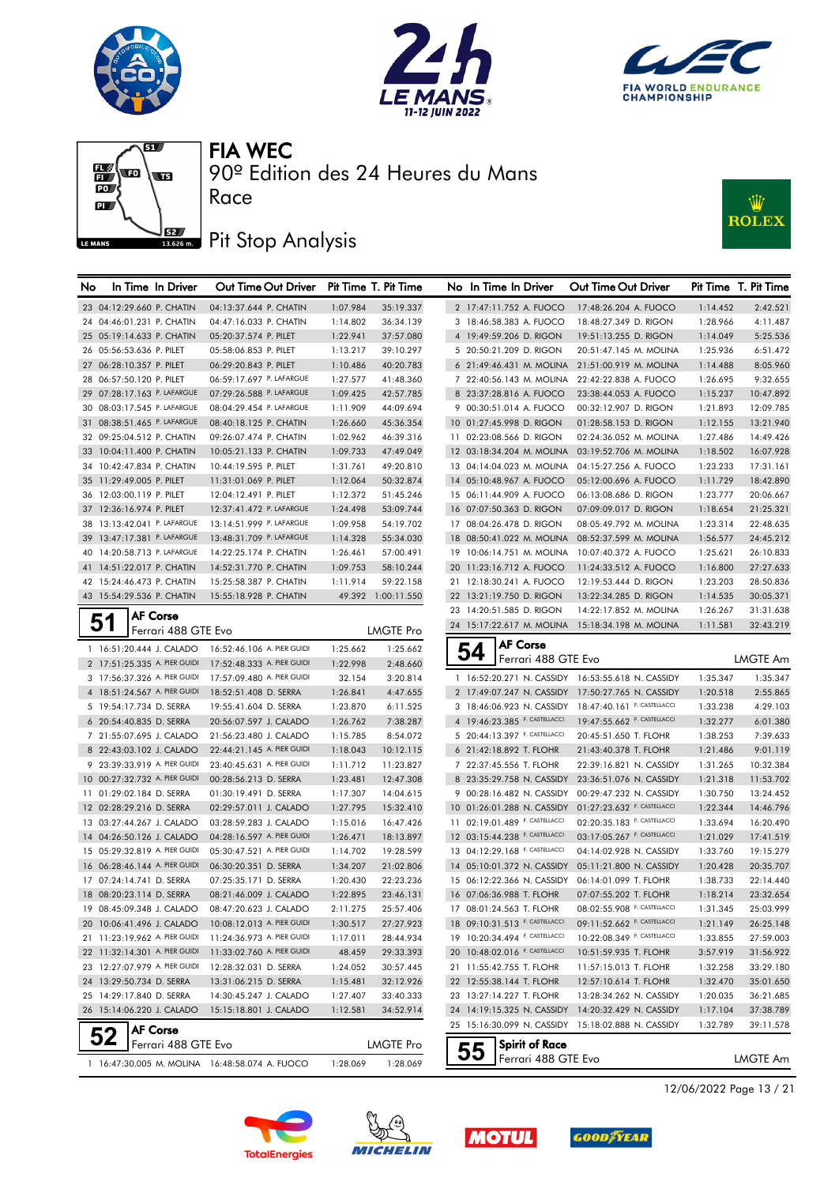# FIA WEC

## 90º Edition des 24 Heures du Mans

Race

## Pit Stop Analysis

| No | In Time | In Driver | Out Time | Out Driver | Pit Time | T. Pit Time |
|---|---|---|---|---|---|---|
| 23 | 04:12:29.660 | P. CHATIN | 04:13:37.644 | P. CHATIN | 1:07.984 | 35:19.337 |
| 24 | 04:46:01.231 | P. CHATIN | 04:47:16.033 | P. CHATIN | 1:14.802 | 36:34.139 |
| 25 | 05:19:14.633 | P. CHATIN | 05:20:37.574 | P. PILET | 1:22.941 | 37:57.080 |
| 26 | 05:56:53.636 | P. PILET | 05:58:06.853 | P. PILET | 1:13.217 | 39:10.297 |
| 27 | 06:28:10.357 | P. PILET | 06:29:20.843 | P. PILET | 1:10.486 | 40:20.783 |
| 28 | 06:57:50.120 | P. PILET | 06:59:17.697 | P. LAFARGUE | 1:27.577 | 41:48.360 |
| 29 | 07:28:17.163 | P. LAFARGUE | 07:29:26.588 | P. LAFARGUE | 1:09.425 | 42:57.785 |
| 30 | 08:03:17.545 | P. LAFARGUE | 08:04:29.454 | P. LAFARGUE | 1:11.909 | 44:09.694 |
| 31 | 08:38:51.465 | P. LAFARGUE | 08:40:18.125 | P. CHATIN | 1:26.660 | 45:36.354 |
| 32 | 09:25:04.512 | P. CHATIN | 09:26:07.474 | P. CHATIN | 1:02.962 | 46:39.316 |
| 33 | 10:04:11.400 | P. CHATIN | 10:05:21.133 | P. CHATIN | 1:09.733 | 47:49.049 |
| 34 | 10:42:47.834 | P. CHATIN | 10:44:19.595 | P. PILET | 1:31.761 | 49:20.810 |
| 35 | 11:29:49.005 | P. PILET | 11:31:01.069 | P. PILET | 1:12.064 | 50:32.874 |
| 36 | 12:03:00.119 | P. PILET | 12:04:12.491 | P. PILET | 1:12.372 | 51:45.246 |
| 37 | 12:36:16.974 | P. PILET | 12:37:41.472 | P. LAFARGUE | 1:24.498 | 53:09.744 |
| 38 | 13:13:42.041 | P. LAFARGUE | 13:14:51.999 | P. LAFARGUE | 1:09.958 | 54:19.702 |
| 39 | 13:47:17.381 | P. LAFARGUE | 13:48:31.709 | P. LAFARGUE | 1:14.328 | 55:34.030 |
| 40 | 14:20:58.713 | P. LAFARGUE | 14:22:25.174 | P. CHATIN | 1:26.461 | 57:00.491 |
| 41 | 14:51:22.017 | P. CHATIN | 14:52:31.770 | P. CHATIN | 1:09.753 | 58:10.244 |
| 42 | 15:24:46.473 | P. CHATIN | 15:25:58.387 | P. CHATIN | 1:11.914 | 59:22.158 |
| 43 | 15:54:29.536 | P. CHATIN | 15:55:18.928 | P. CHATIN | 49.392 | 1:00:11.550 |

### 51 AF Corse — Ferrari 488 GTE Evo — LMGTE Pro

| No | In Time | In Driver | Out Time | Out Driver | Pit Time | T. Pit Time |
|---|---|---|---|---|---|---|
| 1 | 16:51:20.444 | J. CALADO | 16:52:46.106 | A. PIER GUIDI | 1:25.662 | 1:25.662 |
| 2 | 17:51:25.335 | A. PIER GUIDI | 17:52:48.333 | A. PIER GUIDI | 1:22.998 | 2:48.660 |
| 3 | 17:56:37.326 | A. PIER GUIDI | 17:57:09.480 | A. PIER GUIDI | 32.154 | 3:20.814 |
| 4 | 18:51:24.567 | A. PIER GUIDI | 18:52:51.408 | D. SERRA | 1:26.841 | 4:47.655 |
| 5 | 19:54:17.734 | D. SERRA | 19:55:41.604 | D. SERRA | 1:23.870 | 6:11.525 |
| 6 | 20:54:40.835 | D. SERRA | 20:56:07.597 | J. CALADO | 1:26.762 | 7:38.287 |
| 7 | 21:55:07.695 | J. CALADO | 21:56:23.480 | J. CALADO | 1:15.785 | 8:54.072 |
| 8 | 22:43:03.102 | J. CALADO | 22:44:21.145 | A. PIER GUIDI | 1:18.043 | 10:12.115 |
| 9 | 23:39:33.919 | A. PIER GUIDI | 23:40:45.631 | A. PIER GUIDI | 1:11.712 | 11:23.827 |
| 10 | 00:27:32.732 | A. PIER GUIDI | 00:28:56.213 | D. SERRA | 1:23.481 | 12:47.308 |
| 11 | 01:29:02.184 | D. SERRA | 01:30:19.491 | D. SERRA | 1:17.307 | 14:04.615 |
| 12 | 02:28:29.216 | D. SERRA | 02:29:57.011 | J. CALADO | 1:27.795 | 15:32.410 |
| 13 | 03:27:44.267 | J. CALADO | 03:28:59.283 | J. CALADO | 1:15.016 | 16:47.426 |
| 14 | 04:26:50.126 | J. CALADO | 04:28:16.597 | A. PIER GUIDI | 1:26.471 | 18:13.897 |
| 15 | 05:29:32.819 | A. PIER GUIDI | 05:30:47.521 | A. PIER GUIDI | 1:14.702 | 19:28.599 |
| 16 | 06:28:46.144 | A. PIER GUIDI | 06:30:20.351 | D. SERRA | 1:34.207 | 21:02.806 |
| 17 | 07:24:14.741 | D. SERRA | 07:25:35.171 | D. SERRA | 1:20.430 | 22:23.236 |
| 18 | 08:20:23.114 | D. SERRA | 08:21:46.009 | J. CALADO | 1:22.895 | 23:46.131 |
| 19 | 08:45:09.348 | J. CALADO | 08:47:20.623 | J. CALADO | 2:11.275 | 25:57.406 |
| 20 | 10:06:41.496 | J. CALADO | 10:08:12.013 | A. PIER GUIDI | 1:30.517 | 27:27.923 |
| 21 | 11:23:19.962 | A. PIER GUIDI | 11:24:36.973 | A. PIER GUIDI | 1:17.011 | 28:44.934 |
| 22 | 11:32:14.301 | A. PIER GUIDI | 11:33:02.760 | A. PIER GUIDI | 48.459 | 29:33.393 |
| 23 | 12:27:07.979 | A. PIER GUIDI | 12:28:32.031 | D. SERRA | 1:24.052 | 30:57.445 |
| 24 | 13:29:50.734 | D. SERRA | 13:31:06.215 | D. SERRA | 1:15.481 | 32:12.926 |
| 25 | 14:29:17.840 | D. SERRA | 14:30:45.247 | J. CALADO | 1:27.407 | 33:40.333 |
| 26 | 15:14:06.220 | J. CALADO | 15:15:18.801 | J. CALADO | 1:12.581 | 34:52.914 |

### 52 AF Corse — Ferrari 488 GTE Evo — LMGTE Pro

| No | In Time | In Driver | Out Time | Out Driver | Pit Time | T. Pit Time |
|---|---|---|---|---|---|---|
| 1 | 16:47:30.005 | M. MOLINA | 16:48:58.074 | A. FUOCO | 1:28.069 | 1:28.069 |
| 2 | 17:47:11.752 | A. FUOCO | 17:48:26.204 | A. FUOCO | 1:14.452 | 2:42.521 |
| 3 | 18:46:58.383 | A. FUOCO | 18:48:27.349 | D. RIGON | 1:28.966 | 4:11.487 |
| 4 | 19:49:59.206 | D. RIGON | 19:51:13.255 | D. RIGON | 1:14.049 | 5:25.536 |
| 5 | 20:50:21.209 | D. RIGON | 20:51:47.145 | M. MOLINA | 1:25.936 | 6:51.472 |
| 6 | 21:49:46.431 | M. MOLINA | 21:51:00.919 | M. MOLINA | 1:14.488 | 8:05.960 |
| 7 | 22:40:56.143 | M. MOLINA | 22:42:22.838 | A. FUOCO | 1:26.695 | 9:32.655 |
| 8 | 23:37:28.816 | A. FUOCO | 23:38:44.053 | A. FUOCO | 1:15.237 | 10:47.892 |
| 9 | 00:30:51.014 | A. FUOCO | 00:32:12.907 | D. RIGON | 1:21.893 | 12:09.785 |
| 10 | 01:27:45.998 | D. RIGON | 01:28:58.153 | D. RIGON | 1:12.155 | 13:21.940 |
| 11 | 02:23:08.566 | D. RIGON | 02:24:36.052 | M. MOLINA | 1:27.486 | 14:49.426 |
| 12 | 03:18:34.204 | M. MOLINA | 03:19:52.706 | M. MOLINA | 1:18.502 | 16:07.928 |
| 13 | 04:14:04.023 | M. MOLINA | 04:15:27.256 | A. FUOCO | 1:23.233 | 17:31.161 |
| 14 | 05:10:48.967 | A. FUOCO | 05:12:00.696 | A. FUOCO | 1:11.729 | 18:42.890 |
| 15 | 06:11:44.909 | A. FUOCO | 06:13:08.686 | D. RIGON | 1:23.777 | 20:06.667 |
| 16 | 07:07:50.363 | D. RIGON | 07:09:09.017 | D. RIGON | 1:18.654 | 21:25.321 |
| 17 | 08:04:26.478 | D. RIGON | 08:05:49.792 | M. MOLINA | 1:23.314 | 22:48.635 |
| 18 | 08:50:41.022 | M. MOLINA | 08:52:37.599 | M. MOLINA | 1:56.577 | 24:45.212 |
| 19 | 10:06:14.751 | M. MOLINA | 10:07:40.372 | A. FUOCO | 1:25.621 | 26:10.833 |
| 20 | 11:23:16.712 | A. FUOCO | 11:24:33.512 | A. FUOCO | 1:16.800 | 27:27.633 |
| 21 | 12:18:30.241 | A. FUOCO | 12:19:53.444 | D. RIGON | 1:23.203 | 28:50.836 |
| 22 | 13:21:19.750 | D. RIGON | 13:22:34.285 | D. RIGON | 1:14.535 | 30:05.371 |
| 23 | 14:20:51.585 | D. RIGON | 14:22:17.852 | M. MOLINA | 1:26.267 | 31:31.638 |
| 24 | 15:17:22.617 | M. MOLINA | 15:18:34.198 | M. MOLINA | 1:11.581 | 32:43.219 |

### 54 AF Corse — Ferrari 488 GTE Evo — LMGTE Am

| No | In Time | In Driver | Out Time | Out Driver | Pit Time | T. Pit Time |
|---|---|---|---|---|---|---|
| 1 | 16:52:20.271 | N. CASSIDY | 16:53:55.618 | N. CASSIDY | 1:35.347 | 1:35.347 |
| 2 | 17:49:07.247 | N. CASSIDY | 17:50:27.765 | N. CASSIDY | 1:20.518 | 2:55.865 |
| 3 | 18:46:06.923 | N. CASSIDY | 18:47:40.161 | F. CASTELLACCI | 1:33.238 | 4:29.103 |
| 4 | 19:46:23.385 | F. CASTELLACCI | 19:47:55.662 | F. CASTELLACCI | 1:32.277 | 6:01.380 |
| 5 | 20:44:13.397 | F. CASTELLACCI | 20:45:51.650 | T. FLOHR | 1:38.253 | 7:39.633 |
| 6 | 21:42:18.892 | T. FLOHR | 21:43:40.378 | T. FLOHR | 1:21.486 | 9:01.119 |
| 7 | 22:37:45.556 | T. FLOHR | 22:39:16.821 | N. CASSIDY | 1:31.265 | 10:32.384 |
| 8 | 23:35:29.758 | N. CASSIDY | 23:36:51.076 | N. CASSIDY | 1:21.318 | 11:53.702 |
| 9 | 00:28:16.482 | N. CASSIDY | 00:29:47.232 | N. CASSIDY | 1:30.750 | 13:24.452 |
| 10 | 01:26:01.288 | N. CASSIDY | 01:27:23.632 | F. CASTELLACCI | 1:22.344 | 14:46.796 |
| 11 | 02:19:01.489 | F. CASTELLACCI | 02:20:35.183 | F. CASTELLACCI | 1:33.694 | 16:20.490 |
| 12 | 03:15:44.238 | F. CASTELLACCI | 03:17:05.267 | F. CASTELLACCI | 1:21.029 | 17:41.519 |
| 13 | 04:12:29.168 | F. CASTELLACCI | 04:14:02.928 | N. CASSIDY | 1:33.760 | 19:15.279 |
| 14 | 05:10:01.372 | N. CASSIDY | 05:11:21.800 | N. CASSIDY | 1:20.428 | 20:35.707 |
| 15 | 06:12:22.366 | N. CASSIDY | 06:14:01.099 | T. FLOHR | 1:38.733 | 22:14.440 |
| 16 | 07:06:36.988 | T. FLOHR | 07:07:55.202 | T. FLOHR | 1:18.214 | 23:32.654 |
| 17 | 08:01:24.563 | T. FLOHR | 08:02:55.908 | F. CASTELLACCI | 1:31.345 | 25:03.999 |
| 18 | 09:10:31.513 | F. CASTELLACCI | 09:11:52.662 | F. CASTELLACCI | 1:21.149 | 26:25.148 |
| 19 | 10:20:34.494 | F. CASTELLACCI | 10:22:08.349 | F. CASTELLACCI | 1:33.855 | 27:59.003 |
| 20 | 10:48:02.016 | F. CASTELLACCI | 10:51:59.935 | T. FLOHR | 3:57.919 | 31:56.922 |
| 21 | 11:55:42.755 | T. FLOHR | 11:57:15.013 | T. FLOHR | 1:32.258 | 33:29.180 |
| 22 | 12:55:38.144 | T. FLOHR | 12:57:10.614 | T. FLOHR | 1:32.470 | 35:01.650 |
| 23 | 13:27:14.227 | T. FLOHR | 13:28:34.262 | N. CASSIDY | 1:20.035 | 36:21.685 |
| 24 | 14:19:15.325 | N. CASSIDY | 14:20:32.429 | N. CASSIDY | 1:17.104 | 37:38.789 |
| 25 | 15:16:30.099 | N. CASSIDY | 15:18:02.888 | N. CASSIDY | 1:32.789 | 39:11.578 |

### 55 Spirit of Race — Ferrari 488 GTE Evo — LMGTE Am

12/06/2022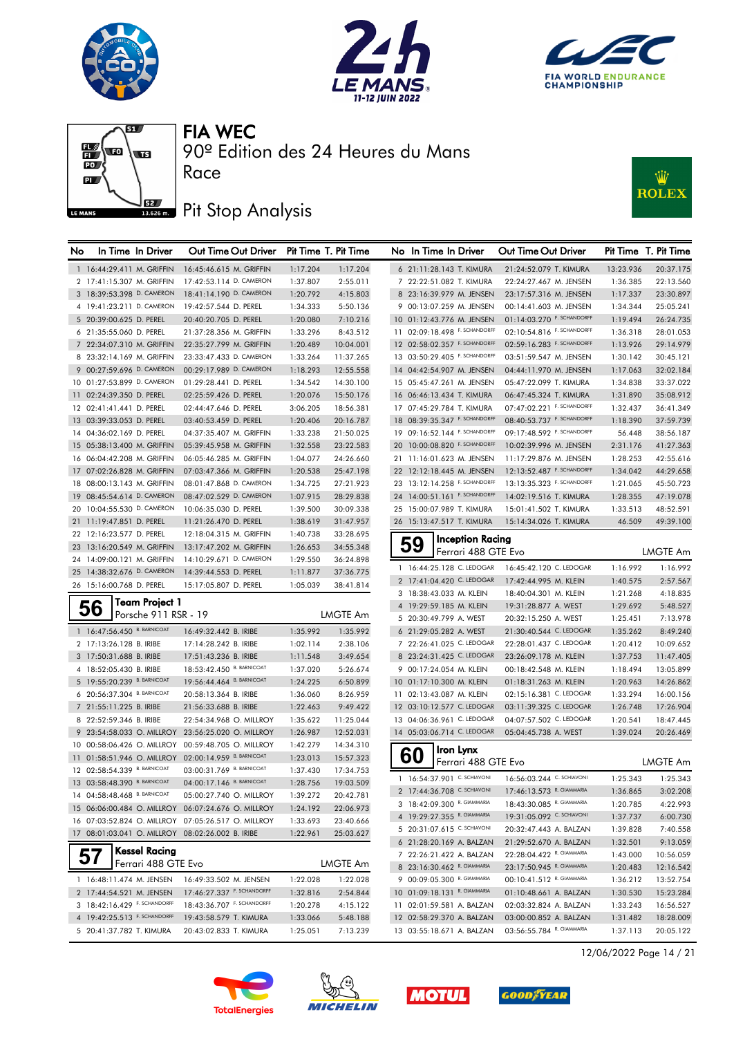# FIA WEC

90º Edition des 24 Heures du Mans

Race

Pit Stop Analysis

| No | In Time | In Driver | Out Time | Out Driver | Pit Time | T. Pit Time |
|---|---|---|---|---|---|---|
| 1 | 16:44:29.411 | M. GRIFFIN | 16:45:46.615 | M. GRIFFIN | 1:17.204 | 1:17.204 |
| 2 | 17:41:15.307 | M. GRIFFIN | 17:42:53.114 | D. CAMERON | 1:37.807 | 2:55.011 |
| 3 | 18:39:53.398 | D. CAMERON | 18:41:14.190 | D. CAMERON | 1:20.792 | 4:15.803 |
| 4 | 19:41:23.211 | D. CAMERON | 19:42:57.544 | D. PEREL | 1:34.333 | 5:50.136 |
| 5 | 20:39:00.625 | D. PEREL | 20:40:20.705 | D. PEREL | 1:20.080 | 7:10.216 |
| 6 | 21:35:55.060 | D. PEREL | 21:37:28.356 | M. GRIFFIN | 1:33.296 | 8:43.512 |
| 7 | 22:34:07.310 | M. GRIFFIN | 22:35:27.799 | M. GRIFFIN | 1:20.489 | 10:04.001 |
| 8 | 23:32:14.169 | M. GRIFFIN | 23:33:47.433 | D. CAMERON | 1:33.264 | 11:37.265 |
| 9 | 00:27:59.696 | D. CAMERON | 00:29:17.989 | D. CAMERON | 1:18.293 | 12:55.558 |
| 10 | 01:27:53.899 | D. CAMERON | 01:29:28.441 | D. PEREL | 1:34.542 | 14:30.100 |
| 11 | 02:24:39.350 | D. PEREL | 02:25:59.426 | D. PEREL | 1:20.076 | 15:50.176 |
| 12 | 02:41:41.441 | D. PEREL | 02:44:47.646 | D. PEREL | 3:06.205 | 18:56.381 |
| 13 | 03:39:33.053 | D. PEREL | 03:40:53.459 | D. PEREL | 1:20.406 | 20:16.787 |
| 14 | 04:36:02.169 | D. PEREL | 04:37:35.407 | M. GRIFFIN | 1:33.238 | 21:50.025 |
| 15 | 05:38:13.400 | M. GRIFFIN | 05:39:45.958 | M. GRIFFIN | 1:32.558 | 23:22.583 |
| 16 | 06:04:42.208 | M. GRIFFIN | 06:05:46.285 | M. GRIFFIN | 1:04.077 | 24:26.660 |
| 17 | 07:02:26.828 | M. GRIFFIN | 07:03:47.366 | M. GRIFFIN | 1:20.538 | 25:47.198 |
| 18 | 08:00:13.143 | M. GRIFFIN | 08:01:47.868 | D. CAMERON | 1:34.725 | 27:21.923 |
| 19 | 08:45:54.614 | D. CAMERON | 08:47:02.529 | D. CAMERON | 1:07.915 | 28:29.838 |
| 20 | 10:04:55.530 | D. CAMERON | 10:06:35.030 | D. PEREL | 1:39.500 | 30:09.338 |
| 21 | 11:19:47.851 | D. PEREL | 11:21:26.470 | D. PEREL | 1:38.619 | 31:47.957 |
| 22 | 12:16:23.577 | D. PEREL | 12:18:04.315 | M. GRIFFIN | 1:40.738 | 33:28.695 |
| 23 | 13:16:20.549 | M. GRIFFIN | 13:17:47.202 | M. GRIFFIN | 1:26.653 | 34:55.348 |
| 24 | 14:09:00.121 | M. GRIFFIN | 14:10:29.671 | D. CAMERON | 1:29.550 | 36:24.898 |
| 25 | 14:38:32.676 | D. CAMERON | 14:39:44.553 | D. PEREL | 1:11.877 | 37:36.775 |
| 26 | 15:16:00.768 | D. PEREL | 15:17:05.807 | D. PEREL | 1:05.039 | 38:41.814 |

## 56 Team Project 1 — Porsche 911 RSR - 19 — LMGTE Am

| No | In Time | In Driver | Out Time | Out Driver | Pit Time | T. Pit Time |
|---|---|---|---|---|---|---|
| 1 | 16:47:56.450 | B. BARNICOAT | 16:49:32.442 | B. IRIBE | 1:35.992 | 1:35.992 |
| 2 | 17:13:26.128 | B. IRIBE | 17:14:28.242 | B. IRIBE | 1:02.114 | 2:38.106 |
| 3 | 17:50:31.688 | B. IRIBE | 17:51:43.236 | B. IRIBE | 1:11.548 | 3:49.654 |
| 4 | 18:52:05.430 | B. IRIBE | 18:53:42.450 | B. BARNICOAT | 1:37.020 | 5:26.674 |
| 5 | 19:55:20.239 | B. BARNICOAT | 19:56:44.464 | B. BARNICOAT | 1:24.225 | 6:50.899 |
| 6 | 20:56:37.304 | B. BARNICOAT | 20:58:13.364 | B. IRIBE | 1:36.060 | 8:26.959 |
| 7 | 21:55:11.225 | B. IRIBE | 21:56:33.688 | B. IRIBE | 1:22.463 | 9:49.422 |
| 8 | 22:52:59.346 | B. IRIBE | 22:54:34.968 | O. MILLROY | 1:35.622 | 11:25.044 |
| 9 | 23:54:58.033 | O. MILLROY | 23:56:25.020 | O. MILLROY | 1:26.987 | 12:52.031 |
| 10 | 00:58:06.426 | O. MILLROY | 00:59:48.705 | O. MILLROY | 1:42.279 | 14:34.310 |
| 11 | 01:58:51.946 | O. MILLROY | 02:00:14.959 | B. BARNICOAT | 1:23.013 | 15:57.323 |
| 12 | 02:58:54.339 | B. BARNICOAT | 03:00:31.769 | B. BARNICOAT | 1:37.430 | 17:34.753 |
| 13 | 03:58:48.390 | B. BARNICOAT | 04:00:17.146 | B. BARNICOAT | 1:28.756 | 19:03.509 |
| 14 | 04:58:48.468 | B. BARNICOAT | 05:00:27.740 | O. MILLROY | 1:39.272 | 20:42.781 |
| 15 | 06:06:00.484 | O. MILLROY | 06:07:24.676 | O. MILLROY | 1:24.192 | 22:06.973 |
| 16 | 07:03:52.824 | O. MILLROY | 07:05:26.517 | O. MILLROY | 1:33.693 | 23:40.666 |
| 17 | 08:01:03.041 | O. MILLROY | 08:02:26.002 | B. IRIBE | 1:22.961 | 25:03.627 |

## 57 Kessel Racing — Ferrari 488 GTE Evo — LMGTE Am

| No | In Time | In Driver | Out Time | Out Driver | Pit Time | T. Pit Time |
|---|---|---|---|---|---|---|
| 1 | 16:48:11.474 | M. JENSEN | 16:49:33.502 | M. JENSEN | 1:22.028 | 1:22.028 |
| 2 | 17:44:54.521 | M. JENSEN | 17:46:27.337 | F. SCHANDORFF | 1:32.816 | 2:54.844 |
| 3 | 18:42:16.429 | F. SCHANDORFF | 18:43:36.707 | F. SCHANDORFF | 1:20.278 | 4:15.122 |
| 4 | 19:42:25.513 | F. SCHANDORFF | 19:43:58.579 | T. KIMURA | 1:33.066 | 5:48.188 |
| 5 | 20:41:37.782 | T. KIMURA | 20:43:02.833 | T. KIMURA | 1:25.051 | 7:13.239 |
| 6 | 21:11:28.143 | T. KIMURA | 21:24:52.079 | T. KIMURA | 13:23.936 | 20:37.175 |
| 7 | 22:22:51.082 | T. KIMURA | 22:24:27.467 | M. JENSEN | 1:36.385 | 22:13.560 |
| 8 | 23:16:39.979 | M. JENSEN | 23:17:57.316 | M. JENSEN | 1:17.337 | 23:30.897 |
| 9 | 00:13:07.259 | M. JENSEN | 00:14:41.603 | M. JENSEN | 1:34.344 | 25:05.241 |
| 10 | 01:12:43.776 | M. JENSEN | 01:14:03.270 | F. SCHANDORFF | 1:19.494 | 26:24.735 |
| 11 | 02:09:18.498 | F. SCHANDORFF | 02:10:54.816 | F. SCHANDORFF | 1:36.318 | 28:01.053 |
| 12 | 02:58:02.357 | F. SCHANDORFF | 02:59:16.283 | F. SCHANDORFF | 1:13.926 | 29:14.979 |
| 13 | 03:50:29.405 | F. SCHANDORFF | 03:51:59.547 | M. JENSEN | 1:30.142 | 30:45.121 |
| 14 | 04:42:54.907 | M. JENSEN | 04:44:11.970 | M. JENSEN | 1:17.063 | 32:02.184 |
| 15 | 05:45:47.261 | M. JENSEN | 05:47:22.099 | T. KIMURA | 1:34.838 | 33:37.022 |
| 16 | 06:46:13.434 | T. KIMURA | 06:47:45.324 | T. KIMURA | 1:31.890 | 35:08.912 |
| 17 | 07:45:29.784 | T. KIMURA | 07:47:02.221 | F. SCHANDORFF | 1:32.437 | 36:41.349 |
| 18 | 08:39:35.347 | F. SCHANDORFF | 08:40:53.737 | F. SCHANDORFF | 1:18.390 | 37:59.739 |
| 19 | 09:16:52.144 | F. SCHANDORFF | 09:17:48.592 | F. SCHANDORFF | 56.448 | 38:56.187 |
| 20 | 10:00:08.820 | F. SCHANDORFF | 10:02:39.996 | M. JENSEN | 2:31.176 | 41:27.363 |
| 21 | 11:16:01.623 | M. JENSEN | 11:17:29.876 | M. JENSEN | 1:28.253 | 42:55.616 |
| 22 | 12:12:18.445 | M. JENSEN | 12:13:52.487 | F. SCHANDORFF | 1:34.042 | 44:29.658 |
| 23 | 13:12:14.258 | F. SCHANDORFF | 13:13:35.323 | F. SCHANDORFF | 1:21.065 | 45:50.723 |
| 24 | 14:00:51.161 | F. SCHANDORFF | 14:02:19.516 | T. KIMURA | 1:28.355 | 47:19.078 |
| 25 | 15:00:07.989 | T. KIMURA | 15:01:41.502 | T. KIMURA | 1:33.513 | 48:52.591 |
| 26 | 15:13:47.517 | T. KIMURA | 15:14:34.026 | T. KIMURA | 46.509 | 49:39.100 |

## 59 Inception Racing — Ferrari 488 GTE Evo — LMGTE Am

| No | In Time | In Driver | Out Time | Out Driver | Pit Time | T. Pit Time |
|---|---|---|---|---|---|---|
| 1 | 16:44:25.128 | C. LEDOGAR | 16:45:42.120 | C. LEDOGAR | 1:16.992 | 1:16.992 |
| 2 | 17:41:04.420 | C. LEDOGAR | 17:42:44.995 | M. KLEIN | 1:40.575 | 2:57.567 |
| 3 | 18:38:43.033 | M. KLEIN | 18:40:04.301 | M. KLEIN | 1:21.268 | 4:18.835 |
| 4 | 19:29:59.185 | M. KLEIN | 19:31:28.877 | A. WEST | 1:29.692 | 5:48.527 |
| 5 | 20:30:49.799 | A. WEST | 20:32:15.250 | A. WEST | 1:25.451 | 7:13.978 |
| 6 | 21:29:05.282 | A. WEST | 21:30:40.544 | C. LEDOGAR | 1:35.262 | 8:49.240 |
| 7 | 22:26:41.025 | C. LEDOGAR | 22:28:01.437 | C. LEDOGAR | 1:20.412 | 10:09.652 |
| 8 | 23:24:31.425 | C. LEDOGAR | 23:26:09.178 | M. KLEIN | 1:37.753 | 11:47.405 |
| 9 | 00:17:24.054 | M. KLEIN | 00:18:42.548 | M. KLEIN | 1:18.494 | 13:05.899 |
| 10 | 01:17:10.300 | M. KLEIN | 01:18:31.263 | M. KLEIN | 1:20.963 | 14:26.862 |
| 11 | 02:13:43.087 | M. KLEIN | 02:15:16.381 | C. LEDOGAR | 1:33.294 | 16:00.156 |
| 12 | 03:10:12.577 | C. LEDOGAR | 03:11:39.325 | C. LEDOGAR | 1:26.748 | 17:26.904 |
| 13 | 04:06:36.961 | C. LEDOGAR | 04:07:57.502 | C. LEDOGAR | 1:20.541 | 18:47.445 |
| 14 | 05:03:06.714 | C. LEDOGAR | 05:04:45.738 | A. WEST | 1:39.024 | 20:26.469 |

## 60 Iron Lynx — Ferrari 488 GTE Evo — LMGTE Am

| No | In Time | In Driver | Out Time | Out Driver | Pit Time | T. Pit Time |
|---|---|---|---|---|---|---|
| 1 | 16:54:37.901 | C. SCHIAVONI | 16:56:03.244 | C. SCHIAVONI | 1:25.343 | 1:25.343 |
| 2 | 17:44:36.708 | C. SCHIAVONI | 17:46:13.573 | R. GIAMMARIA | 1:36.865 | 3:02.208 |
| 3 | 18:42:09.300 | R. GIAMMARIA | 18:43:30.085 | R. GIAMMARIA | 1:20.785 | 4:22.993 |
| 4 | 19:29:27.355 | R. GIAMMARIA | 19:31:05.092 | C. SCHIAVONI | 1:37.737 | 6:00.730 |
| 5 | 20:31:07.615 | C. SCHIAVONI | 20:32:47.443 | A. BALZAN | 1:39.828 | 7:40.558 |
| 6 | 21:28:20.169 | A. BALZAN | 21:29:52.670 | A. BALZAN | 1:32.501 | 9:13.059 |
| 7 | 22:26:21.422 | A. BALZAN | 22:28:04.422 | R. GIAMMARIA | 1:43.000 | 10:56.059 |
| 8 | 23:16:30.462 | R. GIAMMARIA | 23:17:50.945 | R. GIAMMARIA | 1:20.483 | 12:16.542 |
| 9 | 00:09:05.300 | R. GIAMMARIA | 00:10:41.512 | R. GIAMMARIA | 1:36.212 | 13:52.754 |
| 10 | 01:09:18.131 | R. GIAMMARIA | 01:10:48.661 | A. BALZAN | 1:30.530 | 15:23.284 |
| 11 | 02:01:59.581 | A. BALZAN | 02:03:32.824 | A. BALZAN | 1:33.243 | 16:56.527 |
| 12 | 02:58:29.370 | A. BALZAN | 03:00:00.852 | A. BALZAN | 1:31.482 | 18:28.009 |
| 13 | 03:55:18.671 | A. BALZAN | 03:56:55.784 | R. GIAMMARIA | 1:37.113 | 20:05.122 |

12/06/2022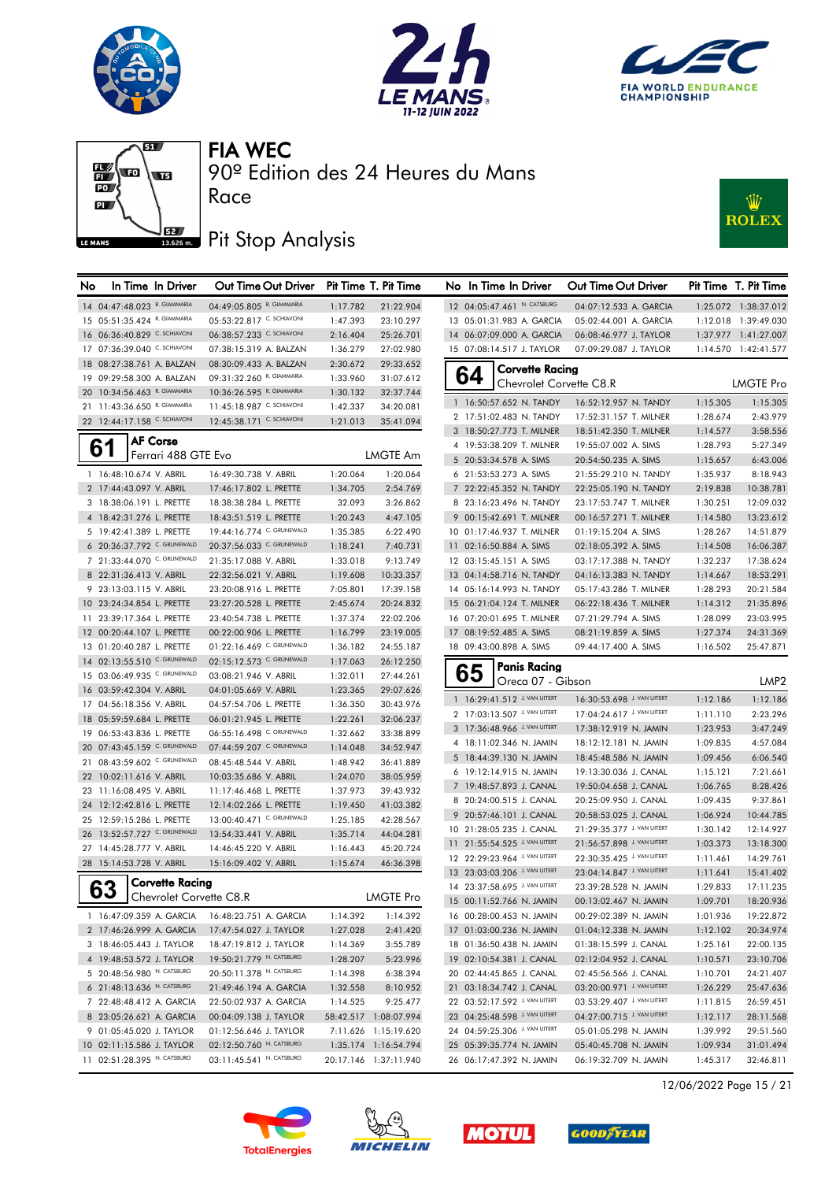# FIA WEC

90º Edition des 24 Heures du Mans

Race

## Pit Stop Analysis

| No | In Time | In Driver | Out Time | Out Driver | Pit Time | T. Pit Time |
|---|---|---|---|---|---|---|
| 14 | 04:47:48.023 | R. GIAMMARIA | 04:49:05.805 | R. GIAMMARIA | 1:17.782 | 21:22.904 |
| 15 | 05:51:35.424 | R. GIAMMARIA | 05:53:22.817 | C. SCHIAVONI | 1:47.393 | 23:10.297 |
| 16 | 06:36:40.829 | C. SCHIAVONI | 06:38:57.233 | C. SCHIAVONI | 2:16.404 | 25:26.701 |
| 17 | 07:36:39.040 | C. SCHIAVONI | 07:38:15.319 | A. BALZAN | 1:36.279 | 27:02.980 |
| 18 | 08:27:38.761 | A. BALZAN | 08:30:09.433 | A. BALZAN | 2:30.672 | 29:33.652 |
| 19 | 09:29:58.300 | A. BALZAN | 09:31:32.260 | R. GIAMMARIA | 1:33.960 | 31:07.612 |
| 20 | 10:34:56.463 | R. GIAMMARIA | 10:36:26.595 | R. GIAMMARIA | 1:30.132 | 32:37.744 |
| 21 | 11:43:36.650 | R. GIAMMARIA | 11:45:18.987 | C. SCHIAVONI | 1:42.337 | 34:20.081 |
| 22 | 12:44:17.158 | C. SCHIAVONI | 12:45:38.171 | C. SCHIAVONI | 1:21.013 | 35:41.094 |

### 61 AF Corse — Ferrari 488 GTE Evo — LMGTE Am

| No | In Time | In Driver | Out Time | Out Driver | Pit Time | T. Pit Time |
|---|---|---|---|---|---|---|
| 1 | 16:48:10.674 | V. ABRIL | 16:49:30.738 | V. ABRIL | 1:20.064 | 1:20.064 |
| 2 | 17:44:43.097 | V. ABRIL | 17:46:17.802 | L. PRETTE | 1:34.705 | 2:54.769 |
| 3 | 18:38:06.191 | L. PRETTE | 18:38:38.284 | L. PRETTE | 32.093 | 3:26.862 |
| 4 | 18:42:31.276 | L. PRETTE | 18:43:51.519 | L. PRETTE | 1:20.243 | 4:47.105 |
| 5 | 19:42:41.389 | L. PRETTE | 19:44:16.774 | C. GRUNEWALD | 1:35.385 | 6:22.490 |
| 6 | 20:36:37.792 | C. GRUNEWALD | 20:37:56.033 | C. GRUNEWALD | 1:18.241 | 7:40.731 |
| 7 | 21:33:44.070 | C. GRUNEWALD | 21:35:17.088 | V. ABRIL | 1:33.018 | 9:13.749 |
| 8 | 22:31:36.413 | V. ABRIL | 22:32:56.021 | V. ABRIL | 1:19.608 | 10:33.357 |
| 9 | 23:13:03.115 | V. ABRIL | 23:20:08.916 | L. PRETTE | 7:05.801 | 17:39.158 |
| 10 | 23:24:34.854 | L. PRETTE | 23:27:20.528 | L. PRETTE | 2:45.674 | 20:24.832 |
| 11 | 23:39:17.364 | L. PRETTE | 23:40:54.738 | L. PRETTE | 1:37.374 | 22:02.206 |
| 12 | 00:20:44.107 | L. PRETTE | 00:22:00.906 | L. PRETTE | 1:16.799 | 23:19.005 |
| 13 | 01:20:40.287 | L. PRETTE | 01:22:16.469 | C. GRUNEWALD | 1:36.182 | 24:55.187 |
| 14 | 02:13:55.510 | C. GRUNEWALD | 02:15:12.573 | C. GRUNEWALD | 1:17.063 | 26:12.250 |
| 15 | 03:06:49.935 | C. GRUNEWALD | 03:08:21.946 | V. ABRIL | 1:32.011 | 27:44.261 |
| 16 | 03:59:42.304 | V. ABRIL | 04:01:05.669 | V. ABRIL | 1:23.365 | 29:07.626 |
| 17 | 04:56:18.356 | V. ABRIL | 04:57:54.706 | L. PRETTE | 1:36.350 | 30:43.976 |
| 18 | 05:59:59.684 | L. PRETTE | 06:01:21.945 | L. PRETTE | 1:22.261 | 32:06.237 |
| 19 | 06:53:43.836 | L. PRETTE | 06:55:16.498 | C. GRUNEWALD | 1:32.662 | 33:38.899 |
| 20 | 07:43:45.159 | C. GRUNEWALD | 07:44:59.207 | C. GRUNEWALD | 1:14.048 | 34:52.947 |
| 21 | 08:43:59.602 | C. GRUNEWALD | 08:45:48.544 | V. ABRIL | 1:48.942 | 36:41.889 |
| 22 | 10:02:11.616 | V. ABRIL | 10:03:35.686 | V. ABRIL | 1:24.070 | 38:05.959 |
| 23 | 11:16:08.495 | V. ABRIL | 11:17:46.468 | L. PRETTE | 1:37.973 | 39:43.932 |
| 24 | 12:12:42.816 | L. PRETTE | 12:14:02.266 | L. PRETTE | 1:19.450 | 41:03.382 |
| 25 | 12:59:15.286 | L. PRETTE | 13:00:40.471 | C. GRUNEWALD | 1:25.185 | 42:28.567 |
| 26 | 13:52:57.727 | C. GRUNEWALD | 13:54:33.441 | V. ABRIL | 1:35.714 | 44:04.281 |
| 27 | 14:45:28.777 | V. ABRIL | 14:46:45.220 | V. ABRIL | 1:16.443 | 45:20.724 |
| 28 | 15:14:53.728 | V. ABRIL | 15:16:09.402 | V. ABRIL | 1:15.674 | 46:36.398 |

### 63 Corvette Racing — Chevrolet Corvette C8.R — LMGTE Pro

| No | In Time | In Driver | Out Time | Out Driver | Pit Time | T. Pit Time |
|---|---|---|---|---|---|---|
| 1 | 16:47:09.359 | A. GARCIA | 16:48:23.751 | A. GARCIA | 1:14.392 | 1:14.392 |
| 2 | 17:46:26.999 | A. GARCIA | 17:47:54.027 | J. TAYLOR | 1:27.028 | 2:41.420 |
| 3 | 18:46:05.443 | J. TAYLOR | 18:47:19.812 | J. TAYLOR | 1:14.369 | 3:55.789 |
| 4 | 19:48:53.572 | J. TAYLOR | 19:50:21.779 | N. CATSBURG | 1:28.207 | 5:23.996 |
| 5 | 20:48:56.980 | N. CATSBURG | 20:50:11.378 | N. CATSBURG | 1:14.398 | 6:38.394 |
| 6 | 21:48:13.636 | N. CATSBURG | 21:49:46.194 | A. GARCIA | 1:32.558 | 8:10.952 |
| 7 | 22:48:48.412 | A. GARCIA | 22:50:02.937 | A. GARCIA | 1:14.525 | 9:25.477 |
| 8 | 23:05:26.621 | A. GARCIA | 00:04:09.138 | J. TAYLOR | 58:42.517 | 1:08:07.994 |
| 9 | 01:05:45.020 | J. TAYLOR | 01:12:56.646 | J. TAYLOR | 7:11.626 | 1:15:19.620 |
| 10 | 02:11:15.586 | J. TAYLOR | 02:12:50.760 | N. CATSBURG | 1:35.174 | 1:16:54.794 |
| 11 | 02:51:28.395 | N. CATSBURG | 03:11:45.541 | N. CATSBURG | 20:17.146 | 1:37:11.940 |
| 12 | 04:05:47.461 | N. CATSBURG | 04:07:12.533 | A. GARCIA | 1:25.072 | 1:38:37.012 |
| 13 | 05:01:31.983 | A. GARCIA | 05:02:44.001 | A. GARCIA | 1:12.018 | 1:39:49.030 |
| 14 | 06:07:09.000 | A. GARCIA | 06:08:46.977 | J. TAYLOR | 1:37.977 | 1:41:27.007 |
| 15 | 07:08:14.517 | J. TAYLOR | 07:09:29.087 | J. TAYLOR | 1:14.570 | 1:42:41.577 |

### 64 Corvette Racing — Chevrolet Corvette C8.R — LMGTE Pro

| No | In Time | In Driver | Out Time | Out Driver | Pit Time | T. Pit Time |
|---|---|---|---|---|---|---|
| 1 | 16:50:57.652 | N. TANDY | 16:52:12.957 | N. TANDY | 1:15.305 | 1:15.305 |
| 2 | 17:51:02.483 | N. TANDY | 17:52:31.157 | T. MILNER | 1:28.674 | 2:43.979 |
| 3 | 18:50:27.773 | T. MILNER | 18:51:42.350 | T. MILNER | 1:14.577 | 3:58.556 |
| 4 | 19:53:38.209 | T. MILNER | 19:55:07.002 | A. SIMS | 1:28.793 | 5:27.349 |
| 5 | 20:53:34.578 | A. SIMS | 20:54:50.235 | A. SIMS | 1:15.657 | 6:43.006 |
| 6 | 21:53:53.273 | A. SIMS | 21:55:29.210 | N. TANDY | 1:35.937 | 8:18.943 |
| 7 | 22:22:45.352 | N. TANDY | 22:25:05.190 | N. TANDY | 2:19.838 | 10:38.781 |
| 8 | 23:16:23.496 | N. TANDY | 23:17:53.747 | T. MILNER | 1:30.251 | 12:09.032 |
| 9 | 00:15:42.691 | T. MILNER | 00:16:57.271 | T. MILNER | 1:14.580 | 13:23.612 |
| 10 | 01:17:46.937 | T. MILNER | 01:19:15.204 | A. SIMS | 1:28.267 | 14:51.879 |
| 11 | 02:16:50.884 | A. SIMS | 02:18:05.392 | A. SIMS | 1:14.508 | 16:06.387 |
| 12 | 03:15:45.151 | A. SIMS | 03:17:17.388 | N. TANDY | 1:32.237 | 17:38.624 |
| 13 | 04:14:58.716 | N. TANDY | 04:16:13.383 | N. TANDY | 1:14.667 | 18:53.291 |
| 14 | 05:16:14.993 | N. TANDY | 05:17:43.286 | T. MILNER | 1:28.293 | 20:21.584 |
| 15 | 06:21:04.124 | T. MILNER | 06:22:18.436 | T. MILNER | 1:14.312 | 21:35.896 |
| 16 | 07:20:01.695 | T. MILNER | 07:21:29.794 | A. SIMS | 1:28.099 | 23:03.995 |
| 17 | 08:19:52.485 | A. SIMS | 08:21:19.859 | A. SIMS | 1:27.374 | 24:31.369 |
| 18 | 09:43:00.898 | A. SIMS | 09:44:17.400 | A. SIMS | 1:16.502 | 25:47.871 |

### 65 Panis Racing — Oreca 07 - Gibson — LMP2

| No | In Time | In Driver | Out Time | Out Driver | Pit Time | T. Pit Time |
|---|---|---|---|---|---|---|
| 1 | 16:29:41.512 | J. VAN UITERT | 16:30:53.698 | J. VAN UITERT | 1:12.186 | 1:12.186 |
| 2 | 17:03:13.507 | J. VAN UITERT | 17:04:24.617 | J. VAN UITERT | 1:11.110 | 2:23.296 |
| 3 | 17:36:48.966 | J. VAN UITERT | 17:38:12.919 | N. JAMIN | 1:23.953 | 3:47.249 |
| 4 | 18:11:02.346 | N. JAMIN | 18:12:12.181 | N. JAMIN | 1:09.835 | 4:57.084 |
| 5 | 18:44:39.130 | N. JAMIN | 18:45:48.586 | N. JAMIN | 1:09.456 | 6:06.540 |
| 6 | 19:12:14.915 | N. JAMIN | 19:13:30.036 | J. CANAL | 1:15.121 | 7:21.661 |
| 7 | 19:48:57.893 | J. CANAL | 19:50:04.658 | J. CANAL | 1:06.765 | 8:28.426 |
| 8 | 20:24:00.515 | J. CANAL | 20:25:09.950 | J. CANAL | 1:09.435 | 9:37.861 |
| 9 | 20:57:46.101 | J. CANAL | 20:58:53.025 | J. CANAL | 1:06.924 | 10:44.785 |
| 10 | 21:28:05.235 | J. CANAL | 21:29:35.377 | J. VAN UITERT | 1:30.142 | 12:14.927 |
| 11 | 21:55:54.525 | J. VAN UITERT | 21:56:57.898 | J. VAN UITERT | 1:03.373 | 13:18.300 |
| 12 | 22:29:23.964 | J. VAN UITERT | 22:30:35.425 | J. VAN UITERT | 1:11.461 | 14:29.761 |
| 13 | 23:03:03.206 | J. VAN UITERT | 23:04:14.847 | J. VAN UITERT | 1:11.641 | 15:41.402 |
| 14 | 23:37:58.695 | J. VAN UITERT | 23:39:28.528 | N. JAMIN | 1:29.833 | 17:11.235 |
| 15 | 00:11:52.766 | N. JAMIN | 00:13:02.467 | N. JAMIN | 1:09.701 | 18:20.936 |
| 16 | 00:28:00.453 | N. JAMIN | 00:29:02.389 | N. JAMIN | 1:01.936 | 19:22.872 |
| 17 | 01:03:00.236 | N. JAMIN | 01:04:12.338 | N. JAMIN | 1:12.102 | 20:34.974 |
| 18 | 01:36:50.438 | N. JAMIN | 01:38:15.599 | J. CANAL | 1:25.161 | 22:00.135 |
| 19 | 02:10:54.381 | J. CANAL | 02:12:04.952 | J. CANAL | 1:10.571 | 23:10.706 |
| 20 | 02:44:45.865 | J. CANAL | 02:45:56.566 | J. CANAL | 1:10.701 | 24:21.407 |
| 21 | 03:18:34.742 | J. CANAL | 03:20:00.971 | J. VAN UITERT | 1:26.229 | 25:47.636 |
| 22 | 03:52:17.592 | J. VAN UITERT | 03:53:29.407 | J. VAN UITERT | 1:11.815 | 26:59.451 |
| 23 | 04:25:48.598 | J. VAN UITERT | 04:27:00.715 | J. VAN UITERT | 1:12.117 | 28:11.568 |
| 24 | 04:59:25.306 | J. VAN UITERT | 05:01:05.298 | N. JAMIN | 1:39.992 | 29:51.560 |
| 25 | 05:39:35.774 | N. JAMIN | 05:40:45.708 | N. JAMIN | 1:09.934 | 31:01.494 |
| 26 | 06:17:47.392 | N. JAMIN | 06:19:32.709 | N. JAMIN | 1:45.317 | 32:46.811 |

12/06/2022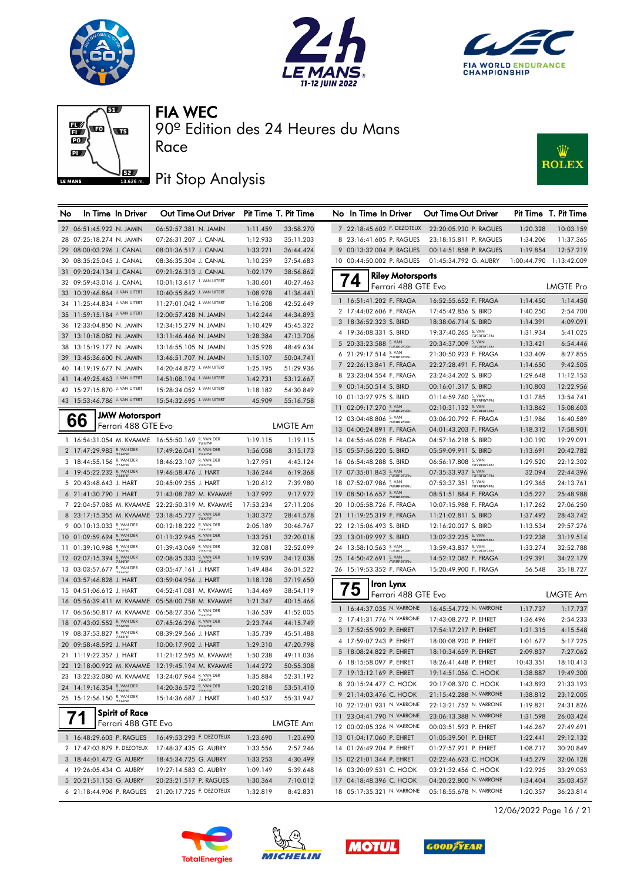# FIA WEC

## 90º Edition des 24 Heures du Mans

Race

## Pit Stop Analysis

| No | In Time | In Driver | Out Time | Out Driver | Pit Time | T. Pit Time |
|---|---|---|---|---|---|---|
| 27 | 06:51:45.922 | N. JAMIN | 06:52:57.381 | N. JAMIN | 1:11.459 | 33:58.270 |
| 28 | 07:25:18.274 | N. JAMIN | 07:26:31.207 | J. CANAL | 1:12.933 | 35:11.203 |
| 29 | 08:00:03.296 | J. CANAL | 08:01:36.517 | J. CANAL | 1:33.221 | 36:44.424 |
| 30 | 08:35:25.045 | J. CANAL | 08:36:35.304 | J. CANAL | 1:10.259 | 37:54.683 |
| 31 | 09:20:24.134 | J. CANAL | 09:21:26.313 | J. CANAL | 1:02.179 | 38:56.862 |
| 32 | 09:59:43.016 | J. CANAL | 10:01:13.617 | J. VAN UITERT | 1:30.601 | 40:27.463 |
| 33 | 10:39:46.864 | J. VAN UITERT | 10:40:55.842 | J. VAN UITERT | 1:08.978 | 41:36.441 |
| 34 | 11:25:44.834 | J. VAN UITERT | 11:27:01.042 | J. VAN UITERT | 1:16.208 | 42:52.649 |
| 35 | 11:59:15.184 | J. VAN UITERT | 12:00:57.428 | N. JAMIN | 1:42.244 | 44:34.893 |
| 36 | 12:33:04.850 | N. JAMIN | 12:34:15.279 | N. JAMIN | 1:10.429 | 45:45.322 |
| 37 | 13:10:18.082 | N. JAMIN | 13:11:46.466 | N. JAMIN | 1:28.384 | 47:13.706 |
| 38 | 13:15:19.177 | N. JAMIN | 13:16:55.105 | N. JAMIN | 1:35.928 | 48:49.634 |
| 39 | 13:45:36.600 | N. JAMIN | 13:46:51.707 | N. JAMIN | 1:15.107 | 50:04.741 |
| 40 | 14:19:19.677 | N. JAMIN | 14:20:44.872 | J. VAN UITERT | 1:25.195 | 51:29.936 |
| 41 | 14:49:25.463 | J. VAN UITERT | 14:51:08.194 | J. VAN UITERT | 1:42.731 | 53:12.667 |
| 42 | 15:27:15.870 | J. VAN UITERT | 15:28:34.052 | J. VAN UITERT | 1:18.182 | 54:30.849 |
| 43 | 15:53:46.786 | J. VAN UITERT | 15:54:32.695 | J. VAN UITERT | 45.909 | 55:16.758 |

### 66 JMW Motorsport — Ferrari 488 GTE Evo — LMGTE Am

| No | In Time | In Driver | Out Time | Out Driver | Pit Time | T. Pit Time |
|---|---|---|---|---|---|---|
| 1 | 16:54:31.054 | M. KVAMME | 16:55:50.169 | R. VAN DER ZANDE | 1:19.115 | 1:19.115 |
| 2 | 17:47:29.983 | R. VAN DER ZANDE | 17:49:26.041 | R. VAN DER ZANDE | 1:56.058 | 3:15.173 |
| 3 | 18:44:55.156 | R. VAN DER ZANDE | 18:46:23.107 | R. VAN DER ZANDE | 1:27.951 | 4:43.124 |
| 4 | 19:45:22.232 | R. VAN DER ZANDE | 19:46:58.476 | J. HART | 1:36.244 | 6:19.368 |
| 5 | 20:43:48.643 | J. HART | 20:45:09.255 | J. HART | 1:20.612 | 7:39.980 |
| 6 | 21:41:30.790 | J. HART | 21:43:08.782 | M. KVAMME | 1:37.992 | 9:17.972 |
| 7 | 22:04:57.085 | M. KVAMME | 22:22:50.319 | M. KVAMME | 17:53.234 | 27:11.206 |
| 8 | 23:18:15.355 | M. KVAMME | 23:18:45.727 | R. VAN DER ZANDE | 1:30.372 | 28:41.578 |
| 9 | 00:10:13.033 | R. VAN DER ZANDE | 00:12:18.222 | R. VAN DER ZANDE | 2:05.189 | 30:46.767 |
| 10 | 01:09:59.694 | R. VAN DER ZANDE | 01:11:32.945 | R. VAN DER ZANDE | 1:33.251 | 32:20.018 |
| 11 | 01:39:10.988 | R. VAN DER ZANDE | 01:39:43.069 | R. VAN DER ZANDE | 32.081 | 32:52.099 |
| 12 | 02:07:15.394 | R. VAN DER ZANDE | 02:08:35.333 | R. VAN DER ZANDE | 1:19.939 | 34:12.038 |
| 13 | 03:03:57.677 | R. VAN DER ZANDE | 03:05:47.161 | J. HART | 1:49.484 | 36:01.522 |
| 14 | 03:57:46.828 | J. HART | 03:59:04.956 | J. HART | 1:18.128 | 37:19.650 |
| 15 | 04:51:06.612 | J. HART | 04:52:41.081 | M. KVAMME | 1:34.469 | 38:54.119 |
| 16 | 05:56:39.411 | M. KVAMME | 05:58:00.758 | M. KVAMME | 1:21.347 | 40:15.466 |
| 17 | 06:56:50.817 | M. KVAMME | 06:58:27.356 | R. VAN DER ZANDE | 1:36.539 | 41:52.005 |
| 18 | 07:43:02.552 | R. VAN DER ZANDE | 07:45:26.296 | R. VAN DER ZANDE | 2:23.744 | 44:15.749 |
| 19 | 08:37:53.827 | R. VAN DER ZANDE | 08:39:29.566 | J. HART | 1:35.739 | 45:51.488 |
| 20 | 09:58:48.592 | J. HART | 10:00:17.902 | J. HART | 1:29.310 | 47:20.798 |
| 21 | 11:19:22.357 | J. HART | 11:21:12.595 | M. KVAMME | 1:50.238 | 49:11.036 |
| 22 | 12:18:00.922 | M. KVAMME | 12:19:45.194 | M. KVAMME | 1:44.272 | 50:55.308 |
| 23 | 13:22:32.080 | M. KVAMME | 13:24:07.964 | R. VAN DER ZANDE | 1:35.884 | 52:31.192 |
| 24 | 14:19:16.354 | R. VAN DER ZANDE | 14:20:36.572 | R. VAN DER ZANDE | 1:20.218 | 53:51.410 |
| 25 | 15:12:56.150 | R. VAN DER ZANDE | 15:14:36.687 | J. HART | 1:40.537 | 55:31.947 |

### 71 Spirit of Race — Ferrari 488 GTE Evo — LMGTE Am

| No | In Time | In Driver | Out Time | Out Driver | Pit Time | T. Pit Time |
|---|---|---|---|---|---|---|
| 1 | 16:48:29.603 | P. RAGUES | 16:49:53.293 | F. DEZOTEUX | 1:23.690 | 1:23.690 |
| 2 | 17:47:03.879 | F. DEZOTEUX | 17:48:37.435 | G. AUBRY | 1:33.556 | 2:57.246 |
| 3 | 18:44:01.472 | G. AUBRY | 18:45:34.725 | G. AUBRY | 1:33.253 | 4:30.499 |
| 4 | 19:26:05.434 | G. AUBRY | 19:27:14.583 | G. AUBRY | 1:09.149 | 5:39.648 |
| 5 | 20:21:51.153 | G. AUBRY | 20:23:21.517 | P. RAGUES | 1:30.364 | 7:10.012 |
| 6 | 21:18:44.906 | P. RAGUES | 21:20:17.725 | F. DEZOTEUX | 1:32.819 | 8:42.831 |
| 7 | 22:18:45.602 | F. DEZOTEUX | 22:20:05.930 | P. RAGUES | 1:20.328 | 10:03.159 |
| 8 | 23:16:41.605 | P. RAGUES | 23:18:15.811 | P. RAGUES | 1:34.206 | 11:37.365 |
| 9 | 00:13:32.004 | P. RAGUES | 00:14:51.858 | P. RAGUES | 1:19.854 | 12:57.219 |
| 10 | 00:44:50.002 | P. RAGUES | 01:45:34.792 | G. AUBRY | 1:00:44.790 | 1:13:42.009 |

### 74 Riley Motorsports — Ferrari 488 GTE Evo — LMGTE Pro

| No | In Time | In Driver | Out Time | Out Driver | Pit Time | T. Pit Time |
|---|---|---|---|---|---|---|
| 1 | 16:51:41.202 | F. FRAGA | 16:52:55.652 | F. FRAGA | 1:14.450 | 1:14.450 |
| 2 | 17:44:02.606 | F. FRAGA | 17:45:42.856 | S. BIRD | 1:40.250 | 2:54.700 |
| 3 | 18:36:52.323 | S. BIRD | 18:38:06.714 | S. BIRD | 1:14.391 | 4:09.091 |
| 4 | 19:36:08.331 | S. BIRD | 19:37:40.265 | S. VAN GISBERGEN | 1:31.934 | 5:41.025 |
| 5 | 20:33:23.588 | S. VAN GISBERGEN | 20:34:37.009 | S. VAN GISBERGEN | 1:13.421 | 6:54.446 |
| 6 | 21:29:17.514 | S. VAN GISBERGEN | 21:30:50.923 | F. FRAGA | 1:33.409 | 8:27.855 |
| 7 | 22:26:13.841 | F. FRAGA | 22:27:28.491 | F. FRAGA | 1:14.650 | 9:42.505 |
| 8 | 23:23:04.554 | F. FRAGA | 23:24:34.202 | S. BIRD | 1:29.648 | 11:12.153 |
| 9 | 00:14:50.514 | S. BIRD | 00:16:01.317 | S. BIRD | 1:10.803 | 12:22.956 |
| 10 | 01:13:27.975 | S. BIRD | 01:14:59.760 | S. VAN GISBERGEN | 1:31.785 | 13:54.741 |
| 11 | 02:09:17.270 | S. VAN GISBERGEN | 02:10:31.132 | S. VAN GISBERGEN | 1:13.862 | 15:08.603 |
| 12 | 03:04:48.806 | S. VAN GISBERGEN | 03:06:20.792 | F. FRAGA | 1:31.986 | 16:40.589 |
| 13 | 04:00:24.891 | F. FRAGA | 04:01:43.203 | F. FRAGA | 1:18.312 | 17:58.901 |
| 14 | 04:55:46.028 | F. FRAGA | 04:57:16.218 | S. BIRD | 1:30.190 | 19:29.091 |
| 15 | 05:57:56.220 | S. BIRD | 05:59:09.911 | S. BIRD | 1:13.691 | 20:42.782 |
| 16 | 06:54:48.288 | S. BIRD | 06:56:17.808 | S. VAN GISBERGEN | 1:29.520 | 22:12.302 |
| 17 | 07:35:01.843 | S. VAN GISBERGEN | 07:35:33.937 | S. VAN GISBERGEN | 32.094 | 22:44.396 |
| 18 | 07:52:07.986 | S. VAN GISBERGEN | 07:53:37.351 | S. VAN GISBERGEN | 1:29.365 | 24:13.761 |
| 19 | 08:50:16.657 | S. VAN GISBERGEN | 08:51:51.884 | F. FRAGA | 1:35.227 | 25:48.988 |
| 20 | 10:05:58.726 | F. FRAGA | 10:07:15.988 | F. FRAGA | 1:17.262 | 27:06.250 |
| 21 | 11:19:25.319 | F. FRAGA | 11:21:02.811 | S. BIRD | 1:37.492 | 28:43.742 |
| 22 | 12:15:06.493 | S. BIRD | 12:16:20.027 | S. BIRD | 1:13.534 | 29:57.276 |
| 23 | 13:01:09.997 | S. BIRD | 13:02:32.235 | S. VAN GISBERGEN | 1:22.238 | 31:19.514 |
| 24 | 13:58:10.563 | S. VAN GISBERGEN | 13:59:43.837 | S. VAN GISBERGEN | 1:33.274 | 32:52.788 |
| 25 | 14:50:42.691 | S. VAN GISBERGEN | 14:52:12.082 | F. FRAGA | 1:29.391 | 34:22.179 |
| 26 | 15:19:53.352 | F. FRAGA | 15:20:49.900 | F. FRAGA | 56.548 | 35:18.727 |

### 75 Iron Lynx — Ferrari 488 GTE Evo — LMGTE Am

| No | In Time | In Driver | Out Time | Out Driver | Pit Time | T. Pit Time |
|---|---|---|---|---|---|---|
| 1 | 16:44:37.035 | N. VARRONE | 16:45:54.772 | N. VARRONE | 1:17.737 | 1:17.737 |
| 2 | 17:41:31.776 | N. VARRONE | 17:43:08.272 | P. EHRET | 1:36.496 | 2:54.233 |
| 3 | 17:52:55.902 | P. EHRET | 17:54:17.217 | P. EHRET | 1:21.315 | 4:15.548 |
| 4 | 17:59:07.243 | P. EHRET | 18:00:08.920 | P. EHRET | 1:01.677 | 5:17.225 |
| 5 | 18:08:24.822 | P. EHRET | 18:10:34.659 | P. EHRET | 2:09.837 | 7:27.062 |
| 6 | 18:15:58.097 | P. EHRET | 18:26:41.448 | P. EHRET | 10:43.351 | 18:10.413 |
| 7 | 19:13:12.169 | P. EHRET | 19:14:51.056 | C. HOOK | 1:38.887 | 19:49.300 |
| 8 | 20:15:24.477 | C. HOOK | 20:17:08.370 | C. HOOK | 1:43.893 | 21:33.193 |
| 9 | 21:14:03.476 | C. HOOK | 21:15:42.288 | N. VARRONE | 1:38.812 | 23:12.005 |
| 10 | 22:12:01.931 | N. VARRONE | 22:13:21.752 | N. VARRONE | 1:19.821 | 24:31.826 |
| 11 | 23:04:41.790 | N. VARRONE | 23:06:13.388 | N. VARRONE | 1:31.598 | 26:03.424 |
| 12 | 00:02:05.326 | N. VARRONE | 00:03:51.593 | P. EHRET | 1:46.267 | 27:49.691 |
| 13 | 01:04:17.060 | P. EHRET | 01:05:39.501 | P. EHRET | 1:22.441 | 29:12.132 |
| 14 | 01:26:49.204 | P. EHRET | 01:27:57.921 | P. EHRET | 1:08.717 | 30:20.849 |
| 15 | 02:21:01.344 | P. EHRET | 02:22:46.623 | C. HOOK | 1:45.279 | 32:06.128 |
| 16 | 03:20:09.531 | C. HOOK | 03:21:32.456 | C. HOOK | 1:22.925 | 33:29.053 |
| 17 | 04:18:48.396 | C. HOOK | 04:20:22.800 | N. VARRONE | 1:34.404 | 35:03.457 |
| 18 | 05:17:35.321 | N. VARRONE | 05:18:55.678 | N. VARRONE | 1:20.357 | 36:23.814 |

12/06/2022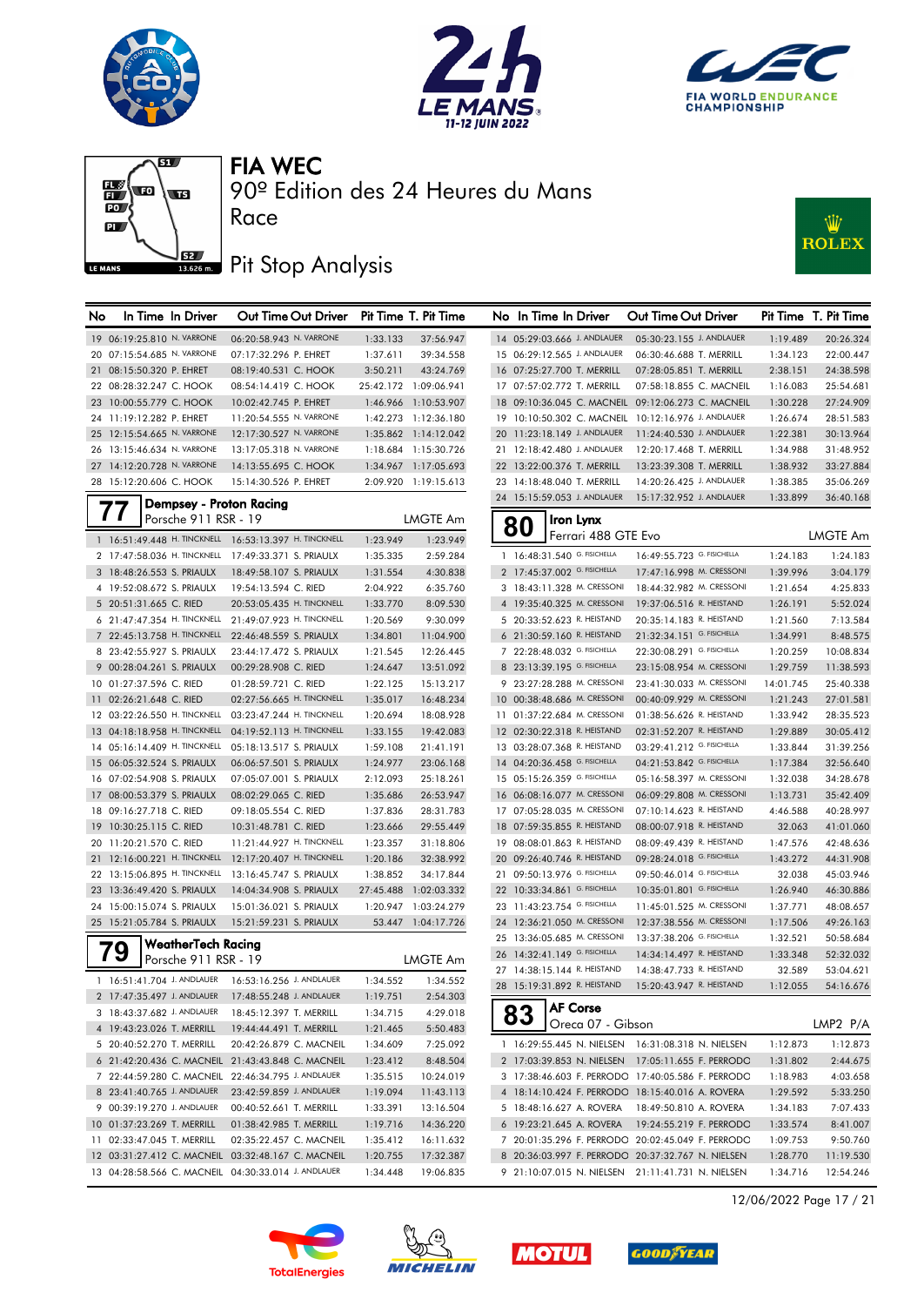# FIA WEC

90º Edition des 24 Heures du Mans

Race

## Pit Stop Analysis

| No | In Time | In Driver | Out Time | Out Driver | Pit Time | T. Pit Time |
|---|---|---|---|---|---|---|
| 19 | 06:19:25.810 | N. VARRONE | 06:20:58.943 | N. VARRONE | 1:33.133 | 37:56.947 |
| 20 | 07:15:54.685 | N. VARRONE | 07:17:32.296 | P. EHRET | 1:37.611 | 39:34.558 |
| 21 | 08:15:50.320 | P. EHRET | 08:19:40.531 | C. HOOK | 3:50.211 | 43:24.769 |
| 22 | 08:28:32.247 | C. HOOK | 08:54:14.419 | C. HOOK | 25:42.172 | 1:09:06.941 |
| 23 | 10:00:55.779 | C. HOOK | 10:02:42.745 | P. EHRET | 1:46.966 | 1:10:53.907 |
| 24 | 11:19:12.282 | P. EHRET | 11:20:54.555 | N. VARRONE | 1:42.273 | 1:12:36.180 |
| 25 | 12:15:54.665 | N. VARRONE | 12:17:30.527 | N. VARRONE | 1:35.862 | 1:14:12.042 |
| 26 | 13:15:46.634 | N. VARRONE | 13:17:05.318 | N. VARRONE | 1:18.684 | 1:15:30.726 |
| 27 | 14:12:20.728 | N. VARRONE | 14:13:55.695 | C. HOOK | 1:34.967 | 1:17:05.693 |
| 28 | 15:12:20.606 | C. HOOK | 15:14:30.526 | P. EHRET | 2:09.920 | 1:19:15.613 |

### 77 Dempsey - Proton Racing
Porsche 911 RSR - 19 — LMGTE Am

| No | In Time | In Driver | Out Time | Out Driver | Pit Time | T. Pit Time |
|---|---|---|---|---|---|---|
| 1 | 16:51:49.448 | H. TINCKNELL | 16:53:13.397 | H. TINCKNELL | 1:23.949 | 1:23.949 |
| 2 | 17:47:58.036 | H. TINCKNELL | 17:49:33.371 | S. PRIAULX | 1:35.335 | 2:59.284 |
| 3 | 18:48:26.553 | S. PRIAULX | 18:49:58.107 | S. PRIAULX | 1:31.554 | 4:30.838 |
| 4 | 19:52:08.672 | S. PRIAULX | 19:54:13.594 | C. RIED | 2:04.922 | 6:35.760 |
| 5 | 20:51:31.665 | C. RIED | 20:53:05.435 | H. TINCKNELL | 1:33.770 | 8:09.530 |
| 6 | 21:47:47.354 | H. TINCKNELL | 21:49:07.923 | H. TINCKNELL | 1:20.569 | 9:30.099 |
| 7 | 22:45:13.758 | H. TINCKNELL | 22:46:48.559 | S. PRIAULX | 1:34.801 | 11:04.900 |
| 8 | 23:42:55.927 | S. PRIAULX | 23:44:17.472 | S. PRIAULX | 1:21.545 | 12:26.445 |
| 9 | 00:28:04.261 | S. PRIAULX | 00:29:28.908 | C. RIED | 1:24.647 | 13:51.092 |
| 10 | 01:27:37.596 | C. RIED | 01:28:59.721 | C. RIED | 1:22.125 | 15:13.217 |
| 11 | 02:26:21.648 | C. RIED | 02:27:56.665 | H. TINCKNELL | 1:35.017 | 16:48.234 |
| 12 | 03:22:26.550 | H. TINCKNELL | 03:23:47.244 | H. TINCKNELL | 1:20.694 | 18:08.928 |
| 13 | 04:18:18.958 | H. TINCKNELL | 04:19:52.113 | H. TINCKNELL | 1:33.155 | 19:42.083 |
| 14 | 05:16:14.409 | H. TINCKNELL | 05:18:13.517 | S. PRIAULX | 1:59.108 | 21:41.191 |
| 15 | 06:05:32.524 | S. PRIAULX | 06:06:57.501 | S. PRIAULX | 1:24.977 | 23:06.168 |
| 16 | 07:02:54.908 | S. PRIAULX | 07:05:07.001 | S. PRIAULX | 2:12.093 | 25:18.261 |
| 17 | 08:00:53.379 | S. PRIAULX | 08:02:29.065 | C. RIED | 1:35.686 | 26:53.947 |
| 18 | 09:16:27.718 | C. RIED | 09:18:05.554 | C. RIED | 1:37.836 | 28:31.783 |
| 19 | 10:30:25.115 | C. RIED | 10:31:48.781 | C. RIED | 1:23.666 | 29:55.449 |
| 20 | 11:20:21.570 | C. RIED | 11:21:44.927 | H. TINCKNELL | 1:23.357 | 31:18.806 |
| 21 | 12:16:00.221 | H. TINCKNELL | 12:17:20.407 | H. TINCKNELL | 1:20.186 | 32:38.992 |
| 22 | 13:15:06.895 | H. TINCKNELL | 13:16:45.747 | S. PRIAULX | 1:38.852 | 34:17.844 |
| 23 | 13:36:49.420 | S. PRIAULX | 14:04:34.908 | S. PRIAULX | 27:45.488 | 1:02:03.332 |
| 24 | 15:00:15.074 | S. PRIAULX | 15:01:36.021 | S. PRIAULX | 1:20.947 | 1:03:24.279 |
| 25 | 15:21:05.784 | S. PRIAULX | 15:21:59.231 | S. PRIAULX | 53.447 | 1:04:17.726 |

### 79 WeatherTech Racing
Porsche 911 RSR - 19 — LMGTE Am

| No | In Time | In Driver | Out Time | Out Driver | Pit Time | T. Pit Time |
|---|---|---|---|---|---|---|
| 1 | 16:51:41.704 | J. ANDLAUER | 16:53:16.256 | J. ANDLAUER | 1:34.552 | 1:34.552 |
| 2 | 17:47:35.497 | J. ANDLAUER | 17:48:55.248 | J. ANDLAUER | 1:19.751 | 2:54.303 |
| 3 | 18:43:37.682 | J. ANDLAUER | 18:45:12.397 | T. MERRILL | 1:34.715 | 4:29.018 |
| 4 | 19:43:23.026 | T. MERRILL | 19:44:44.491 | T. MERRILL | 1:21.465 | 5:50.483 |
| 5 | 20:40:52.270 | T. MERRILL | 20:42:26.879 | C. MACNEIL | 1:34.609 | 7:25.092 |
| 6 | 21:42:20.436 | C. MACNEIL | 21:43:43.848 | C. MACNEIL | 1:23.412 | 8:48.504 |
| 7 | 22:44:59.280 | C. MACNEIL | 22:46:34.795 | J. ANDLAUER | 1:35.515 | 10:24.019 |
| 8 | 23:41:40.765 | J. ANDLAUER | 23:42:59.859 | J. ANDLAUER | 1:19.094 | 11:43.113 |
| 9 | 00:39:19.270 | J. ANDLAUER | 00:40:52.661 | T. MERRILL | 1:33.391 | 13:16.504 |
| 10 | 01:37:23.269 | T. MERRILL | 01:38:42.985 | T. MERRILL | 1:19.716 | 14:36.220 |
| 11 | 02:33:47.045 | T. MERRILL | 02:35:22.457 | C. MACNEIL | 1:35.412 | 16:11.632 |
| 12 | 03:31:27.412 | C. MACNEIL | 03:32:48.167 | C. MACNEIL | 1:20.755 | 17:32.387 |
| 13 | 04:28:58.566 | C. MACNEIL | 04:30:33.014 | J. ANDLAUER | 1:34.448 | 19:06.835 |
| 14 | 05:29:03.666 | J. ANDLAUER | 05:30:23.155 | J. ANDLAUER | 1:19.489 | 20:26.324 |
| 15 | 06:29:12.565 | J. ANDLAUER | 06:30:46.688 | T. MERRILL | 1:34.123 | 22:00.447 |
| 16 | 07:25:27.700 | T. MERRILL | 07:28:05.851 | T. MERRILL | 2:38.151 | 24:38.598 |
| 17 | 07:57:02.772 | T. MERRILL | 07:58:18.855 | C. MACNEIL | 1:16.083 | 25:54.681 |
| 18 | 09:10:36.045 | C. MACNEIL | 09:12:06.273 | C. MACNEIL | 1:30.228 | 27:24.909 |
| 19 | 10:10:50.302 | C. MACNEIL | 10:12:16.976 | J. ANDLAUER | 1:26.674 | 28:51.583 |
| 20 | 11:23:18.149 | J. ANDLAUER | 11:24:40.530 | J. ANDLAUER | 1:22.381 | 30:13.964 |
| 21 | 12:18:42.480 | J. ANDLAUER | 12:20:17.468 | T. MERRILL | 1:34.988 | 31:48.952 |
| 22 | 13:22:00.376 | T. MERRILL | 13:23:39.308 | T. MERRILL | 1:38.932 | 33:27.884 |
| 23 | 14:18:48.040 | T. MERRILL | 14:20:26.425 | J. ANDLAUER | 1:38.385 | 35:06.269 |
| 24 | 15:15:59.053 | J. ANDLAUER | 15:17:32.952 | J. ANDLAUER | 1:33.899 | 36:40.168 |

### 80 Iron Lynx
Ferrari 488 GTE Evo — LMGTE Am

| No | In Time | In Driver | Out Time | Out Driver | Pit Time | T. Pit Time |
|---|---|---|---|---|---|---|
| 1 | 16:48:31.540 | G. FISICHELLA | 16:49:55.723 | G. FISICHELLA | 1:24.183 | 1:24.183 |
| 2 | 17:45:37.002 | G. FISICHELLA | 17:47:16.998 | M. CRESSONI | 1:39.996 | 3:04.179 |
| 3 | 18:43:11.328 | M. CRESSONI | 18:44:32.982 | M. CRESSONI | 1:21.654 | 4:25.833 |
| 4 | 19:35:40.325 | M. CRESSONI | 19:37:06.516 | R. HEISTAND | 1:26.191 | 5:52.024 |
| 5 | 20:33:52.623 | R. HEISTAND | 20:35:14.183 | R. HEISTAND | 1:21.560 | 7:13.584 |
| 6 | 21:30:59.160 | R. HEISTAND | 21:32:34.151 | G. FISICHELLA | 1:34.991 | 8:48.575 |
| 7 | 22:28:48.032 | G. FISICHELLA | 22:30:08.291 | G. FISICHELLA | 1:20.259 | 10:08.834 |
| 8 | 23:13:39.195 | G. FISICHELLA | 23:15:08.954 | M. CRESSONI | 1:29.759 | 11:38.593 |
| 9 | 23:27:28.288 | M. CRESSONI | 23:41:30.033 | M. CRESSONI | 14:01.745 | 25:40.338 |
| 10 | 00:38:48.686 | M. CRESSONI | 00:40:09.929 | M. CRESSONI | 1:21.243 | 27:01.581 |
| 11 | 01:37:22.684 | M. CRESSONI | 01:38:56.626 | R. HEISTAND | 1:33.942 | 28:35.523 |
| 12 | 02:30:22.318 | R. HEISTAND | 02:31:52.207 | R. HEISTAND | 1:29.889 | 30:05.412 |
| 13 | 03:28:07.368 | R. HEISTAND | 03:29:41.212 | G. FISICHELLA | 1:33.844 | 31:39.256 |
| 14 | 04:20:36.458 | G. FISICHELLA | 04:21:53.842 | G. FISICHELLA | 1:17.384 | 32:56.640 |
| 15 | 05:15:26.359 | G. FISICHELLA | 05:16:58.397 | M. CRESSONI | 1:32.038 | 34:28.678 |
| 16 | 06:08:16.077 | M. CRESSONI | 06:09:29.808 | M. CRESSONI | 1:13.731 | 35:42.409 |
| 17 | 07:05:28.035 | M. CRESSONI | 07:10:14.623 | R. HEISTAND | 4:46.588 | 40:28.997 |
| 18 | 07:59:35.855 | R. HEISTAND | 08:00:07.918 | R. HEISTAND | 32.063 | 41:01.060 |
| 19 | 08:08:01.863 | R. HEISTAND | 08:09:49.439 | R. HEISTAND | 1:47.576 | 42:48.636 |
| 20 | 09:26:40.746 | R. HEISTAND | 09:28:24.018 | G. FISICHELLA | 1:43.272 | 44:31.908 |
| 21 | 09:50:13.976 | G. FISICHELLA | 09:50:46.014 | G. FISICHELLA | 32.038 | 45:03.946 |
| 22 | 10:33:34.861 | G. FISICHELLA | 10:35:01.801 | G. FISICHELLA | 1:26.940 | 46:30.886 |
| 23 | 11:43:23.754 | G. FISICHELLA | 11:45:01.525 | M. CRESSONI | 1:37.771 | 48:08.657 |
| 24 | 12:36:21.050 | M. CRESSONI | 12:37:38.556 | M. CRESSONI | 1:17.506 | 49:26.163 |
| 25 | 13:36:05.685 | M. CRESSONI | 13:37:38.206 | G. FISICHELLA | 1:32.521 | 50:58.684 |
| 26 | 14:32:41.149 | G. FISICHELLA | 14:34:14.497 | R. HEISTAND | 1:33.348 | 52:32.032 |
| 27 | 14:38:15.144 | R. HEISTAND | 14:38:47.733 | R. HEISTAND | 32.589 | 53:04.621 |
| 28 | 15:19:31.892 | R. HEISTAND | 15:20:43.947 | R. HEISTAND | 1:12.055 | 54:16.676 |

### 83 AF Corse
Oreca 07 - Gibson — LMP2 P/A

| No | In Time | In Driver | Out Time | Out Driver | Pit Time | T. Pit Time |
|---|---|---|---|---|---|---|
| 1 | 16:29:55.445 | N. NIELSEN | 16:31:08.318 | N. NIELSEN | 1:12.873 | 1:12.873 |
| 2 | 17:03:39.853 | N. NIELSEN | 17:05:11.655 | F. PERRODO | 1:31.802 | 2:44.675 |
| 3 | 17:38:46.603 | F. PERRODO | 17:40:05.586 | F. PERRODO | 1:18.983 | 4:03.658 |
| 4 | 18:14:10.424 | F. PERRODO | 18:15:40.016 | A. ROVERA | 1:29.592 | 5:33.250 |
| 5 | 18:48:16.627 | A. ROVERA | 18:49:50.810 | A. ROVERA | 1:34.183 | 7:07.433 |
| 6 | 19:23:21.645 | A. ROVERA | 19:24:55.219 | F. PERRODO | 1:33.574 | 8:41.007 |
| 7 | 20:01:35.296 | F. PERRODO | 20:02:45.049 | F. PERRODO | 1:09.753 | 9:50.760 |
| 8 | 20:36:03.997 | F. PERRODO | 20:37:32.767 | N. NIELSEN | 1:28.770 | 11:19.530 |
| 9 | 21:10:07.015 | N. NIELSEN | 21:11:41.731 | N. NIELSEN | 1:34.716 | 12:54.246 |

12/06/2022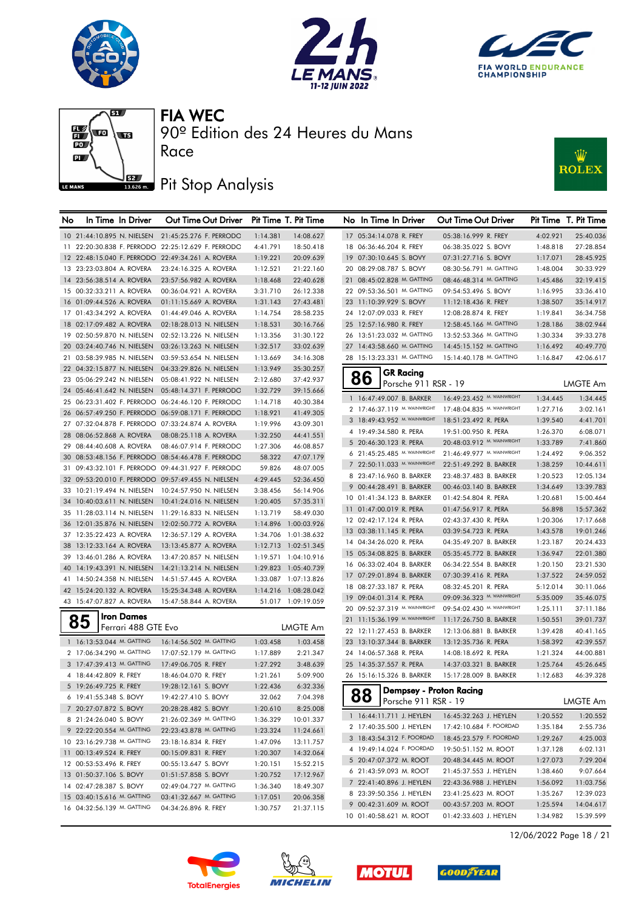# FIA WEC

90º Edition des 24 Heures du Mans

Race

Pit Stop Analysis

| No | In Time | In Driver | Out Time | Out Driver | Pit Time | T. Pit Time |
|---|---|---|---|---|---|---|
| 10 | 21:44:10.895 | N. NIELSEN | 21:45:25.276 | F. PERRODO | 1:14.381 | 14:08.627 |
| 11 | 22:20:30.838 | F. PERRODO | 22:25:12.629 | F. PERRODO | 4:41.791 | 18:50.418 |
| 12 | 22:48:15.040 | F. PERRODO | 22:49:34.261 | A. ROVERA | 1:19.221 | 20:09.639 |
| 13 | 23:23:03.804 | A. ROVERA | 23:24:16.325 | A. ROVERA | 1:12.521 | 21:22.160 |
| 14 | 23:56:38.514 | A. ROVERA | 23:57:56.982 | A. ROVERA | 1:18.468 | 22:40.628 |
| 15 | 00:32:33.211 | A. ROVERA | 00:36:04.921 | A. ROVERA | 3:31.710 | 26:12.338 |
| 16 | 01:09:44.526 | A. ROVERA | 01:11:15.669 | A. ROVERA | 1:31.143 | 27:43.481 |
| 17 | 01:43:34.292 | A. ROVERA | 01:44:49.046 | A. ROVERA | 1:14.754 | 28:58.235 |
| 18 | 02:17:09.482 | A. ROVERA | 02:18:28.013 | N. NIELSEN | 1:18.531 | 30:16.766 |
| 19 | 02:50:59.870 | N. NIELSEN | 02:52:13.226 | N. NIELSEN | 1:13.356 | 31:30.122 |
| 20 | 03:24:40.746 | N. NIELSEN | 03:26:13.263 | N. NIELSEN | 1:32.517 | 33:02.639 |
| 21 | 03:58:39.985 | N. NIELSEN | 03:59:53.654 | N. NIELSEN | 1:13.669 | 34:16.308 |
| 22 | 04:32:15.877 | N. NIELSEN | 04:33:29.826 | N. NIELSEN | 1:13.949 | 35:30.257 |
| 23 | 05:06:29.242 | N. NIELSEN | 05:08:41.922 | N. NIELSEN | 2:12.680 | 37:42.937 |
| 24 | 05:46:41.642 | N. NIELSEN | 05:48:14.371 | F. PERRODO | 1:32.729 | 39:15.666 |
| 25 | 06:23:31.402 | F. PERRODO | 06:24:46.120 | F. PERRODO | 1:14.718 | 40:30.384 |
| 26 | 06:57:49.250 | F. PERRODO | 06:59:08.171 | F. PERRODO | 1:18.921 | 41:49.305 |
| 27 | 07:32:04.878 | F. PERRODO | 07:33:24.874 | A. ROVERA | 1:19.996 | 43:09.301 |
| 28 | 08:06:52.868 | A. ROVERA | 08:08:25.118 | A. ROVERA | 1:32.250 | 44:41.551 |
| 29 | 08:44:40.608 | A. ROVERA | 08:46:07.914 | F. PERRODO | 1:27.306 | 46:08.857 |
| 30 | 08:53:48.156 | F. PERRODO | 08:54:46.478 | F. PERRODO | 58.322 | 47:07.179 |
| 31 | 09:43:32.101 | F. PERRODO | 09:44:31.927 | F. PERRODO | 59.826 | 48:07.005 |
| 32 | 09:53:20.010 | F. PERRODO | 09:57:49.455 | N. NIELSEN | 4:29.445 | 52:36.450 |
| 33 | 10:21:19.494 | N. NIELSEN | 10:24:57.950 | N. NIELSEN | 3:38.456 | 56:14.906 |
| 34 | 10:40:03.611 | N. NIELSEN | 10:41:24.016 | N. NIELSEN | 1:20.405 | 57:35.311 |
| 35 | 11:28:03.114 | N. NIELSEN | 11:29:16.833 | N. NIELSEN | 1:13.719 | 58:49.030 |
| 36 | 12:01:35.876 | N. NIELSEN | 12:02:50.772 | A. ROVERA | 1:14.896 | 1:00:03.926 |
| 37 | 12:35:22.423 | A. ROVERA | 12:36:57.129 | A. ROVERA | 1:34.706 | 1:01:38.632 |
| 38 | 13:12:33.164 | A. ROVERA | 13:13:45.877 | A. ROVERA | 1:12.713 | 1:02:51.345 |
| 39 | 13:46:01.286 | A. ROVERA | 13:47:20.857 | N. NIELSEN | 1:19.571 | 1:04:10.916 |
| 40 | 14:19:43.391 | N. NIELSEN | 14:21:13.214 | N. NIELSEN | 1:29.823 | 1:05:40.739 |
| 41 | 14:50:24.358 | N. NIELSEN | 14:51:57.445 | A. ROVERA | 1:33.087 | 1:07:13.826 |
| 42 | 15:24:20.132 | A. ROVERA | 15:25:34.348 | A. ROVERA | 1:14.216 | 1:08:28.042 |
| 43 | 15:47:07.827 | A. ROVERA | 15:47:58.844 | A. ROVERA | 51.017 | 1:09:19.059 |

## 85 Iron Dames — Ferrari 488 GTE Evo — LMGTE Am

| No | In Time | In Driver | Out Time | Out Driver | Pit Time | T. Pit Time |
|---|---|---|---|---|---|---|
| 1 | 16:13:53.044 | M. GATTING | 16:14:56.502 | M. GATTING | 1:03.458 | 1:03.458 |
| 2 | 17:06:34.290 | M. GATTING | 17:07:52.179 | M. GATTING | 1:17.889 | 2:21.347 |
| 3 | 17:47:39.413 | M. GATTING | 17:49:06.705 | R. FREY | 1:27.292 | 3:48.639 |
| 4 | 18:44:42.809 | R. FREY | 18:46:04.070 | R. FREY | 1:21.261 | 5:09.900 |
| 5 | 19:26:49.725 | R. FREY | 19:28:12.161 | S. BOVY | 1:22.436 | 6:32.336 |
| 6 | 19:41:55.348 | S. BOVY | 19:42:27.410 | S. BOVY | 32.062 | 7:04.398 |
| 7 | 20:27:07.872 | S. BOVY | 20:28:28.482 | S. BOVY | 1:20.610 | 8:25.008 |
| 8 | 21:24:26.040 | S. BOVY | 21:26:02.369 | M. GATTING | 1:36.329 | 10:01.337 |
| 9 | 22:22:20.554 | M. GATTING | 22:23:43.878 | M. GATTING | 1:23.324 | 11:24.661 |
| 10 | 23:16:29.738 | M. GATTING | 23:18:16.834 | R. FREY | 1:47.096 | 13:11.757 |
| 11 | 00:13:49.524 | R. FREY | 00:15:09.831 | R. FREY | 1:20.307 | 14:32.064 |
| 12 | 00:53:53.496 | R. FREY | 00:55:13.647 | S. BOVY | 1:20.151 | 15:52.215 |
| 13 | 01:50:37.106 | S. BOVY | 01:51:57.858 | S. BOVY | 1:20.752 | 17:12.967 |
| 14 | 02:47:28.387 | S. BOVY | 02:49:04.727 | M. GATTING | 1:36.340 | 18:49.307 |
| 15 | 03:40:15.616 | M. GATTING | 03:41:32.667 | M. GATTING | 1:17.051 | 20:06.358 |
| 16 | 04:32:56.139 | M. GATTING | 04:34:26.896 | R. FREY | 1:30.757 | 21:37.115 |
| 17 | 05:34:14.078 | R. FREY | 05:38:16.999 | R. FREY | 4:02.921 | 25:40.036 |
| 18 | 06:36:46.204 | R. FREY | 06:38:35.022 | S. BOVY | 1:48.818 | 27:28.854 |
| 19 | 07:30:10.645 | S. BOVY | 07:31:27.716 | S. BOVY | 1:17.071 | 28:45.925 |
| 20 | 08:29:08.787 | S. BOVY | 08:30:56.791 | M. GATTING | 1:48.004 | 30:33.929 |
| 21 | 08:45:02.828 | M. GATTING | 08:46:48.314 | M. GATTING | 1:45.486 | 32:19.415 |
| 22 | 09:53:36.501 | M. GATTING | 09:54:53.496 | S. BOVY | 1:16.995 | 33:36.410 |
| 23 | 11:10:39.929 | S. BOVY | 11:12:18.436 | R. FREY | 1:38.507 | 35:14.917 |
| 24 | 12:07:09.033 | R. FREY | 12:08:28.874 | R. FREY | 1:19.841 | 36:34.758 |
| 25 | 12:57:16.980 | R. FREY | 12:58:45.166 | M. GATTING | 1:28.186 | 38:02.944 |
| 26 | 13:51:23.032 | M. GATTING | 13:52:53.366 | M. GATTING | 1:30.334 | 39:33.278 |
| 27 | 14:43:58.660 | M. GATTING | 14:45:15.152 | M. GATTING | 1:16.492 | 40:49.770 |
| 28 | 15:13:23.331 | M. GATTING | 15:14:40.178 | M. GATTING | 1:16.847 | 42:06.617 |

## 86 GR Racing — Porsche 911 RSR - 19 — LMGTE Am

| No | In Time | In Driver | Out Time | Out Driver | Pit Time | T. Pit Time |
|---|---|---|---|---|---|---|
| 1 | 16:47:49.007 | B. BARKER | 16:49:23.452 | M. WAINWRIGHT | 1:34.445 | 1:34.445 |
| 2 | 17:46:37.119 | M. WAINWRIGHT | 17:48:04.835 | M. WAINWRIGHT | 1:27.716 | 3:02.161 |
| 3 | 18:49:43.952 | M. WAINWRIGHT | 18:51:23.492 | R. PERA | 1:39.540 | 4:41.701 |
| 4 | 19:49:34.580 | R. PERA | 19:51:00.950 | R. PERA | 1:26.370 | 6:08.071 |
| 5 | 20:46:30.123 | R. PERA | 20:48:03.912 | M. WAINWRIGHT | 1:33.789 | 7:41.860 |
| 6 | 21:45:25.485 | M. WAINWRIGHT | 21:46:49.977 | M. WAINWRIGHT | 1:24.492 | 9:06.352 |
| 7 | 22:50:11.033 | M. WAINWRIGHT | 22:51:49.292 | B. BARKER | 1:38.259 | 10:44.611 |
| 8 | 23:47:16.960 | B. BARKER | 23:48:37.483 | B. BARKER | 1:20.523 | 12:05.134 |
| 9 | 00:44:28.491 | B. BARKER | 00:46:03.140 | B. BARKER | 1:34.649 | 13:39.783 |
| 10 | 01:41:34.123 | B. BARKER | 01:42:54.804 | R. PERA | 1:20.681 | 15:00.464 |
| 11 | 01:47:00.019 | R. PERA | 01:47:56.917 | R. PERA | 56.898 | 15:57.362 |
| 12 | 02:42:17.124 | R. PERA | 02:43:37.430 | R. PERA | 1:20.306 | 17:17.668 |
| 13 | 03:38:11.145 | R. PERA | 03:39:54.723 | R. PERA | 1:43.578 | 19:01.246 |
| 14 | 04:34:26.020 | R. PERA | 04:35:49.207 | B. BARKER | 1:23.187 | 20:24.433 |
| 15 | 05:34:08.825 | B. BARKER | 05:35:45.772 | B. BARKER | 1:36.947 | 22:01.380 |
| 16 | 06:33:02.404 | B. BARKER | 06:34:22.554 | B. BARKER | 1:20.150 | 23:21.530 |
| 17 | 07:29:01.894 | B. BARKER | 07:30:39.416 | R. PERA | 1:37.522 | 24:59.052 |
| 18 | 08:27:33.187 | R. PERA | 08:32:45.201 | R. PERA | 5:12.014 | 30:11.066 |
| 19 | 09:04:01.314 | R. PERA | 09:09:36.323 | M. WAINWRIGHT | 5:35.009 | 35:46.075 |
| 20 | 09:52:37.319 | M. WAINWRIGHT | 09:54:02.430 | M. WAINWRIGHT | 1:25.111 | 37:11.186 |
| 21 | 11:15:36.199 | M. WAINWRIGHT | 11:17:26.750 | B. BARKER | 1:50.551 | 39:01.737 |
| 22 | 12:11:27.453 | B. BARKER | 12:13:06.881 | B. BARKER | 1:39.428 | 40:41.165 |
| 23 | 13:10:37.344 | B. BARKER | 13:12:35.736 | R. PERA | 1:58.392 | 42:39.557 |
| 24 | 14:06:57.368 | R. PERA | 14:08:18.692 | R. PERA | 1:21.324 | 44:00.881 |
| 25 | 14:35:37.557 | R. PERA | 14:37:03.321 | B. BARKER | 1:25.764 | 45:26.645 |
| 26 | 15:16:15.326 | B. BARKER | 15:17:28.009 | B. BARKER | 1:12.683 | 46:39.328 |

## 88 Dempsey - Proton Racing — Porsche 911 RSR - 19 — LMGTE Am

| No | In Time | In Driver | Out Time | Out Driver | Pit Time | T. Pit Time |
|---|---|---|---|---|---|---|
| 1 | 16:44:11.711 | J. HEYLEN | 16:45:32.263 | J. HEYLEN | 1:20.552 | 1:20.552 |
| 2 | 17:40:35.500 | J. HEYLEN | 17:42:10.684 | F. POORDAD | 1:35.184 | 2:55.736 |
| 3 | 18:43:54.312 | F. POORDAD | 18:45:23.579 | F. POORDAD | 1:29.267 | 4:25.003 |
| 4 | 19:49:14.024 | F. POORDAD | 19:50:51.152 | M. ROOT | 1:37.128 | 6:02.131 |
| 5 | 20:47:07.372 | M. ROOT | 20:48:34.445 | M. ROOT | 1:27.073 | 7:29.204 |
| 6 | 21:43:59.093 | M. ROOT | 21:45:37.553 | J. HEYLEN | 1:38.460 | 9:07.664 |
| 7 | 22:41:40.896 | J. HEYLEN | 22:43:36.988 | J. HEYLEN | 1:56.092 | 11:03.756 |
| 8 | 23:39:50.356 | J. HEYLEN | 23:41:25.623 | M. ROOT | 1:35.267 | 12:39.023 |
| 9 | 00:42:31.609 | M. ROOT | 00:43:57.203 | M. ROOT | 1:25.594 | 14:04.617 |
| 10 | 01:40:58.621 | M. ROOT | 01:42:33.603 | J. HEYLEN | 1:34.982 | 15:39.599 |

12/06/2022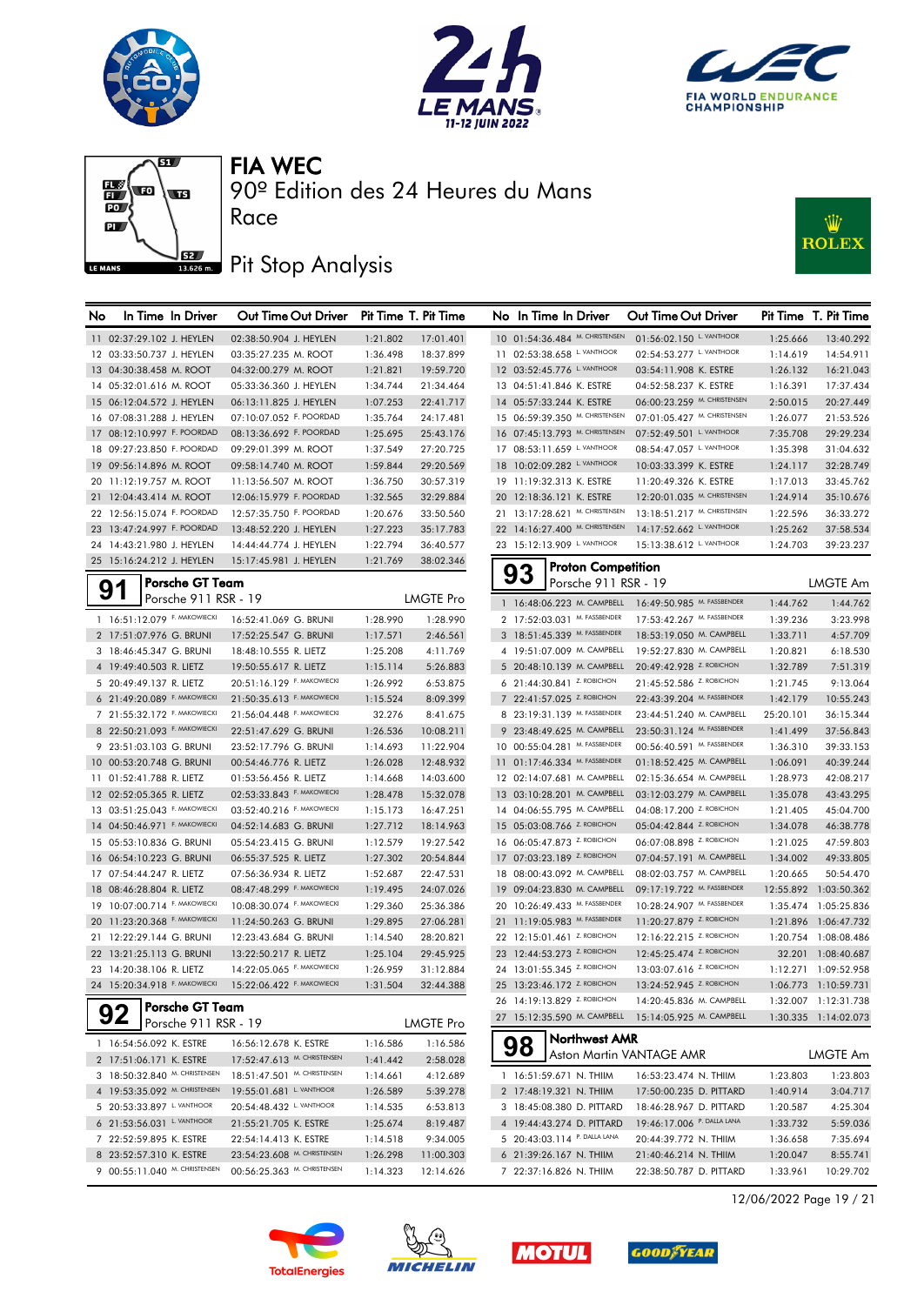# FIA WEC

90º Edition des 24 Heures du Mans

Race

## Pit Stop Analysis

| No | In Time | In Driver | Out Time | Out Driver | Pit Time | T. Pit Time |
|---|---|---|---|---|---|---|
| 11 | 02:37:29.102 | J. HEYLEN | 02:38:50.904 | J. HEYLEN | 1:21.802 | 17:01.401 |
| 12 | 03:33:50.737 | J. HEYLEN | 03:35:27.235 | M. ROOT | 1:36.498 | 18:37.899 |
| 13 | 04:30:38.458 | M. ROOT | 04:32:00.279 | M. ROOT | 1:21.821 | 19:59.720 |
| 14 | 05:32:01.616 | M. ROOT | 05:33:36.360 | J. HEYLEN | 1:34.744 | 21:34.464 |
| 15 | 06:12:04.572 | J. HEYLEN | 06:13:11.825 | J. HEYLEN | 1:07.253 | 22:41.717 |
| 16 | 07:08:31.288 | J. HEYLEN | 07:10:07.052 | F. POORDAD | 1:35.764 | 24:17.481 |
| 17 | 08:12:10.997 | F. POORDAD | 08:13:36.692 | F. POORDAD | 1:25.695 | 25:43.176 |
| 18 | 09:27:23.850 | F. POORDAD | 09:29:01.399 | M. ROOT | 1:37.549 | 27:20.725 |
| 19 | 09:56:14.896 | M. ROOT | 09:58:14.740 | M. ROOT | 1:59.844 | 29:20.569 |
| 20 | 11:12:19.757 | M. ROOT | 11:13:56.507 | M. ROOT | 1:36.750 | 30:57.319 |
| 21 | 12:04:43.414 | M. ROOT | 12:06:15.979 | F. POORDAD | 1:32.565 | 32:29.884 |
| 22 | 12:56:15.074 | F. POORDAD | 12:57:35.750 | F. POORDAD | 1:20.676 | 33:50.560 |
| 23 | 13:47:24.997 | F. POORDAD | 13:48:52.220 | J. HEYLEN | 1:27.223 | 35:17.783 |
| 24 | 14:43:21.980 | J. HEYLEN | 14:44:44.774 | J. HEYLEN | 1:22.794 | 36:40.577 |
| 25 | 15:16:24.212 | J. HEYLEN | 15:17:45.981 | J. HEYLEN | 1:21.769 | 38:02.346 |

### 91 Porsche GT Team
Porsche 911 RSR - 19 — LMGTE Pro

| No | In Time | In Driver | Out Time | Out Driver | Pit Time | T. Pit Time |
|---|---|---|---|---|---|---|
| 1 | 16:51:12.079 | F. MAKOWIECKI | 16:52:41.069 | G. BRUNI | 1:28.990 | 1:28.990 |
| 2 | 17:51:07.976 | G. BRUNI | 17:52:25.547 | G. BRUNI | 1:17.571 | 2:46.561 |
| 3 | 18:46:45.347 | G. BRUNI | 18:48:10.555 | R. LIETZ | 1:25.208 | 4:11.769 |
| 4 | 19:49:40.503 | R. LIETZ | 19:50:55.617 | R. LIETZ | 1:15.114 | 5:26.883 |
| 5 | 20:49:49.137 | R. LIETZ | 20:51:16.129 | F. MAKOWIECKI | 1:26.992 | 6:53.875 |
| 6 | 21:49:20.089 | F. MAKOWIECKI | 21:50:35.613 | F. MAKOWIECKI | 1:15.524 | 8:09.399 |
| 7 | 21:55:32.172 | F. MAKOWIECKI | 21:56:04.448 | F. MAKOWIECKI | 32.276 | 8:41.675 |
| 8 | 22:50:21.093 | F. MAKOWIECKI | 22:51:47.629 | G. BRUNI | 1:26.536 | 10:08.211 |
| 9 | 23:51:03.103 | G. BRUNI | 23:52:17.796 | G. BRUNI | 1:14.693 | 11:22.904 |
| 10 | 00:53:20.748 | G. BRUNI | 00:54:46.776 | R. LIETZ | 1:26.028 | 12:48.932 |
| 11 | 01:52:41.788 | R. LIETZ | 01:53:56.456 | R. LIETZ | 1:14.668 | 14:03.600 |
| 12 | 02:52:05.365 | R. LIETZ | 02:53:33.843 | F. MAKOWIECKI | 1:28.478 | 15:32.078 |
| 13 | 03:51:25.043 | F. MAKOWIECKI | 03:52:40.216 | F. MAKOWIECKI | 1:15.173 | 16:47.251 |
| 14 | 04:50:46.971 | F. MAKOWIECKI | 04:52:14.683 | G. BRUNI | 1:27.712 | 18:14.963 |
| 15 | 05:53:10.836 | G. BRUNI | 05:54:23.415 | G. BRUNI | 1:12.579 | 19:27.542 |
| 16 | 06:54:10.223 | G. BRUNI | 06:55:37.525 | R. LIETZ | 1:27.302 | 20:54.844 |
| 17 | 07:54:44.247 | R. LIETZ | 07:56:36.934 | R. LIETZ | 1:52.687 | 22:47.531 |
| 18 | 08:46:28.804 | R. LIETZ | 08:47:48.299 | F. MAKOWIECKI | 1:19.495 | 24:07.026 |
| 19 | 10:07:00.714 | F. MAKOWIECKI | 10:08:30.074 | F. MAKOWIECKI | 1:29.360 | 25:36.386 |
| 20 | 11:23:20.368 | F. MAKOWIECKI | 11:24:50.263 | G. BRUNI | 1:29.895 | 27:06.281 |
| 21 | 12:22:29.144 | G. BRUNI | 12:23:43.684 | G. BRUNI | 1:14.540 | 28:20.821 |
| 22 | 13:21:25.113 | G. BRUNI | 13:22:50.217 | R. LIETZ | 1:25.104 | 29:45.925 |
| 23 | 14:20:38.106 | R. LIETZ | 14:22:05.065 | F. MAKOWIECKI | 1:26.959 | 31:12.884 |
| 24 | 15:20:34.918 | F. MAKOWIECKI | 15:22:06.422 | F. MAKOWIECKI | 1:31.504 | 32:44.388 |

### 92 Porsche GT Team
Porsche 911 RSR - 19 — LMGTE Pro

| No | In Time | In Driver | Out Time | Out Driver | Pit Time | T. Pit Time |
|---|---|---|---|---|---|---|
| 1 | 16:54:56.092 | K. ESTRE | 16:56:12.678 | K. ESTRE | 1:16.586 | 1:16.586 |
| 2 | 17:51:06.171 | K. ESTRE | 17:52:47.613 | M. CHRISTENSEN | 1:41.442 | 2:58.028 |
| 3 | 18:50:32.840 | M. CHRISTENSEN | 18:51:47.501 | M. CHRISTENSEN | 1:14.661 | 4:12.689 |
| 4 | 19:53:35.092 | M. CHRISTENSEN | 19:55:01.681 | L. VANTHOOR | 1:26.589 | 5:39.278 |
| 5 | 20:53:33.897 | L. VANTHOOR | 20:54:48.432 | L. VANTHOOR | 1:14.535 | 6:53.813 |
| 6 | 21:53:56.031 | L. VANTHOOR | 21:55:21.705 | K. ESTRE | 1:25.674 | 8:19.487 |
| 7 | 22:52:59.895 | K. ESTRE | 22:54:14.413 | K. ESTRE | 1:14.518 | 9:34.005 |
| 8 | 23:52:57.310 | K. ESTRE | 23:54:23.608 | M. CHRISTENSEN | 1:26.298 | 11:00.303 |
| 9 | 00:55:11.040 | M. CHRISTENSEN | 00:56:25.363 | M. CHRISTENSEN | 1:14.323 | 12:14.626 |
| 10 | 01:54:36.484 | M. CHRISTENSEN | 01:56:02.150 | L. VANTHOOR | 1:25.666 | 13:40.292 |
| 11 | 02:53:38.658 | L. VANTHOOR | 02:54:53.277 | L. VANTHOOR | 1:14.619 | 14:54.911 |
| 12 | 03:52:45.776 | L. VANTHOOR | 03:54:11.908 | K. ESTRE | 1:26.132 | 16:21.043 |
| 13 | 04:51:41.846 | K. ESTRE | 04:52:58.237 | K. ESTRE | 1:16.391 | 17:37.434 |
| 14 | 05:57:33.244 | K. ESTRE | 06:00:23.259 | M. CHRISTENSEN | 2:50.015 | 20:27.449 |
| 15 | 06:59:39.350 | M. CHRISTENSEN | 07:01:05.427 | M. CHRISTENSEN | 1:26.077 | 21:53.526 |
| 16 | 07:45:13.793 | M. CHRISTENSEN | 07:52:49.501 | L. VANTHOOR | 7:35.708 | 29:29.234 |
| 17 | 08:53:11.659 | L. VANTHOOR | 08:54:47.057 | L. VANTHOOR | 1:35.398 | 31:04.632 |
| 18 | 10:02:09.282 | L. VANTHOOR | 10:03:33.399 | K. ESTRE | 1:24.117 | 32:28.749 |
| 19 | 11:19:32.313 | K. ESTRE | 11:20:49.326 | K. ESTRE | 1:17.013 | 33:45.762 |
| 20 | 12:18:36.121 | K. ESTRE | 12:20:01.035 | M. CHRISTENSEN | 1:24.914 | 35:10.676 |
| 21 | 13:17:28.621 | M. CHRISTENSEN | 13:18:51.217 | M. CHRISTENSEN | 1:22.596 | 36:33.272 |
| 22 | 14:16:27.400 | M. CHRISTENSEN | 14:17:52.662 | L. VANTHOOR | 1:25.262 | 37:58.534 |
| 23 | 15:12:13.909 | L. VANTHOOR | 15:13:38.612 | L. VANTHOOR | 1:24.703 | 39:23.237 |

### 93 Proton Competition
Porsche 911 RSR - 19 — LMGTE Am

| No | In Time | In Driver | Out Time | Out Driver | Pit Time | T. Pit Time |
|---|---|---|---|---|---|---|
| 1 | 16:48:06.223 | M. CAMPBELL | 16:49:50.985 | M. FASSBENDER | 1:44.762 | 1:44.762 |
| 2 | 17:52:03.031 | M. FASSBENDER | 17:53:42.267 | M. FASSBENDER | 1:39.236 | 3:23.998 |
| 3 | 18:51:45.339 | M. FASSBENDER | 18:53:19.050 | M. CAMPBELL | 1:33.711 | 4:57.709 |
| 4 | 19:51:07.009 | M. CAMPBELL | 19:52:27.830 | M. CAMPBELL | 1:20.821 | 6:18.530 |
| 5 | 20:48:10.139 | M. CAMPBELL | 20:49:42.928 | Z. ROBICHON | 1:32.789 | 7:51.319 |
| 6 | 21:44:30.841 | Z. ROBICHON | 21:45:52.586 | Z. ROBICHON | 1:21.745 | 9:13.064 |
| 7 | 22:41:57.025 | Z. ROBICHON | 22:43:39.204 | M. FASSBENDER | 1:42.179 | 10:55.243 |
| 8 | 23:19:31.139 | M. FASSBENDER | 23:44:51.240 | M. CAMPBELL | 25:20.101 | 36:15.344 |
| 9 | 23:48:49.625 | M. CAMPBELL | 23:50:31.124 | M. FASSBENDER | 1:41.499 | 37:56.843 |
| 10 | 00:55:04.281 | M. FASSBENDER | 00:56:40.591 | M. FASSBENDER | 1:36.310 | 39:33.153 |
| 11 | 01:17:46.334 | M. FASSBENDER | 01:18:52.425 | M. CAMPBELL | 1:06.091 | 40:39.244 |
| 12 | 02:14:07.681 | M. CAMPBELL | 02:15:36.654 | M. CAMPBELL | 1:28.973 | 42:08.217 |
| 13 | 03:10:28.201 | M. CAMPBELL | 03:12:03.279 | M. CAMPBELL | 1:35.078 | 43:43.295 |
| 14 | 04:06:55.795 | M. CAMPBELL | 04:08:17.200 | Z. ROBICHON | 1:21.405 | 45:04.700 |
| 15 | 05:03:08.766 | Z. ROBICHON | 05:04:42.844 | Z. ROBICHON | 1:34.078 | 46:38.778 |
| 16 | 06:05:47.873 | Z. ROBICHON | 06:07:08.898 | Z. ROBICHON | 1:21.025 | 47:59.803 |
| 17 | 07:03:23.189 | Z. ROBICHON | 07:04:57.191 | M. CAMPBELL | 1:34.002 | 49:33.805 |
| 18 | 08:00:43.092 | M. CAMPBELL | 08:02:03.757 | M. CAMPBELL | 1:20.665 | 50:54.470 |
| 19 | 09:04:23.830 | M. CAMPBELL | 09:17:19.722 | M. FASSBENDER | 12:55.892 | 1:03:50.362 |
| 20 | 10:26:49.433 | M. FASSBENDER | 10:28:24.907 | M. FASSBENDER | 1:35.474 | 1:05:25.836 |
| 21 | 11:19:05.983 | M. FASSBENDER | 11:20:27.879 | Z. ROBICHON | 1:21.896 | 1:06:47.732 |
| 22 | 12:15:01.461 | Z. ROBICHON | 12:16:22.215 | Z. ROBICHON | 1:20.754 | 1:08:08.486 |
| 23 | 12:44:54.273 | Z. ROBICHON | 12:45:26.474 | Z. ROBICHON | 32.201 | 1:08:40.687 |
| 24 | 13:01:55.345 | Z. ROBICHON | 13:03:07.616 | Z. ROBICHON | 1:12.271 | 1:09:52.958 |
| 25 | 13:23:46.172 | Z. ROBICHON | 13:24:52.945 | Z. ROBICHON | 1:06.773 | 1:10:59.731 |
| 26 | 14:19:13.829 | Z. ROBICHON | 14:20:45.836 | M. CAMPBELL | 1:32.007 | 1:12:31.738 |
| 27 | 15:12:35.590 | M. CAMPBELL | 15:14:05.925 | M. CAMPBELL | 1:30.335 | 1:14:02.073 |

### 98 Northwest AMR
Aston Martin VANTAGE AMR — LMGTE Am

| No | In Time | In Driver | Out Time | Out Driver | Pit Time | T. Pit Time |
|---|---|---|---|---|---|---|
| 1 | 16:51:59.671 | N. THIIM | 16:53:23.474 | N. THIIM | 1:23.803 | 1:23.803 |
| 2 | 17:48:19.321 | N. THIIM | 17:50:00.235 | D. PITTARD | 1:40.914 | 3:04.717 |
| 3 | 18:45:08.380 | D. PITTARD | 18:46:28.967 | D. PITTARD | 1:20.587 | 4:25.304 |
| 4 | 19:44:43.274 | D. PITTARD | 19:46:17.006 | P. DALLA LANA | 1:33.732 | 5:59.036 |
| 5 | 20:43:03.114 | P. DALLA LANA | 20:44:39.772 | N. THIIM | 1:36.658 | 7:35.694 |
| 6 | 21:39:26.167 | N. THIIM | 21:40:46.214 | N. THIIM | 1:20.047 | 8:55.741 |
| 7 | 22:37:16.826 | N. THIIM | 22:38:50.787 | D. PITTARD | 1:33.961 | 10:29.702 |

12/06/2022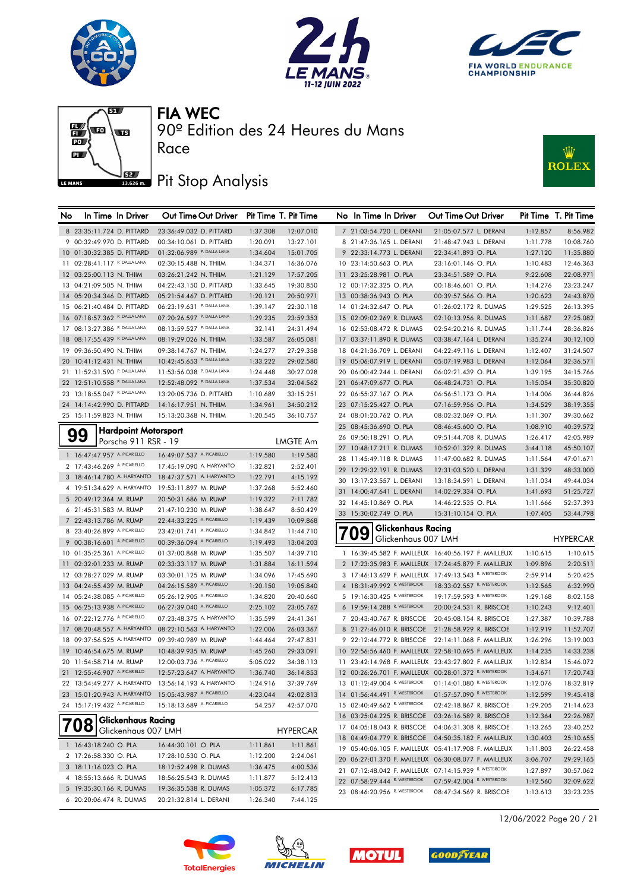# FIA WEC

90º Edition des 24 Heures du Mans

Race

## Pit Stop Analysis

| No | In Time | In Driver | Out Time | Out Driver | Pit Time | T. Pit Time |
|---|---|---|---|---|---|---|
| 8 | 23:35:11.724 | D. PITTARD | 23:36:49.032 | D. PITTARD | 1:37.308 | 12:07.010 |
| 9 | 00:32:49.970 | D. PITTARD | 00:34:10.061 | D. PITTARD | 1:20.091 | 13:27.101 |
| 10 | 01:30:32.385 | D. PITTARD | 01:32:06.989 | P. DALLA LANA | 1:34.604 | 15:01.705 |
| 11 | 02:28:41.117 | P. DALLA LANA | 02:30:15.488 | N. THIIM | 1:34.371 | 16:36.076 |
| 12 | 03:25:00.113 | N. THIIM | 03:26:21.242 | N. THIIM | 1:21.129 | 17:57.205 |
| 13 | 04:21:09.505 | N. THIIM | 04:22:43.150 | D. PITTARD | 1:33.645 | 19:30.850 |
| 14 | 05:20:34.346 | D. PITTARD | 05:21:54.467 | D. PITTARD | 1:20.121 | 20:50.971 |
| 15 | 06:21:40.484 | D. PITTARD | 06:23:19.631 | P. DALLA LANA | 1:39.147 | 22:30.118 |
| 16 | 07:18:57.362 | P. DALLA LANA | 07:20:26.597 | P. DALLA LANA | 1:29.235 | 23:59.353 |
| 17 | 08:13:27.386 | P. DALLA LANA | 08:13:59.527 | P. DALLA LANA | 32.141 | 24:31.494 |
| 18 | 08:17:55.439 | P. DALLA LANA | 08:19:29.026 | N. THIIM | 1:33.587 | 26:05.081 |
| 19 | 09:36:50.490 | N. THIIM | 09:38:14.767 | N. THIIM | 1:24.277 | 27:29.358 |
| 20 | 10:41:12.431 | N. THIIM | 10:42:45.653 | P. DALLA LANA | 1:33.222 | 29:02.580 |
| 21 | 11:52:31.590 | P. DALLA LANA | 11:53:56.038 | P. DALLA LANA | 1:24.448 | 30:27.028 |
| 22 | 12:51:10.558 | P. DALLA LANA | 12:52:48.092 | P. DALLA LANA | 1:37.534 | 32:04.562 |
| 23 | 13:18:55.047 | P. DALLA LANA | 13:20:05.736 | D. PITTARD | 1:10.689 | 33:15.251 |
| 24 | 14:14:42.990 | D. PITTARD | 14:16:17.951 | N. THIIM | 1:34.961 | 34:50.212 |
| 25 | 15:11:59.823 | N. THIIM | 15:13:20.368 | N. THIIM | 1:20.545 | 36:10.757 |

### 99 Hardpoint Motorsport — Porsche 911 RSR - 19 — LMGTE Am

| No | In Time | In Driver | Out Time | Out Driver | Pit Time | T. Pit Time |
|---|---|---|---|---|---|---|
| 1 | 16:47:47.957 | A. PICARIELLO | 16:49:07.537 | A. PICARIELLO | 1:19.580 | 1:19.580 |
| 2 | 17:43:46.269 | A. PICARIELLO | 17:45:19.090 | A. HARYANTO | 1:32.821 | 2:52.401 |
| 3 | 18:46:14.780 | A. HARYANTO | 18:47:37.571 | A. HARYANTO | 1:22.791 | 4:15.192 |
| 4 | 19:51:34.629 | A. HARYANTO | 19:53:11.897 | M. RUMP | 1:37.268 | 5:52.460 |
| 5 | 20:49:12.364 | M. RUMP | 20:50:31.686 | M. RUMP | 1:19.322 | 7:11.782 |
| 6 | 21:45:31.583 | M. RUMP | 21:47:10.230 | M. RUMP | 1:38.647 | 8:50.429 |
| 7 | 22:43:13.786 | M. RUMP | 22:44:33.225 | A. PICARIELLO | 1:19.439 | 10:09.868 |
| 8 | 23:40:26.899 | A. PICARIELLO | 23:42:01.741 | A. PICARIELLO | 1:34.842 | 11:44.710 |
| 9 | 00:38:16.601 | A. PICARIELLO | 00:39:36.094 | A. PICARIELLO | 1:19.493 | 13:04.203 |
| 10 | 01:35:25.361 | A. PICARIELLO | 01:37:00.868 | M. RUMP | 1:35.507 | 14:39.710 |
| 11 | 02:32:01.233 | M. RUMP | 02:33:33.117 | M. RUMP | 1:31.884 | 16:11.594 |
| 12 | 03:28:27.029 | M. RUMP | 03:30:01.125 | M. RUMP | 1:34.096 | 17:45.690 |
| 13 | 04:24:55.439 | M. RUMP | 04:26:15.589 | A. PICARIELLO | 1:20.150 | 19:05.840 |
| 14 | 05:24:38.085 | A. PICARIELLO | 05:26:12.905 | A. PICARIELLO | 1:34.820 | 20:40.660 |
| 15 | 06:25:13.938 | A. PICARIELLO | 06:27:39.040 | A. PICARIELLO | 2:25.102 | 23:05.762 |
| 16 | 07:22:12.776 | A. PICARIELLO | 07:23:48.375 | A. HARYANTO | 1:35.599 | 24:41.361 |
| 17 | 08:20:48.557 | A. HARYANTO | 08:22:10.563 | A. HARYANTO | 1:22.006 | 26:03.367 |
| 18 | 09:37:56.525 | A. HARYANTO | 09:39:40.989 | M. RUMP | 1:44.464 | 27:47.831 |
| 19 | 10:46:54.675 | M. RUMP | 10:48:39.935 | M. RUMP | 1:45.260 | 29:33.091 |
| 20 | 11:54:58.714 | M. RUMP | 12:00:03.736 | A. PICARIELLO | 5:05.022 | 34:38.113 |
| 21 | 12:55:46.907 | A. PICARIELLO | 12:57:23.647 | A. HARYANTO | 1:36.740 | 36:14.853 |
| 22 | 13:54:49.277 | A. HARYANTO | 13:56:14.193 | A. HARYANTO | 1:24.916 | 37:39.769 |
| 23 | 15:01:20.943 | A. HARYANTO | 15:05:43.987 | A. PICARIELLO | 4:23.044 | 42:02.813 |
| 24 | 15:17:19.432 | A. PICARIELLO | 15:18:13.689 | A. PICARIELLO | 54.257 | 42:57.070 |

### 708 Glickenhaus Racing — Glickenhaus 007 LMH — HYPERCAR

| No | In Time | In Driver | Out Time | Out Driver | Pit Time | T. Pit Time |
|---|---|---|---|---|---|---|
| 1 | 16:43:18.240 | O. PLA | 16:44:30.101 | O. PLA | 1:11.861 | 1:11.861 |
| 2 | 17:26:58.330 | O. PLA | 17:28:10.530 | O. PLA | 1:12.200 | 2:24.061 |
| 3 | 18:11:16.023 | O. PLA | 18:12:52.498 | R. DUMAS | 1:36.475 | 4:00.536 |
| 4 | 18:55:13.666 | R. DUMAS | 18:56:25.543 | R. DUMAS | 1:11.877 | 5:12.413 |
| 5 | 19:35:30.166 | R. DUMAS | 19:36:35.538 | R. DUMAS | 1:05.372 | 6:17.785 |
| 6 | 20:20:06.474 | R. DUMAS | 20:21:32.814 | L. DERANI | 1:26.340 | 7:44.125 |
| 7 | 21:03:54.720 | L. DERANI | 21:05:07.577 | L. DERANI | 1:12.857 | 8:56.982 |
| 8 | 21:47:36.165 | L. DERANI | 21:48:47.943 | L. DERANI | 1:11.778 | 10:08.760 |
| 9 | 22:33:14.773 | L. DERANI | 22:34:41.893 | O. PLA | 1:27.120 | 11:35.880 |
| 10 | 23:14:50.663 | O. PLA | 23:16:01.146 | O. PLA | 1:10.483 | 12:46.363 |
| 11 | 23:25:28.981 | O. PLA | 23:34:51.589 | O. PLA | 9:22.608 | 22:08.971 |
| 12 | 00:17:32.325 | O. PLA | 00:18:46.601 | O. PLA | 1:14.276 | 23:23.247 |
| 13 | 00:38:36.943 | O. PLA | 00:39:57.566 | O. PLA | 1:20.623 | 24:43.870 |
| 14 | 01:24:32.647 | O. PLA | 01:26:02.172 | R. DUMAS | 1:29.525 | 26:13.395 |
| 15 | 02:09:02.269 | R. DUMAS | 02:10:13.956 | R. DUMAS | 1:11.687 | 27:25.082 |
| 16 | 02:53:08.472 | R. DUMAS | 02:54:20.216 | R. DUMAS | 1:11.744 | 28:36.826 |
| 17 | 03:37:11.890 | R. DUMAS | 03:38:47.164 | L. DERANI | 1:35.274 | 30:12.100 |
| 18 | 04:21:36.709 | L. DERANI | 04:22:49.116 | L. DERANI | 1:12.407 | 31:24.507 |
| 19 | 05:06:07.919 | L. DERANI | 05:07:19.983 | L. DERANI | 1:12.064 | 32:36.571 |
| 20 | 06:00:42.244 | L. DERANI | 06:02:21.439 | O. PLA | 1:39.195 | 34:15.766 |
| 21 | 06:47:09.677 | O. PLA | 06:48:24.731 | O. PLA | 1:15.054 | 35:30.820 |
| 22 | 06:55:37.167 | O. PLA | 06:56:51.173 | O. PLA | 1:14.006 | 36:44.826 |
| 23 | 07:15:25.427 | O. PLA | 07:16:59.956 | O. PLA | 1:34.529 | 38:19.355 |
| 24 | 08:01:20.762 | O. PLA | 08:02:32.069 | O. PLA | 1:11.307 | 39:30.662 |
| 25 | 08:45:36.690 | O. PLA | 08:46:45.600 | O. PLA | 1:08.910 | 40:39.572 |
| 26 | 09:50:18.291 | O. PLA | 09:51:44.708 | R. DUMAS | 1:26.417 | 42:05.989 |
| 27 | 10:48:17.211 | R. DUMAS | 10:52:01.329 | R. DUMAS | 3:44.118 | 45:50.107 |
| 28 | 11:45:49.118 | R. DUMAS | 11:47:00.682 | R. DUMAS | 1:11.564 | 47:01.671 |
| 29 | 12:29:32.191 | R. DUMAS | 12:31:03.520 | L. DERANI | 1:31.329 | 48:33.000 |
| 30 | 13:17:23.557 | L. DERANI | 13:18:34.591 | L. DERANI | 1:11.034 | 49:44.034 |
| 31 | 14:00:47.641 | L. DERANI | 14:02:29.334 | O. PLA | 1:41.693 | 51:25.727 |
| 32 | 14:45:10.869 | O. PLA | 14:46:22.535 | O. PLA | 1:11.666 | 52:37.393 |
| 33 | 15:30:02.749 | O. PLA | 15:31:10.154 | O. PLA | 1:07.405 | 53:44.798 |

### 709 Glickenhaus Racing — Glickenhaus 007 LMH — HYPERCAR

| No | In Time | In Driver | Out Time | Out Driver | Pit Time | T. Pit Time |
|---|---|---|---|---|---|---|
| 1 | 16:39:45.582 | F. MAILLEUX | 16:40:56.197 | F. MAILLEUX | 1:10.615 | 1:10.615 |
| 2 | 17:23:35.983 | F. MAILLEUX | 17:24:45.879 | F. MAILLEUX | 1:09.896 | 2:20.511 |
| 3 | 17:46:13.629 | F. MAILLEUX | 17:49:13.543 | R. WESTBROOK | 2:59.914 | 5:20.425 |
| 4 | 18:31:49.992 | R. WESTBROOK | 18:33:02.557 | R. WESTBROOK | 1:12.565 | 6:32.990 |
| 5 | 19:16:30.425 | R. WESTBROOK | 19:17:59.593 | R. WESTBROOK | 1:29.168 | 8:02.158 |
| 6 | 19:59:14.288 | R. WESTBROOK | 20:00:24.531 | R. BRISCOE | 1:10.243 | 9:12.401 |
| 7 | 20:43:40.767 | R. BRISCOE | 20:45:08.154 | R. BRISCOE | 1:27.387 | 10:39.788 |
| 8 | 21:27:46.010 | R. BRISCOE | 21:28:58.929 | R. BRISCOE | 1:12.919 | 11:52.707 |
| 9 | 22:12:44.772 | R. BRISCOE | 22:14:11.068 | F. MAILLEUX | 1:26.296 | 13:19.003 |
| 10 | 22:56:56.460 | F. MAILLEUX | 22:58:10.695 | F. MAILLEUX | 1:14.235 | 14:33.238 |
| 11 | 23:42:14.968 | F. MAILLEUX | 23:43:27.802 | F. MAILLEUX | 1:12.834 | 15:46.072 |
| 12 | 00:26:26.701 | F. MAILLEUX | 00:28:01.372 | R. WESTBROOK | 1:34.671 | 17:20.743 |
| 13 | 01:12:49.004 | R. WESTBROOK | 01:14:01.080 | R. WESTBROOK | 1:12.076 | 18:32.819 |
| 14 | 01:56:44.491 | R. WESTBROOK | 01:57:57.090 | R. WESTBROOK | 1:12.599 | 19:45.418 |
| 15 | 02:40:49.662 | R. WESTBROOK | 02:42:18.867 | R. BRISCOE | 1:29.205 | 21:14.623 |
| 16 | 03:25:04.225 | R. BRISCOE | 03:26:16.589 | R. BRISCOE | 1:12.364 | 22:26.987 |
| 17 | 04:05:18.043 | R. BRISCOE | 04:06:31.308 | R. BRISCOE | 1:13.265 | 23:40.252 |
| 18 | 04:49:04.779 | R. BRISCOE | 04:50:35.182 | F. MAILLEUX | 1:30.403 | 25:10.655 |
| 19 | 05:40:06.105 | F. MAILLEUX | 05:41:17.908 | F. MAILLEUX | 1:11.803 | 26:22.458 |
| 20 | 06:27:01.370 | F. MAILLEUX | 06:30:08.077 | F. MAILLEUX | 3:06.707 | 29:29.165 |
| 21 | 07:12:48.042 | F. MAILLEUX | 07:14:15.939 | R. WESTBROOK | 1:27.897 | 30:57.062 |
| 22 | 07:58:29.444 | R. WESTBROOK | 07:59:42.004 | R. WESTBROOK | 1:12.560 | 32:09.622 |
| 23 | 08:46:20.956 | R. WESTBROOK | 08:47:34.569 | R. BRISCOE | 1:13.613 | 33:23.235 |

12/06/2022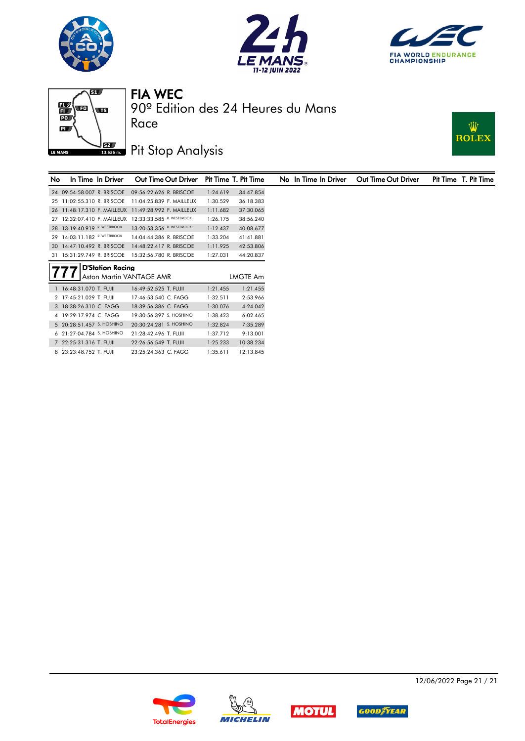# FIA WEC

90º Edition des 24 Heures du Mans

Race

Pit Stop Analysis

| No | In Time | In Driver | Out Time | Out Driver | Pit Time | T. Pit Time |
|---|---|---|---|---|---|---|
| 24 | 09:54:58.007 | R. BRISCOE | 09:56:22.626 | R. BRISCOE | 1:24.619 | 34:47.854 |
| 25 | 11:02:55.310 | R. BRISCOE | 11:04:25.839 | F. MAILLEUX | 1:30.529 | 36:18.383 |
| 26 | 11:48:17.310 | F. MAILLEUX | 11:49:28.992 | F. MAILLEUX | 1:11.682 | 37:30.065 |
| 27 | 12:32:07.410 | F. MAILLEUX | 12:33:33.585 | R. WESTBROOK | 1:26.175 | 38:56.240 |
| 28 | 13:19:40.919 | R. WESTBROOK | 13:20:53.356 | R. WESTBROOK | 1:12.437 | 40:08.677 |
| 29 | 14:03:11.182 | R. WESTBROOK | 14:04:44.386 | R. BRISCOE | 1:33.204 | 41:41.881 |
| 30 | 14:47:10.492 | R. BRISCOE | 14:48:22.417 | R. BRISCOE | 1:11.925 | 42:53.806 |
| 31 | 15:31:29.749 | R. BRISCOE | 15:32:56.780 | R. BRISCOE | 1:27.031 | 44:20.837 |

## 777 D'Station Racing

Aston Martin VANTAGE AMR — LMGTE Am

| No | In Time | In Driver | Out Time | Out Driver | Pit Time | T. Pit Time |
|---|---|---|---|---|---|---|
| 1 | 16:48:31.070 | T. FUJII | 16:49:52.525 | T. FUJII | 1:21.455 | 1:21.455 |
| 2 | 17:45:21.029 | T. FUJII | 17:46:53.540 | C. FAGG | 1:32.511 | 2:53.966 |
| 3 | 18:38:26.310 | C. FAGG | 18:39:56.386 | C. FAGG | 1:30.076 | 4:24.042 |
| 4 | 19:29:17.974 | C. FAGG | 19:30:56.397 | S. HOSHINO | 1:38.423 | 6:02.465 |
| 5 | 20:28:51.457 | S. HOSHINO | 20:30:24.281 | S. HOSHINO | 1:32.824 | 7:35.289 |
| 6 | 21:27:04.784 | S. HOSHINO | 21:28:42.496 | T. FUJII | 1:37.712 | 9:13.001 |
| 7 | 22:25:31.316 | T. FUJII | 22:26:56.549 | T. FUJII | 1:25.233 | 10:38.234 |
| 8 | 23:23:48.752 | T. FUJII | 23:25:24.363 | C. FAGG | 1:35.611 | 12:13.845 |

12/06/2022